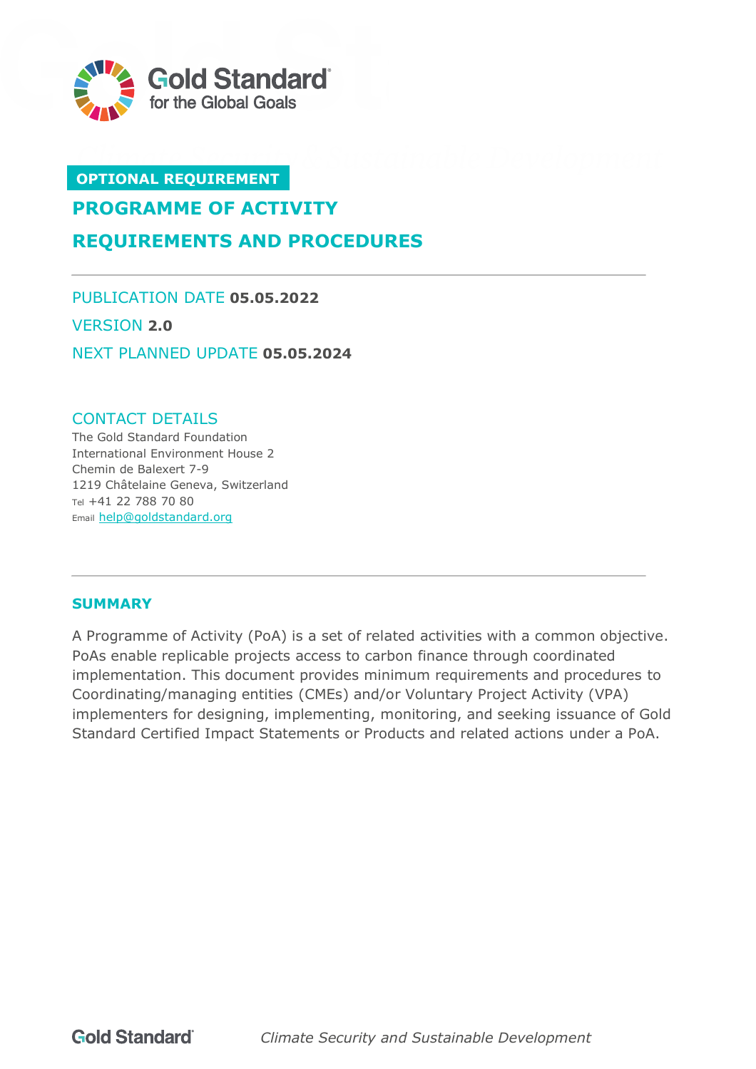**OPTIONAL REQUIREMENT**

# PROGRAMME OF ACTIVITY REQUIREMENTS AND PROCEDURES

PUBLICATION DATE **05.05.2022**

VERSION **2.0**

NEXT PLANNED UPDATE **05.05.2024**

## CONTACT DETAILS

The Gold Standard Foundation
International Environment House 2
Chemin de Balexert 7-9
1219 Châtelaine Geneva, Switzerland
Tel +41 22 788 70 80
Email help@goldstandard.org

## SUMMARY

A Programme of Activity (PoA) is a set of related activities with a common objective. PoAs enable replicable projects access to carbon finance through coordinated implementation. This document provides minimum requirements and procedures to Coordinating/managing entities (CMEs) and/or Voluntary Project Activity (VPA) implementers for designing, implementing, monitoring, and seeking issuance of Gold Standard Certified Impact Statements or Products and related actions under a PoA.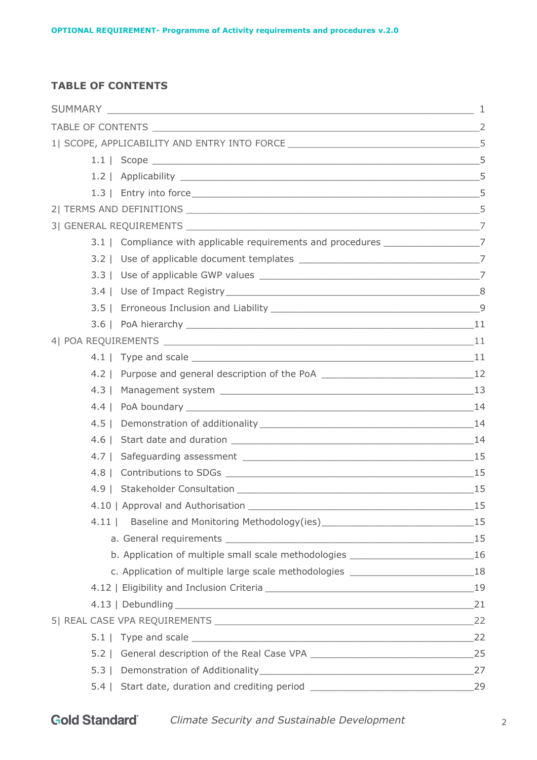**TABLE OF CONTENTS**

SUMMARY 1

TABLE OF CONTENTS 2

1| SCOPE, APPLICABILITY AND ENTRY INTO FORCE 5

- 1.1 | Scope 5
- 1.2 | Applicability 5
- 1.3 | Entry into force 5

2| TERMS AND DEFINITIONS 5

3| GENERAL REQUIREMENTS 7

- 3.1 | Compliance with applicable requirements and procedures 7
- 3.2 | Use of applicable document templates 7
- 3.3 | Use of applicable GWP values 7
- 3.4 | Use of Impact Registry 8
- 3.5 | Erroneous Inclusion and Liability 9
- 3.6 | PoA hierarchy 11

4| POA REQUIREMENTS 11

- 4.1 | Type and scale 11
- 4.2 | Purpose and general description of the PoA 12
- 4.3 | Management system 13
- 4.4 | PoA boundary 14
- 4.5 | Demonstration of additionality 14
- 4.6 | Start date and duration 14
- 4.7 | Safeguarding assessment 15
- 4.8 | Contributions to SDGs 15
- 4.9 | Stakeholder Consultation 15
- 4.10 | Approval and Authorisation 15
- 4.11 | Baseline and Monitoring Methodology(ies) 15
    - a. General requirements 15
    - b. Application of multiple small scale methodologies 16
    - c. Application of multiple large scale methodologies 18
- 4.12 | Eligibility and Inclusion Criteria 19
- 4.13 | Debundling 21

5| REAL CASE VPA REQUIREMENTS 22

- 5.1 | Type and scale 22
- 5.2 | General description of the Real Case VPA 25
- 5.3 | Demonstration of Additionality 27
- 5.4 | Start date, duration and crediting period 29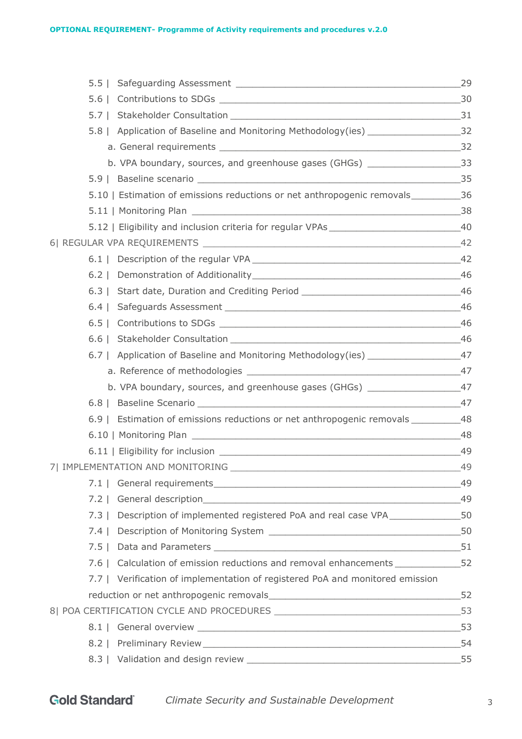5.5 | Safeguarding Assessment ______________________________________________29

5.6 | Contributions to SDGs _______________________________________________30

5.7 | Stakeholder Consultation _____________________________________________31

5.8 | Application of Baseline and Monitoring Methodology(ies) __________________32

a. General requirements _______________________________________________32

b. VPA boundary, sources, and greenhouse gases (GHGs) __________________33

5.9 | Baseline scenario ___________________________________________________35

5.10 | Estimation of emissions reductions or net anthropogenic removals__________36

5.11 | Monitoring Plan ___________________________________________________38

5.12 | Eligibility and inclusion criteria for regular VPAs _________________________40

6| REGULAR VPA REQUIREMENTS ___________________________________________42

6.1 | Description of the regular VPA ________________________________________42

6.2 | Demonstration of Additionality_________________________________________46

6.3 | Start date, Duration and Crediting Period _______________________________46

6.4 | Safeguards Assessment ______________________________________________46

6.5 | Contributions to SDGs _______________________________________________46

6.6 | Stakeholder Consultation _____________________________________________46

6.7 | Application of Baseline and Monitoring Methodology(ies) __________________47

a. Reference of methodologies ___________________________________________47

b. VPA boundary, sources, and greenhouse gases (GHGs) __________________47

6.8 | Baseline Scenario ___________________________________________________47

6.9 | Estimation of emissions reductions or net anthropogenic removals __________48

6.10 | Monitoring Plan ___________________________________________________48

6.11 | Eligibility for inclusion ______________________________________________49

7| IMPLEMENTATION AND MONITORING ____________________________________49

7.1 | General requirements_________________________________________________49

7.2 | General description___________________________________________________49

7.3 | Description of implemented registered PoA and real case VPA ______________50

7.4 | Description of Monitoring System _____________________________________50

7.5 | Data and Parameters _________________________________________________51

7.6 | Calculation of emission reductions and removal enhancements _____________52

7.7 | Verification of implementation of registered PoA and monitored emission reduction or net anthropogenic removals_______________________________________52

8| POA CERTIFICATION CYCLE AND PROCEDURES ____________________________53

8.1 | General overview ___________________________________________________53

8.2 | Preliminary Review___________________________________________________54

8.3 | Validation and design review __________________________________________55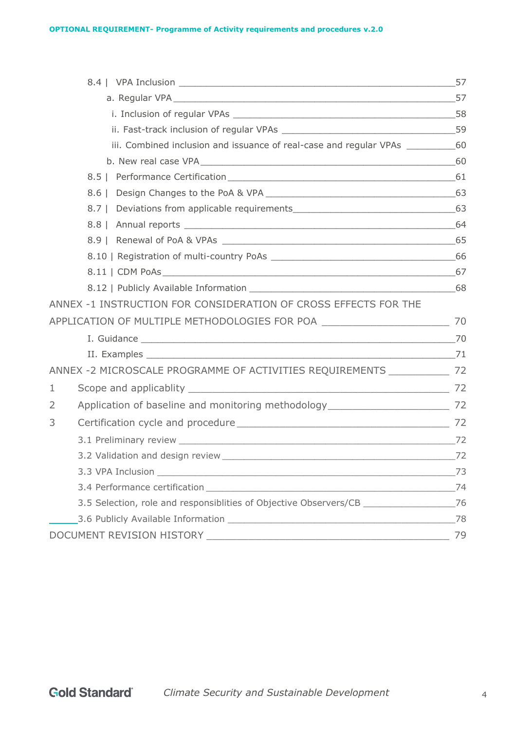8.4 | VPA Inclusion ____________________________________________________57

a. Regular VPA ____________________________________________________57

i. Inclusion of regular VPAs ____________________________________________58

ii. Fast-track inclusion of regular VPAs ___________________________________59

iii. Combined inclusion and issuance of real-case and regular VPAs _________60

b. New real case VPA ________________________________________________60

8.5 | Performance Certification ____________________________________________61

8.6 | Design Changes to the PoA & VPA ____________________________________63

8.7 | Deviations from applicable requirements_______________________________63

8.8 | Annual reports ____________________________________________________64

8.9 | Renewal of PoA & VPAs ____________________________________________65

8.10 | Registration of multi-country PoAs ___________________________________66

8.11 | CDM PoAs ______________________________________________________67

8.12 | Publicly Available Information _______________________________________68

ANNEX -1 INSTRUCTION FOR CONSIDERATION OF CROSS EFFECTS FOR THE APPLICATION OF MULTIPLE METHODOLOGIES FOR POA _______________________ 70

I. Guidance ______________________________________________________________70

II. Examples _____________________________________________________________71

ANNEX -2 MICROSCALE PROGRAMME OF ACTIVITIES REQUIREMENTS ___________ 72

1 Scope and applicablity ______________________________________________ 72

2 Application of baseline and monitoring methodology_______________________ 72

3 Certification cycle and procedure ______________________________________ 72

3.1 Preliminary review ______________________________________________________72

3.2 Validation and design review _____________________________________________72

3.3 VPA Inclusion _________________________________________________________73

3.4 Performance certification ________________________________________________74

3.5 Selection, role and responsiblities of Objective Observers/CB ___________________76

3.6 Publicly Available Information _____________________________________________78

DOCUMENT REVISION HISTORY ____________________________________________ 79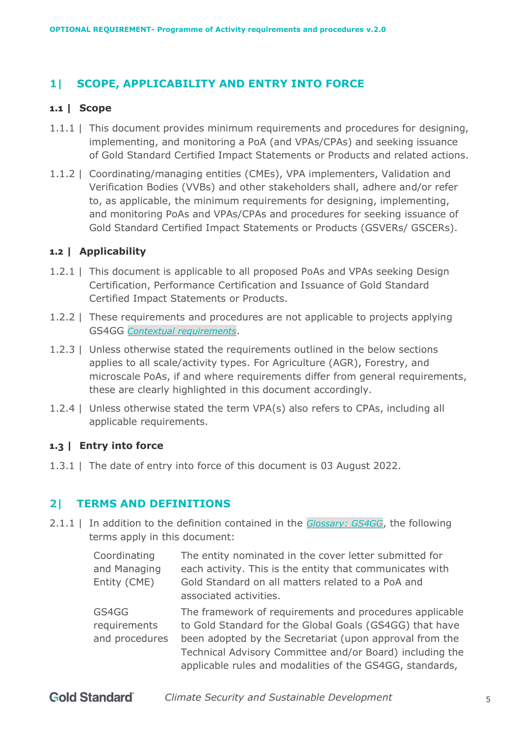## 1| SCOPE, APPLICABILITY AND ENTRY INTO FORCE

### 1.1 | Scope

1.1.1 | This document provides minimum requirements and procedures for designing, implementing, and monitoring a PoA (and VPAs/CPAs) and seeking issuance of Gold Standard Certified Impact Statements or Products and related actions.

1.1.2 | Coordinating/managing entities (CMEs), VPA implementers, Validation and Verification Bodies (VVBs) and other stakeholders shall, adhere and/or refer to, as applicable, the minimum requirements for designing, implementing, and monitoring PoAs and VPAs/CPAs and procedures for seeking issuance of Gold Standard Certified Impact Statements or Products (GSVERs/ GSCERs).

### 1.2 | Applicability

1.2.1 | This document is applicable to all proposed PoAs and VPAs seeking Design Certification, Performance Certification and Issuance of Gold Standard Certified Impact Statements or Products.

1.2.2 | These requirements and procedures are not applicable to projects applying GS4GG *Contextual requirements*.

1.2.3 | Unless otherwise stated the requirements outlined in the below sections applies to all scale/activity types. For Agriculture (AGR), Forestry, and microscale PoAs, if and where requirements differ from general requirements, these are clearly highlighted in this document accordingly.

1.2.4 | Unless otherwise stated the term VPA(s) also refers to CPAs, including all applicable requirements.

### 1.3 | Entry into force

1.3.1 | The date of entry into force of this document is 03 August 2022.

## 2| TERMS AND DEFINITIONS

2.1.1 | In addition to the definition contained in the *Glossary: GS4GG*, the following terms apply in this document:

| Term | Definition |
|---|---|
| Coordinating and Managing Entity (CME) | The entity nominated in the cover letter submitted for each activity. This is the entity that communicates with Gold Standard on all matters related to a PoA and associated activities. |
| GS4GG requirements and procedures | The framework of requirements and procedures applicable to Gold Standard for the Global Goals (GS4GG) that have been adopted by the Secretariat (upon approval from the Technical Advisory Committee and/or Board) including the applicable rules and modalities of the GS4GG, standards, |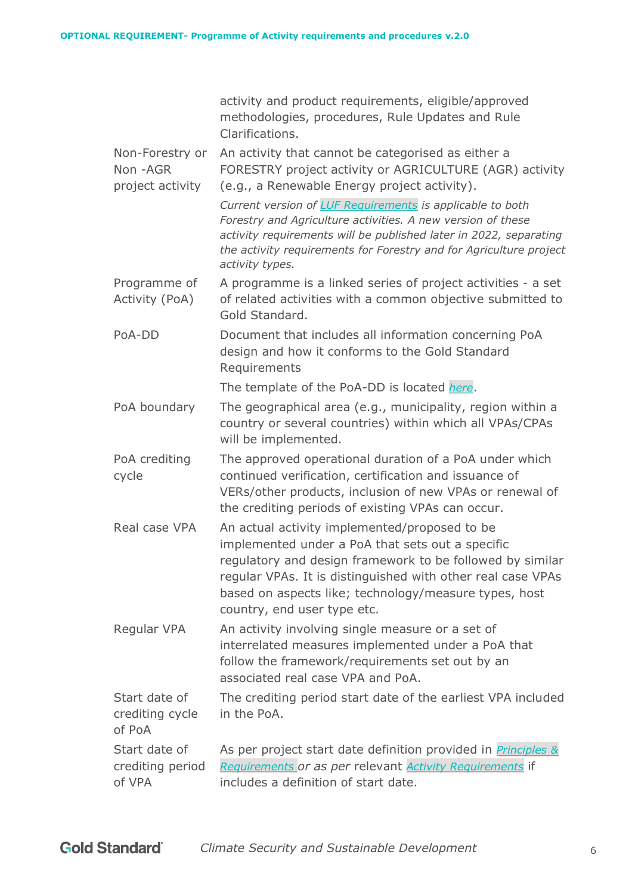| | |
|---|---|
| | activity and product requirements, eligible/approved methodologies, procedures, Rule Updates and Rule Clarifications. |
| Non-Forestry or Non -AGR project activity | An activity that cannot be categorised as either a FORESTRY project activity or AGRICULTURE (AGR) activity (e.g., a Renewable Energy project activity).<br>*Current version of [LUF Requirements](#) is applicable to both Forestry and Agriculture activities. A new version of these activity requirements will be published later in 2022, separating the activity requirements for Forestry and for Agriculture project activity types.* |
| Programme of Activity (PoA) | A programme is a linked series of project activities - a set of related activities with a common objective submitted to Gold Standard. |
| PoA-DD | Document that includes all information concerning PoA design and how it conforms to the Gold Standard Requirements<br>The template of the PoA-DD is located *[here](#)*. |
| PoA boundary | The geographical area (e.g., municipality, region within a country or several countries) within which all VPAs/CPAs will be implemented. |
| PoA crediting cycle | The approved operational duration of a PoA under which continued verification, certification and issuance of VERs/other products, inclusion of new VPAs or renewal of the crediting periods of existing VPAs can occur. |
| Real case VPA | An actual activity implemented/proposed to be implemented under a PoA that sets out a specific regulatory and design framework to be followed by similar regular VPAs. It is distinguished with other real case VPAs based on aspects like; technology/measure types, host country, end user type etc. |
| Regular VPA | An activity involving single measure or a set of interrelated measures implemented under a PoA that follow the framework/requirements set out by an associated real case VPA and PoA. |
| Start date of crediting cycle of PoA | The crediting period start date of the earliest VPA included in the PoA. |
| Start date of crediting period of VPA | As per project start date definition provided in *[Principles & Requirements](#) or as per* relevant *[Activity Requirements](#)* if includes a definition of start date. |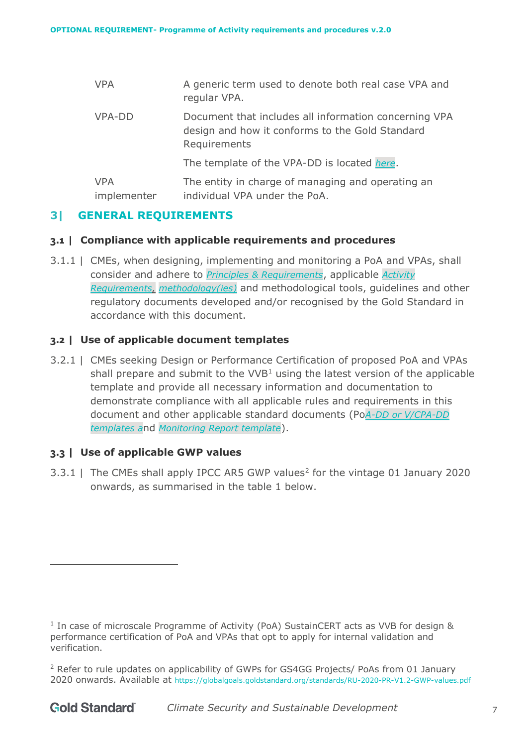| | |
|---|---|
| VPA | A generic term used to denote both real case VPA and regular VPA. |
| VPA-DD | Document that includes all information concerning VPA design and how it conforms to the Gold Standard Requirements<br><br>The template of the VPA-DD is located *here*. |
| VPA implementer | The entity in charge of managing and operating an individual VPA under the PoA. |

## 3| GENERAL REQUIREMENTS

### 3.1 | Compliance with applicable requirements and procedures

3.1.1 | CMEs, when designing, implementing and monitoring a PoA and VPAs, shall consider and adhere to *Principles & Requirements*, applicable *Activity Requirements*, *methodology(ies)* and methodological tools, guidelines and other regulatory documents developed and/or recognised by the Gold Standard in accordance with this document.

### 3.2 | Use of applicable document templates

3.2.1 | CMEs seeking Design or Performance Certification of proposed PoA and VPAs shall prepare and submit to the VVB[1] using the latest version of the applicable template and provide all necessary information and documentation to demonstrate compliance with all applicable rules and requirements in this document and other applicable standard documents (Po*A-DD or V/CPA-DD templates a*nd *Monitoring Report template*).

### 3.3 | Use of applicable GWP values

3.3.1 | The CMEs shall apply IPCC AR5 GWP values[2] for the vintage 01 January 2020 onwards, as summarised in the table 1 below.

---

[1] In case of microscale Programme of Activity (PoA) SustainCERT acts as VVB for design & performance certification of PoA and VPAs that opt to apply for internal validation and verification.

[2] Refer to rule updates on applicability of GWPs for GS4GG Projects/ PoAs from 01 January 2020 onwards. Available at https://globalgoals.goldstandard.org/standards/RU-2020-PR-V1.2-GWP-values.pdf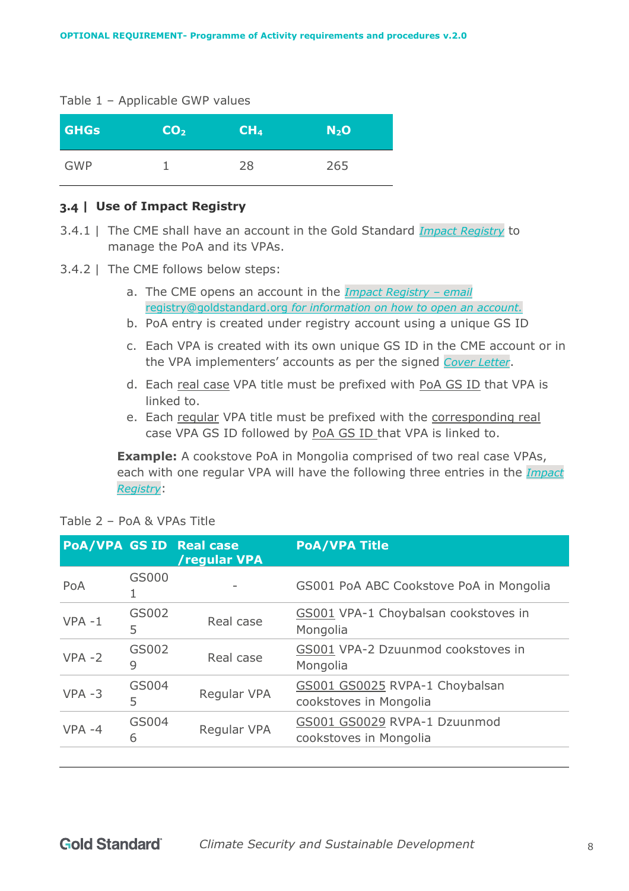Table 1 – Applicable GWP values

| GHGs | $CO_2$ | $CH_4$ | $N_2O$ |
|---|---|---|---|
| GWP | 1 | 28 | 265 |

### 3.4 | Use of Impact Registry

3.4.1 | The CME shall have an account in the Gold Standard *Impact Registry* to manage the PoA and its VPAs.

3.4.2 | The CME follows below steps:

a. The CME opens an account in the *Impact Registry – email registry@goldstandard.org for information on how to open an account.*
b. PoA entry is created under registry account using a unique GS ID
c. Each VPA is created with its own unique GS ID in the CME account or in the VPA implementers' accounts as per the signed *Cover Letter*.
d. Each real case VPA title must be prefixed with PoA GS ID that VPA is linked to.
e. Each regular VPA title must be prefixed with the corresponding real case VPA GS ID followed by PoA GS ID that VPA is linked to.

**Example:** A cookstove PoA in Mongolia comprised of two real case VPAs, each with one regular VPA will have the following three entries in the *Impact Registry*:

Table 2 – PoA & VPAs Title

| PoA/VPA | GS ID | Real case /regular VPA | PoA/VPA Title |
|---|---|---|---|
| PoA | GS0001 | - | GS001 PoA ABC Cookstove PoA in Mongolia |
| VPA -1 | GS0025 | Real case | GS001 VPA-1 Choybalsan cookstoves in Mongolia |
| VPA -2 | GS0029 | Real case | GS001 VPA-2 Dzuunmod cookstoves in Mongolia |
| VPA -3 | GS0045 | Regular VPA | GS001 GS0025 RVPA-1 Choybalsan cookstoves in Mongolia |
| VPA -4 | GS0046 | Regular VPA | GS001 GS0029 RVPA-1 Dzuunmod cookstoves in Mongolia |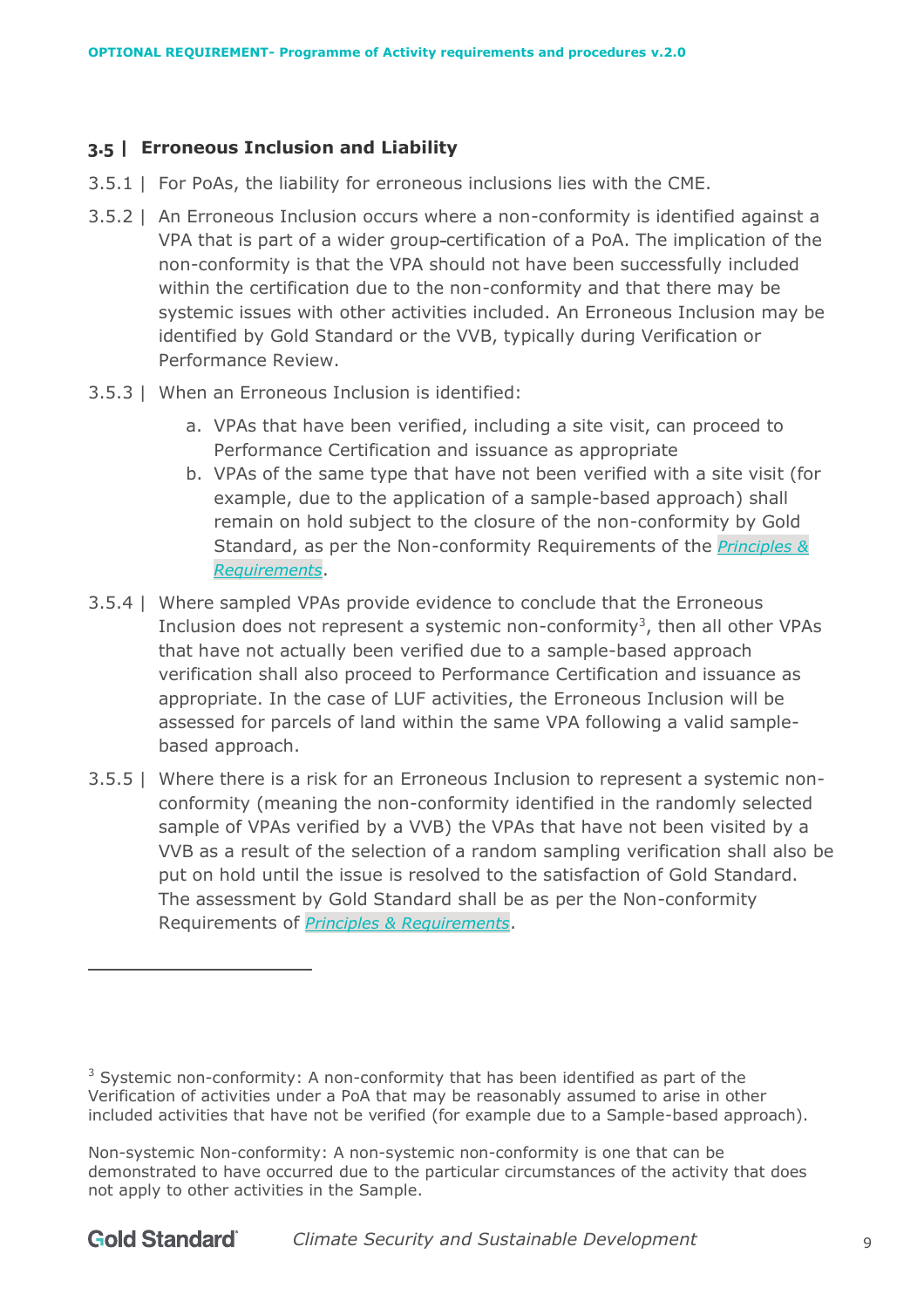### 3.5 | Erroneous Inclusion and Liability

3.5.1 | For PoAs, the liability for erroneous inclusions lies with the CME.

3.5.2 | An Erroneous Inclusion occurs where a non-conformity is identified against a VPA that is part of a wider group-certification of a PoA. The implication of the non-conformity is that the VPA should not have been successfully included within the certification due to the non-conformity and that there may be systemic issues with other activities included. An Erroneous Inclusion may be identified by Gold Standard or the VVB, typically during Verification or Performance Review.

3.5.3 | When an Erroneous Inclusion is identified:

a. VPAs that have been verified, including a site visit, can proceed to Performance Certification and issuance as appropriate
b. VPAs of the same type that have not been verified with a site visit (for example, due to the application of a sample-based approach) shall remain on hold subject to the closure of the non-conformity by Gold Standard, as per the Non-conformity Requirements of the *Principles & Requirements*.

3.5.4 | Where sampled VPAs provide evidence to conclude that the Erroneous Inclusion does not represent a systemic non-conformity[3], then all other VPAs that have not actually been verified due to a sample-based approach verification shall also proceed to Performance Certification and issuance as appropriate. In the case of LUF activities, the Erroneous Inclusion will be assessed for parcels of land within the same VPA following a valid sample-based approach.

3.5.5 | Where there is a risk for an Erroneous Inclusion to represent a systemic non-conformity (meaning the non-conformity identified in the randomly selected sample of VPAs verified by a VVB) the VPAs that have not been visited by a VVB as a result of the selection of a random sampling verification shall also be put on hold until the issue is resolved to the satisfaction of Gold Standard. The assessment by Gold Standard shall be as per the Non-conformity Requirements of *Principles & Requirements*.

---

[3] Systemic non-conformity: A non-conformity that has been identified as part of the Verification of activities under a PoA that may be reasonably assumed to arise in other included activities that have not be verified (for example due to a Sample-based approach).

Non-systemic Non-conformity: A non-systemic non-conformity is one that can be demonstrated to have occurred due to the particular circumstances of the activity that does not apply to other activities in the Sample.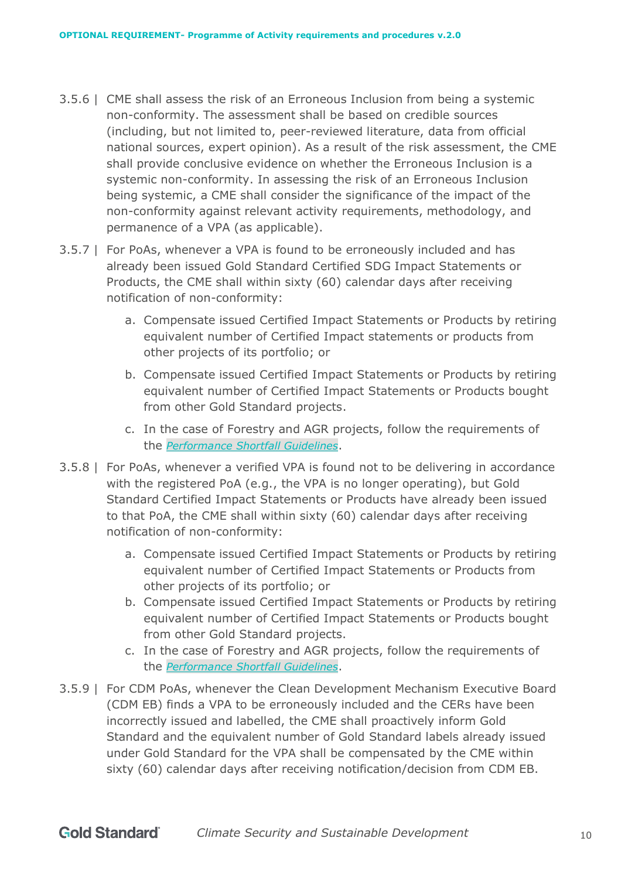3.5.6 | CME shall assess the risk of an Erroneous Inclusion from being a systemic non-conformity. The assessment shall be based on credible sources (including, but not limited to, peer-reviewed literature, data from official national sources, expert opinion). As a result of the risk assessment, the CME shall provide conclusive evidence on whether the Erroneous Inclusion is a systemic non-conformity. In assessing the risk of an Erroneous Inclusion being systemic, a CME shall consider the significance of the impact of the non-conformity against relevant activity requirements, methodology, and permanence of a VPA (as applicable).

3.5.7 | For PoAs, whenever a VPA is found to be erroneously included and has already been issued Gold Standard Certified SDG Impact Statements or Products, the CME shall within sixty (60) calendar days after receiving notification of non-conformity:

a. Compensate issued Certified Impact Statements or Products by retiring equivalent number of Certified Impact statements or products from other projects of its portfolio; or

b. Compensate issued Certified Impact Statements or Products by retiring equivalent number of Certified Impact Statements or Products bought from other Gold Standard projects.

c. In the case of Forestry and AGR projects, follow the requirements of the *Performance Shortfall Guidelines*.

3.5.8 | For PoAs, whenever a verified VPA is found not to be delivering in accordance with the registered PoA (e.g., the VPA is no longer operating), but Gold Standard Certified Impact Statements or Products have already been issued to that PoA, the CME shall within sixty (60) calendar days after receiving notification of non-conformity:

a. Compensate issued Certified Impact Statements or Products by retiring equivalent number of Certified Impact Statements or Products from other projects of its portfolio; or

b. Compensate issued Certified Impact Statements or Products by retiring equivalent number of Certified Impact Statements or Products bought from other Gold Standard projects.

c. In the case of Forestry and AGR projects, follow the requirements of the *Performance Shortfall Guidelines*.

3.5.9 | For CDM PoAs, whenever the Clean Development Mechanism Executive Board (CDM EB) finds a VPA to be erroneously included and the CERs have been incorrectly issued and labelled, the CME shall proactively inform Gold Standard and the equivalent number of Gold Standard labels already issued under Gold Standard for the VPA shall be compensated by the CME within sixty (60) calendar days after receiving notification/decision from CDM EB.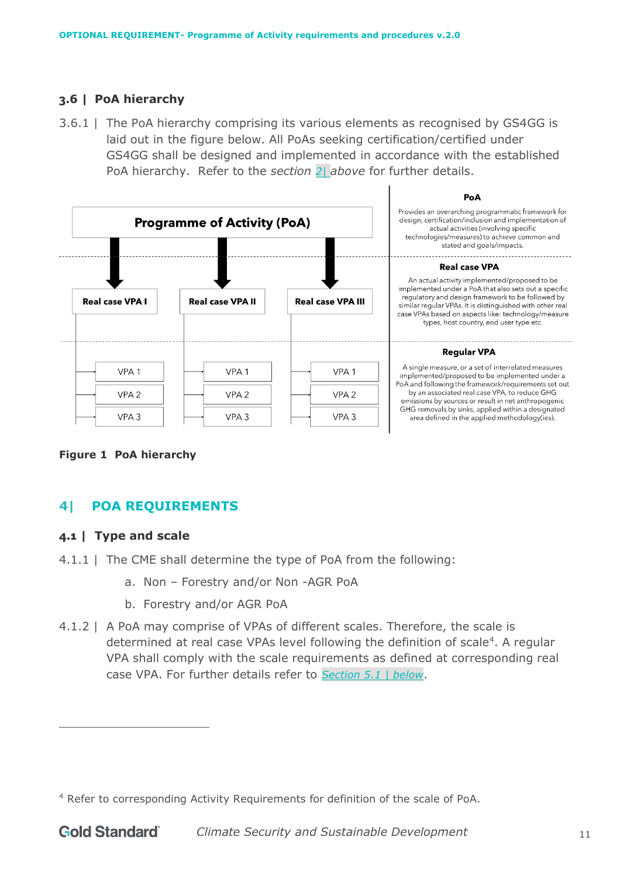### 3.6 | PoA hierarchy

3.6.1 | The PoA hierarchy comprising its various elements as recognised by GS4GG is laid out in the figure below. All PoAs seeking certification/certified under GS4GG shall be designed and implemented in accordance with the established PoA hierarchy. Refer to the *section* 2| *above* for further details.

**Programme of Activity (PoA)**

**Real case VPA I** — VPA 1, VPA 2, VPA 3

**Real case VPA II** — VPA 1, VPA 2, VPA 3

**Real case VPA III** — VPA 1, VPA 2, VPA 3

**PoA**

Provides an overarching programmatic framework for design, certification/inclusion and implementation of actual activities (involving specific technologies/measures) to achieve common and stated and goals/impacts.

**Real case VPA**

An actual activity implemented/proposed to be implemented under a PoA that also sets out a specific regulatory and design framework to be followed by similar regular VPAs. It is distinguished with other real case VPAs based on aspects like: technology/measure types, host country, end user type etc.

**Regular VPA**

A single measure, or a set of interrelated measures implemented/proposed to be implemented under a PoA and following the framework/requirements set out by an associated real case VPA, to reduce GHG emissions by sources or result in net anthropogenic GHG removals by sinks, applied within a designated area defined in the applied methodology(ies).

**Figure 1 PoA hierarchy**

## 4| POA REQUIREMENTS

### 4.1 | Type and scale

4.1.1 | The CME shall determine the type of PoA from the following:

a. Non – Forestry and/or Non -AGR PoA

b. Forestry and/or AGR PoA

4.1.2 | A PoA may comprise of VPAs of different scales. Therefore, the scale is determined at real case VPAs level following the definition of scale[4]. A regular VPA shall comply with the scale requirements as defined at corresponding real case VPA. For further details refer to *Section 5.1 | below*.

[4] Refer to corresponding Activity Requirements for definition of the scale of PoA.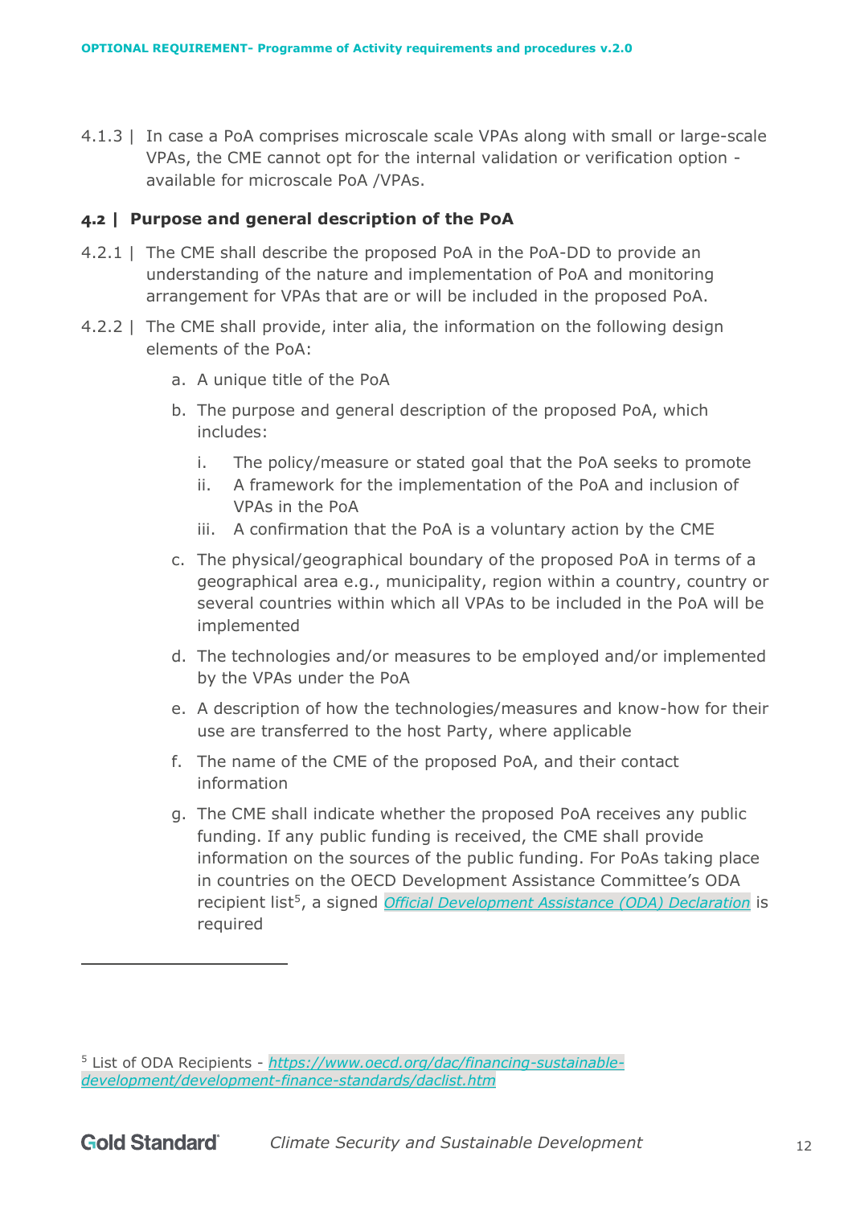4.1.3 | In case a PoA comprises microscale scale VPAs along with small or large-scale VPAs, the CME cannot opt for the internal validation or verification option - available for microscale PoA /VPAs.

### 4.2 | Purpose and general description of the PoA

4.2.1 | The CME shall describe the proposed PoA in the PoA-DD to provide an understanding of the nature and implementation of PoA and monitoring arrangement for VPAs that are or will be included in the proposed PoA.

4.2.2 | The CME shall provide, inter alia, the information on the following design elements of the PoA:

a. A unique title of the PoA

b. The purpose and general description of the proposed PoA, which includes:

   i. The policy/measure or stated goal that the PoA seeks to promote
   
   ii. A framework for the implementation of the PoA and inclusion of VPAs in the PoA
   
   iii. A confirmation that the PoA is a voluntary action by the CME

c. The physical/geographical boundary of the proposed PoA in terms of a geographical area e.g., municipality, region within a country, country or several countries within which all VPAs to be included in the PoA will be implemented

d. The technologies and/or measures to be employed and/or implemented by the VPAs under the PoA

e. A description of how the technologies/measures and know-how for their use are transferred to the host Party, where applicable

f. The name of the CME of the proposed PoA, and their contact information

g. The CME shall indicate whether the proposed PoA receives any public funding. If any public funding is received, the CME shall provide information on the sources of the public funding. For PoAs taking place in countries on the OECD Development Assistance Committee's ODA recipient list[5], a signed *Official Development Assistance (ODA) Declaration* is required

---

[5] List of ODA Recipients - *https://www.oecd.org/dac/financing-sustainable-development/development-finance-standards/daclist.htm*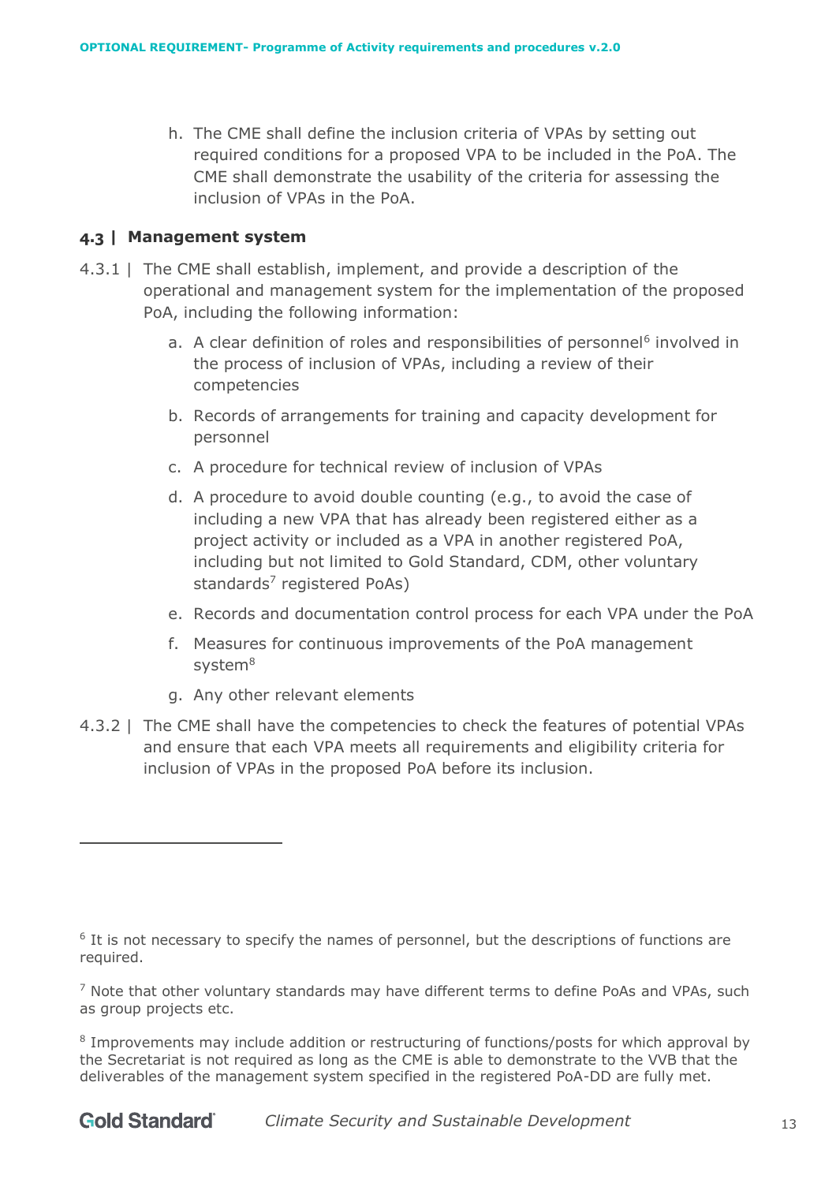h. The CME shall define the inclusion criteria of VPAs by setting out required conditions for a proposed VPA to be included in the PoA. The CME shall demonstrate the usability of the criteria for assessing the inclusion of VPAs in the PoA.

## 4.3 | Management system

4.3.1 | The CME shall establish, implement, and provide a description of the operational and management system for the implementation of the proposed PoA, including the following information:

a. A clear definition of roles and responsibilities of personnel[6] involved in the process of inclusion of VPAs, including a review of their competencies

b. Records of arrangements for training and capacity development for personnel

c. A procedure for technical review of inclusion of VPAs

d. A procedure to avoid double counting (e.g., to avoid the case of including a new VPA that has already been registered either as a project activity or included as a VPA in another registered PoA, including but not limited to Gold Standard, CDM, other voluntary standards[7] registered PoAs)

e. Records and documentation control process for each VPA under the PoA

f. Measures for continuous improvements of the PoA management system[8]

g. Any other relevant elements

4.3.2 | The CME shall have the competencies to check the features of potential VPAs and ensure that each VPA meets all requirements and eligibility criteria for inclusion of VPAs in the proposed PoA before its inclusion.

---

[6] It is not necessary to specify the names of personnel, but the descriptions of functions are required.

[7] Note that other voluntary standards may have different terms to define PoAs and VPAs, such as group projects etc.

[8] Improvements may include addition or restructuring of functions/posts for which approval by the Secretariat is not required as long as the CME is able to demonstrate to the VVB that the deliverables of the management system specified in the registered PoA-DD are fully met.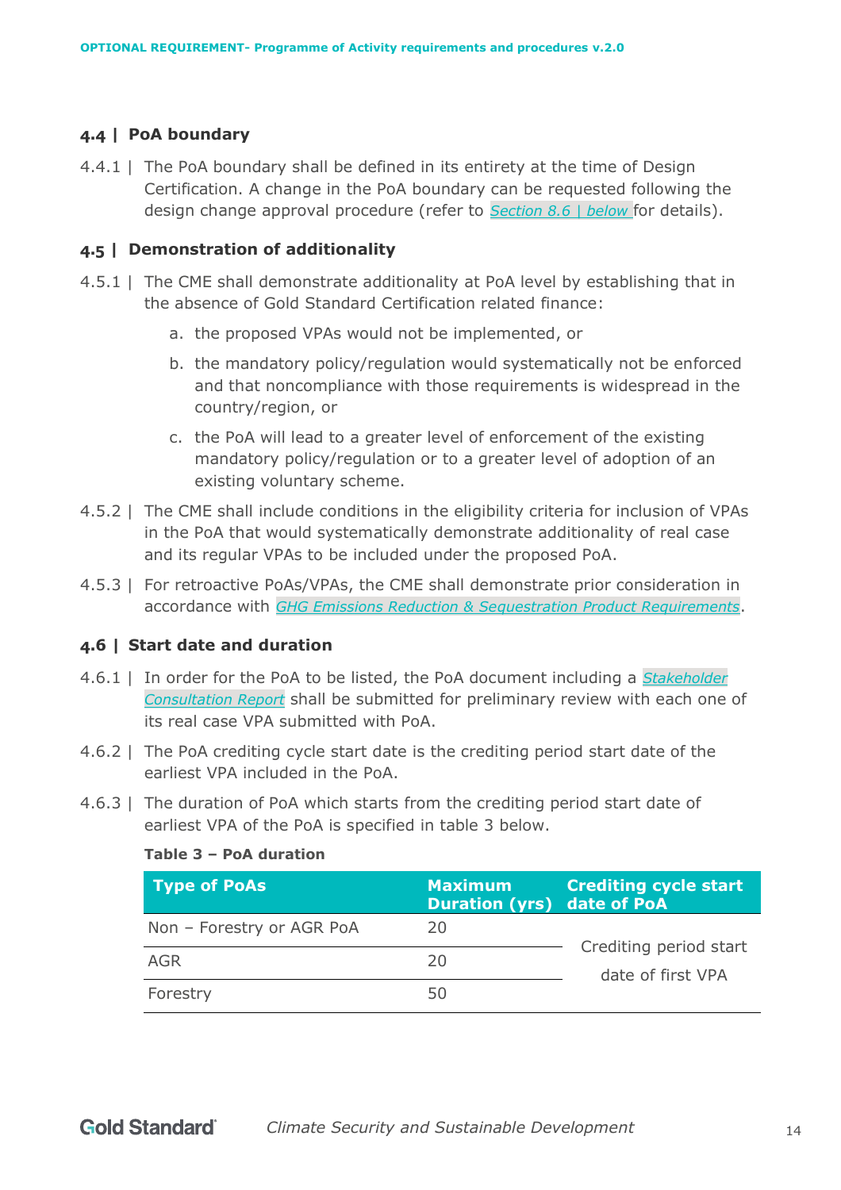## 4.4 | PoA boundary

4.4.1 | The PoA boundary shall be defined in its entirety at the time of Design Certification. A change in the PoA boundary can be requested following the design change approval procedure (refer to *Section 8.6 | below* for details).

## 4.5 | Demonstration of additionality

4.5.1 | The CME shall demonstrate additionality at PoA level by establishing that in the absence of Gold Standard Certification related finance:

a. the proposed VPAs would not be implemented, or

b. the mandatory policy/regulation would systematically not be enforced and that noncompliance with those requirements is widespread in the country/region, or

c. the PoA will lead to a greater level of enforcement of the existing mandatory policy/regulation or to a greater level of adoption of an existing voluntary scheme.

4.5.2 | The CME shall include conditions in the eligibility criteria for inclusion of VPAs in the PoA that would systematically demonstrate additionality of real case and its regular VPAs to be included under the proposed PoA.

4.5.3 | For retroactive PoAs/VPAs, the CME shall demonstrate prior consideration in accordance with *GHG Emissions Reduction & Sequestration Product Requirements*.

## 4.6 | Start date and duration

4.6.1 | In order for the PoA to be listed, the PoA document including a *Stakeholder Consultation Report* shall be submitted for preliminary review with each one of its real case VPA submitted with PoA.

4.6.2 | The PoA crediting cycle start date is the crediting period start date of the earliest VPA included in the PoA.

4.6.3 | The duration of PoA which starts from the crediting period start date of earliest VPA of the PoA is specified in table 3 below.

**Table 3 – PoA duration**

| Type of PoAs | Maximum Duration (yrs) | Crediting cycle start date of PoA |
|---|---|---|
| Non – Forestry or AGR PoA | 20 | Crediting period start date of first VPA |
| AGR | 20 | |
| Forestry | 50 | |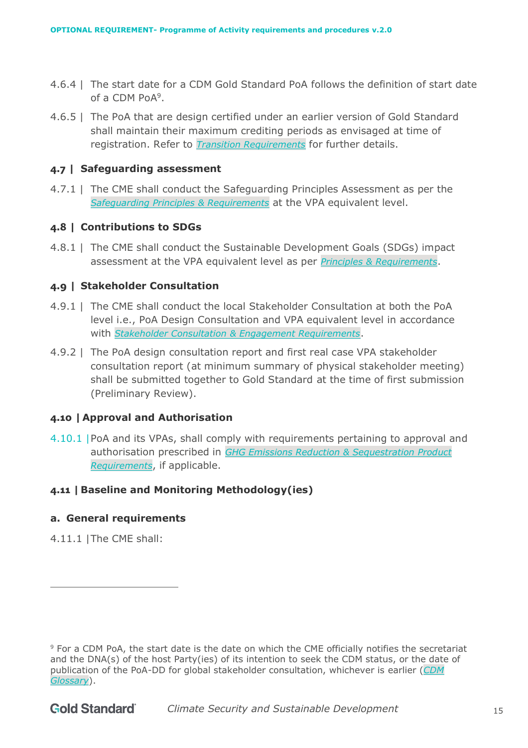4.6.4 | The start date for a CDM Gold Standard PoA follows the definition of start date of a CDM PoA[9].

4.6.5 | The PoA that are design certified under an earlier version of Gold Standard shall maintain their maximum crediting periods as envisaged at time of registration. Refer to *Transition Requirements* for further details.

### 4.7 | Safeguarding assessment

4.7.1 | The CME shall conduct the Safeguarding Principles Assessment as per the *Safeguarding Principles & Requirements* at the VPA equivalent level.

### 4.8 | Contributions to SDGs

4.8.1 | The CME shall conduct the Sustainable Development Goals (SDGs) impact assessment at the VPA equivalent level as per *Principles & Requirements*.

### 4.9 | Stakeholder Consultation

4.9.1 | The CME shall conduct the local Stakeholder Consultation at both the PoA level i.e., PoA Design Consultation and VPA equivalent level in accordance with *Stakeholder Consultation & Engagement Requirements*.

4.9.2 | The PoA design consultation report and first real case VPA stakeholder consultation report (at minimum summary of physical stakeholder meeting) shall be submitted together to Gold Standard at the time of first submission (Preliminary Review).

### 4.10 | Approval and Authorisation

4.10.1 | PoA and its VPAs, shall comply with requirements pertaining to approval and authorisation prescribed in *GHG Emissions Reduction & Sequestration Product Requirements*, if applicable.

### 4.11 | Baseline and Monitoring Methodology(ies)

#### a. General requirements

4.11.1 | The CME shall:

---

[9] For a CDM PoA, the start date is the date on which the CME officially notifies the secretariat and the DNA(s) of the host Party(ies) of its intention to seek the CDM status, or the date of publication of the PoA-DD for global stakeholder consultation, whichever is earlier (*CDM Glossary*).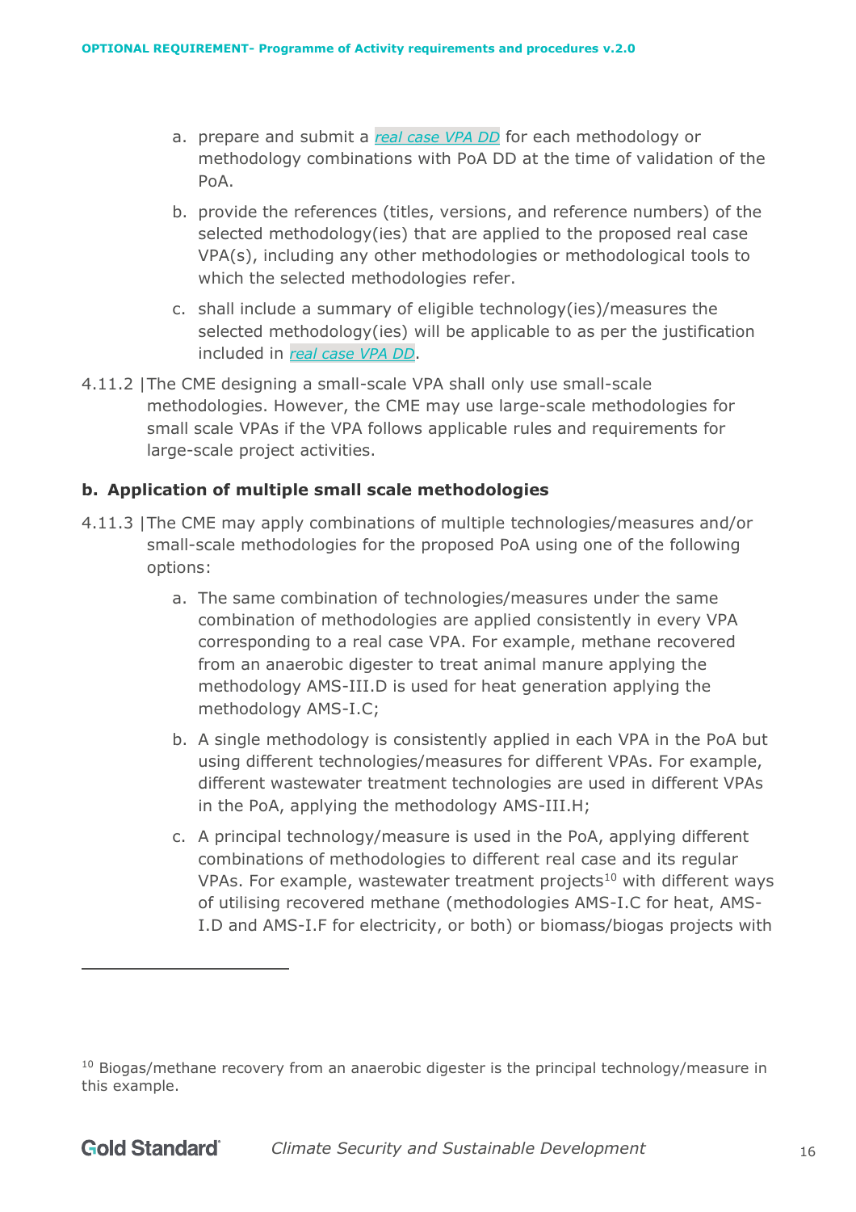a. prepare and submit a *real case VPA DD* for each methodology or methodology combinations with PoA DD at the time of validation of the PoA.

b. provide the references (titles, versions, and reference numbers) of the selected methodology(ies) that are applied to the proposed real case VPA(s), including any other methodologies or methodological tools to which the selected methodologies refer.

c. shall include a summary of eligible technology(ies)/measures the selected methodology(ies) will be applicable to as per the justification included in *real case VPA DD*.

4.11.2 | The CME designing a small-scale VPA shall only use small-scale methodologies. However, the CME may use large-scale methodologies for small scale VPAs if the VPA follows applicable rules and requirements for large-scale project activities.

**b. Application of multiple small scale methodologies**

4.11.3 | The CME may apply combinations of multiple technologies/measures and/or small-scale methodologies for the proposed PoA using one of the following options:

a. The same combination of technologies/measures under the same combination of methodologies are applied consistently in every VPA corresponding to a real case VPA. For example, methane recovered from an anaerobic digester to treat animal manure applying the methodology AMS-III.D is used for heat generation applying the methodology AMS-I.C;

b. A single methodology is consistently applied in each VPA in the PoA but using different technologies/measures for different VPAs. For example, different wastewater treatment technologies are used in different VPAs in the PoA, applying the methodology AMS-III.H;

c. A principal technology/measure is used in the PoA, applying different combinations of methodologies to different real case and its regular VPAs. For example, wastewater treatment projects[10] with different ways of utilising recovered methane (methodologies AMS-I.C for heat, AMS-I.D and AMS-I.F for electricity, or both) or biomass/biogas projects with

[10] Biogas/methane recovery from an anaerobic digester is the principal technology/measure in this example.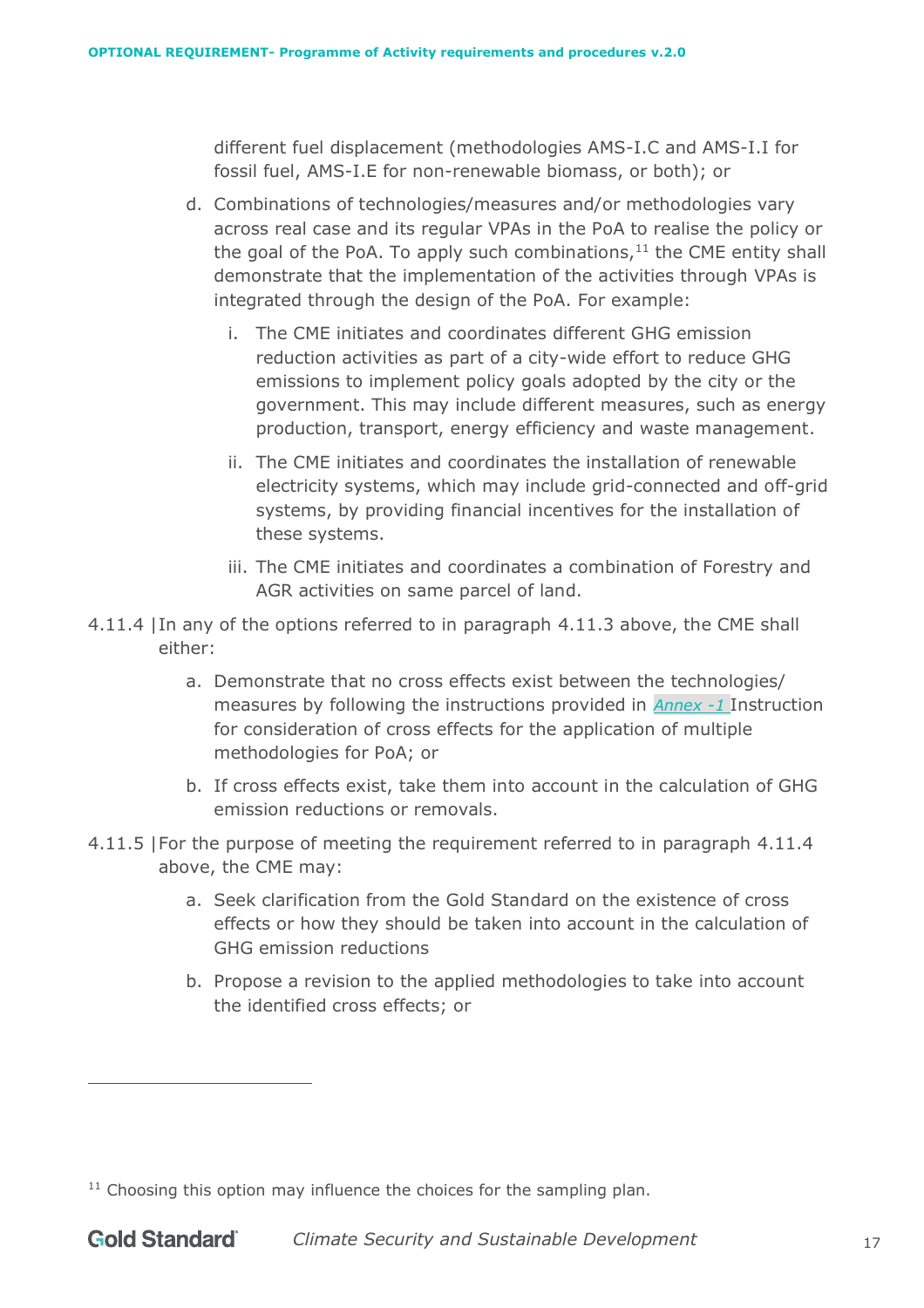different fuel displacement (methodologies AMS-I.C and AMS-I.I for fossil fuel, AMS-I.E for non-renewable biomass, or both); or

d. Combinations of technologies/measures and/or methodologies vary across real case and its regular VPAs in the PoA to realise the policy or the goal of the PoA. To apply such combinations,[11] the CME entity shall demonstrate that the implementation of the activities through VPAs is integrated through the design of the PoA. For example:

   i. The CME initiates and coordinates different GHG emission reduction activities as part of a city-wide effort to reduce GHG emissions to implement policy goals adopted by the city or the government. This may include different measures, such as energy production, transport, energy efficiency and waste management.

   ii. The CME initiates and coordinates the installation of renewable electricity systems, which may include grid-connected and off-grid systems, by providing financial incentives for the installation of these systems.

   iii. The CME initiates and coordinates a combination of Forestry and AGR activities on same parcel of land.

4.11.4 | In any of the options referred to in paragraph 4.11.3 above, the CME shall either:

a. Demonstrate that no cross effects exist between the technologies/ measures by following the instructions provided in *Annex -1* Instruction for consideration of cross effects for the application of multiple methodologies for PoA; or

b. If cross effects exist, take them into account in the calculation of GHG emission reductions or removals.

4.11.5 | For the purpose of meeting the requirement referred to in paragraph 4.11.4 above, the CME may:

a. Seek clarification from the Gold Standard on the existence of cross effects or how they should be taken into account in the calculation of GHG emission reductions

b. Propose a revision to the applied methodologies to take into account the identified cross effects; or

---

[11] Choosing this option may influence the choices for the sampling plan.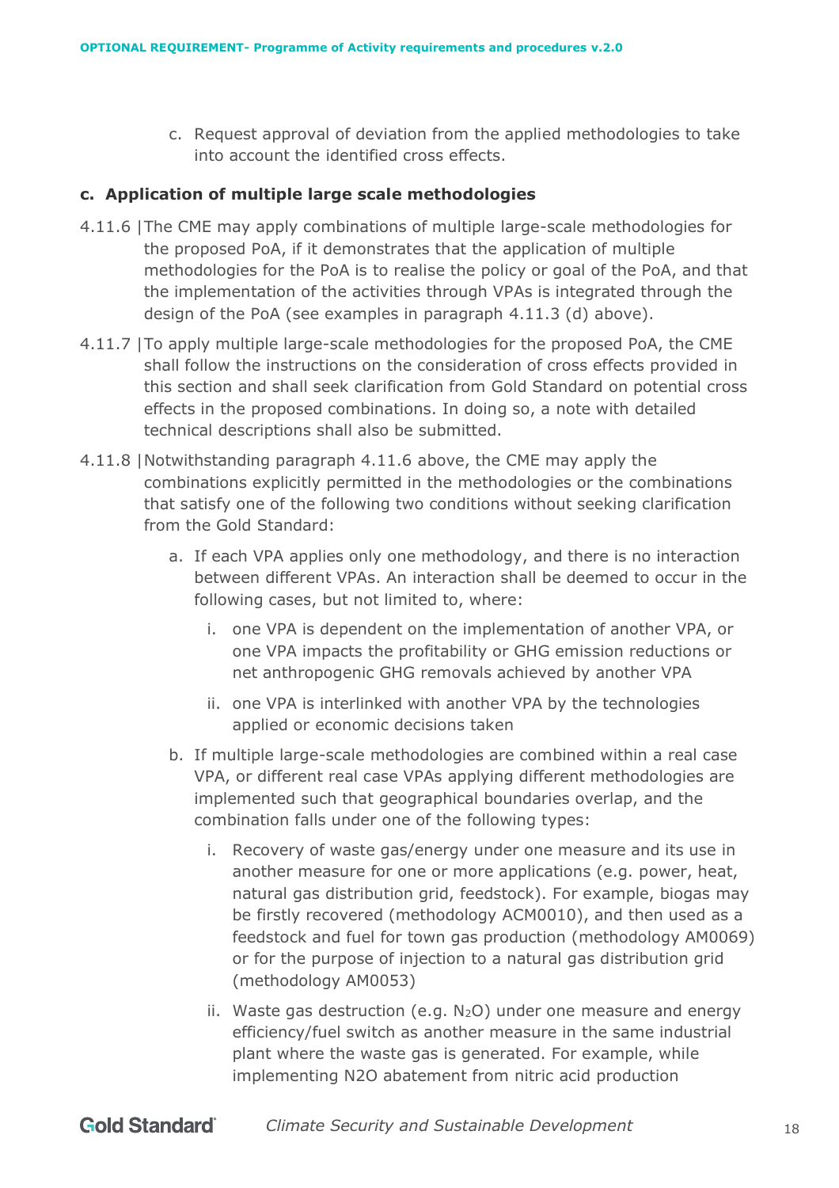c. Request approval of deviation from the applied methodologies to take into account the identified cross effects.

**c. Application of multiple large scale methodologies**

4.11.6 | The CME may apply combinations of multiple large-scale methodologies for the proposed PoA, if it demonstrates that the application of multiple methodologies for the PoA is to realise the policy or goal of the PoA, and that the implementation of the activities through VPAs is integrated through the design of the PoA (see examples in paragraph 4.11.3 (d) above).

4.11.7 | To apply multiple large-scale methodologies for the proposed PoA, the CME shall follow the instructions on the consideration of cross effects provided in this section and shall seek clarification from Gold Standard on potential cross effects in the proposed combinations. In doing so, a note with detailed technical descriptions shall also be submitted.

4.11.8 | Notwithstanding paragraph 4.11.6 above, the CME may apply the combinations explicitly permitted in the methodologies or the combinations that satisfy one of the following two conditions without seeking clarification from the Gold Standard:

a. If each VPA applies only one methodology, and there is no interaction between different VPAs. An interaction shall be deemed to occur in the following cases, but not limited to, where:

   i. one VPA is dependent on the implementation of another VPA, or one VPA impacts the profitability or GHG emission reductions or net anthropogenic GHG removals achieved by another VPA

   ii. one VPA is interlinked with another VPA by the technologies applied or economic decisions taken

b. If multiple large-scale methodologies are combined within a real case VPA, or different real case VPAs applying different methodologies are implemented such that geographical boundaries overlap, and the combination falls under one of the following types:

   i. Recovery of waste gas/energy under one measure and its use in another measure for one or more applications (e.g. power, heat, natural gas distribution grid, feedstock). For example, biogas may be firstly recovered (methodology ACM0010), and then used as a feedstock and fuel for town gas production (methodology AM0069) or for the purpose of injection to a natural gas distribution grid (methodology AM0053)

   ii. Waste gas destruction (e.g. $N_2O$) under one measure and energy efficiency/fuel switch as another measure in the same industrial plant where the waste gas is generated. For example, while implementing N2O abatement from nitric acid production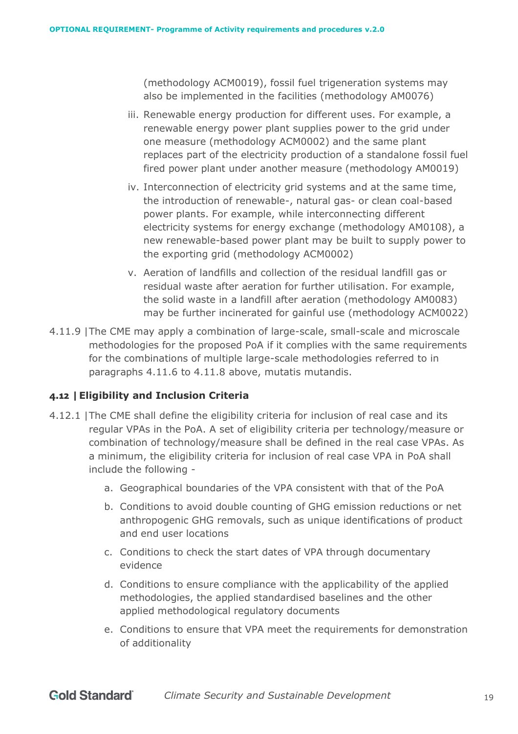(methodology ACM0019), fossil fuel trigeneration systems may also be implemented in the facilities (methodology AM0076)

iii. Renewable energy production for different uses. For example, a renewable energy power plant supplies power to the grid under one measure (methodology ACM0002) and the same plant replaces part of the electricity production of a standalone fossil fuel fired power plant under another measure (methodology AM0019)

iv. Interconnection of electricity grid systems and at the same time, the introduction of renewable-, natural gas- or clean coal-based power plants. For example, while interconnecting different electricity systems for energy exchange (methodology AM0108), a new renewable-based power plant may be built to supply power to the exporting grid (methodology ACM0002)

v. Aeration of landfills and collection of the residual landfill gas or residual waste after aeration for further utilisation. For example, the solid waste in a landfill after aeration (methodology AM0083) may be further incinerated for gainful use (methodology ACM0022)

4.11.9 | The CME may apply a combination of large-scale, small-scale and microscale methodologies for the proposed PoA if it complies with the same requirements for the combinations of multiple large-scale methodologies referred to in paragraphs 4.11.6 to 4.11.8 above, mutatis mutandis.

### 4.12 | Eligibility and Inclusion Criteria

4.12.1 | The CME shall define the eligibility criteria for inclusion of real case and its regular VPAs in the PoA. A set of eligibility criteria per technology/measure or combination of technology/measure shall be defined in the real case VPAs. As a minimum, the eligibility criteria for inclusion of real case VPA in PoA shall include the following -

a. Geographical boundaries of the VPA consistent with that of the PoA

b. Conditions to avoid double counting of GHG emission reductions or net anthropogenic GHG removals, such as unique identifications of product and end user locations

c. Conditions to check the start dates of VPA through documentary evidence

d. Conditions to ensure compliance with the applicability of the applied methodologies, the applied standardised baselines and the other applied methodological regulatory documents

e. Conditions to ensure that VPA meet the requirements for demonstration of additionality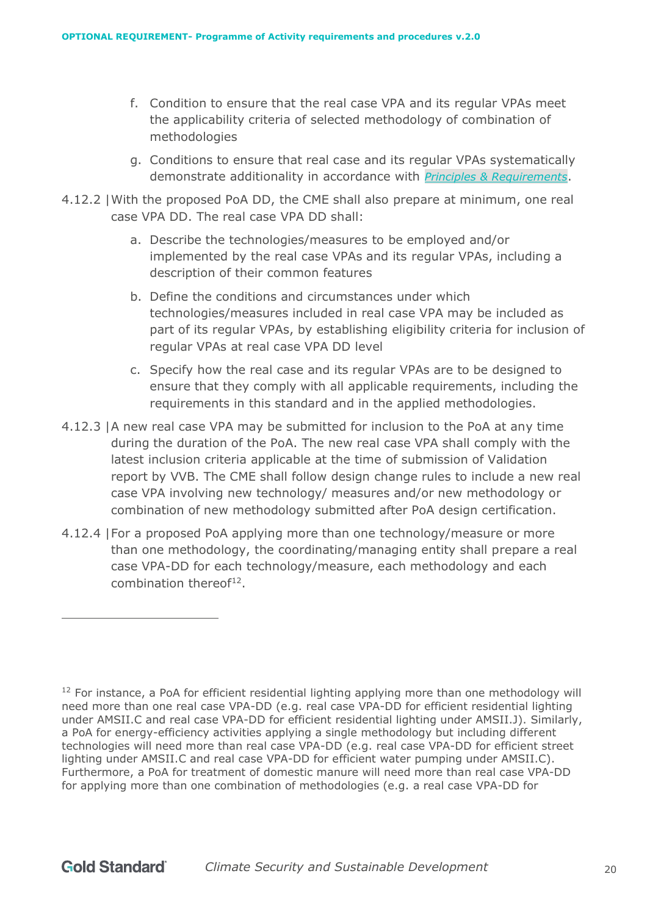f. Condition to ensure that the real case VPA and its regular VPAs meet the applicability criteria of selected methodology of combination of methodologies

g. Conditions to ensure that real case and its regular VPAs systematically demonstrate additionality in accordance with *Principles & Requirements*.

4.12.2 | With the proposed PoA DD, the CME shall also prepare at minimum, one real case VPA DD. The real case VPA DD shall:

a. Describe the technologies/measures to be employed and/or implemented by the real case VPAs and its regular VPAs, including a description of their common features

b. Define the conditions and circumstances under which technologies/measures included in real case VPA may be included as part of its regular VPAs, by establishing eligibility criteria for inclusion of regular VPAs at real case VPA DD level

c. Specify how the real case and its regular VPAs are to be designed to ensure that they comply with all applicable requirements, including the requirements in this standard and in the applied methodologies.

4.12.3 | A new real case VPA may be submitted for inclusion to the PoA at any time during the duration of the PoA. The new real case VPA shall comply with the latest inclusion criteria applicable at the time of submission of Validation report by VVB. The CME shall follow design change rules to include a new real case VPA involving new technology/ measures and/or new methodology or combination of new methodology submitted after PoA design certification.

4.12.4 | For a proposed PoA applying more than one technology/measure or more than one methodology, the coordinating/managing entity shall prepare a real case VPA-DD for each technology/measure, each methodology and each combination thereof[12].

---

[12] For instance, a PoA for efficient residential lighting applying more than one methodology will need more than one real case VPA-DD (e.g. real case VPA-DD for efficient residential lighting under AMSII.C and real case VPA-DD for efficient residential lighting under AMSII.J). Similarly, a PoA for energy-efficiency activities applying a single methodology but including different technologies will need more than real case VPA-DD (e.g. real case VPA-DD for efficient street lighting under AMSII.C and real case VPA-DD for efficient water pumping under AMSII.C). Furthermore, a PoA for treatment of domestic manure will need more than real case VPA-DD for applying more than one combination of methodologies (e.g. a real case VPA-DD for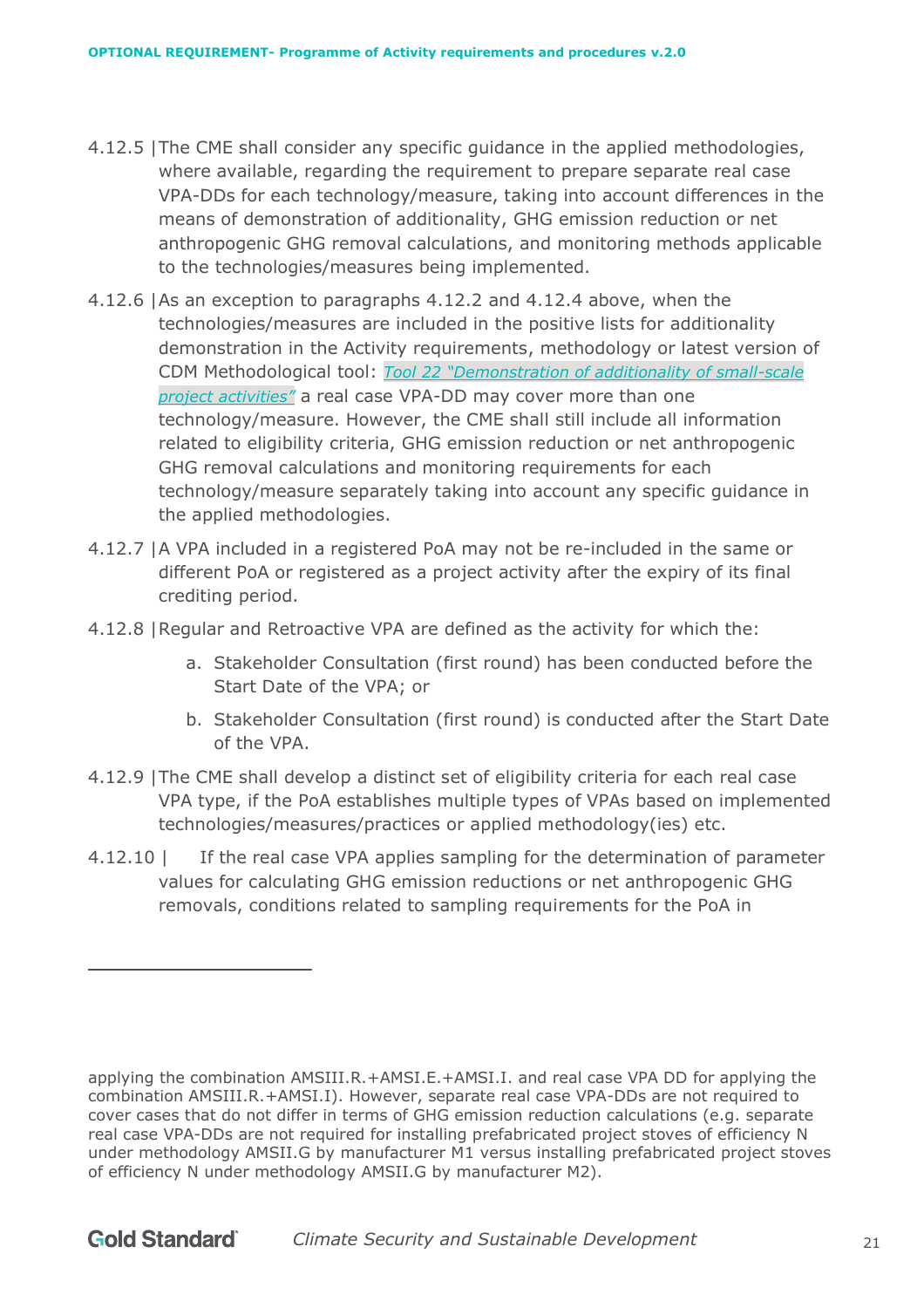4.12.5 | The CME shall consider any specific guidance in the applied methodologies, where available, regarding the requirement to prepare separate real case VPA-DDs for each technology/measure, taking into account differences in the means of demonstration of additionality, GHG emission reduction or net anthropogenic GHG removal calculations, and monitoring methods applicable to the technologies/measures being implemented.

4.12.6 | As an exception to paragraphs 4.12.2 and 4.12.4 above, when the technologies/measures are included in the positive lists for additionality demonstration in the Activity requirements, methodology or latest version of CDM Methodological tool: [*Tool 22 "Demonstration of additionality of small-scale project activities"*] a real case VPA-DD may cover more than one technology/measure. However, the CME shall still include all information related to eligibility criteria, GHG emission reduction or net anthropogenic GHG removal calculations and monitoring requirements for each technology/measure separately taking into account any specific guidance in the applied methodologies.

4.12.7 | A VPA included in a registered PoA may not be re-included in the same or different PoA or registered as a project activity after the expiry of its final crediting period.

4.12.8 | Regular and Retroactive VPA are defined as the activity for which the:

a. Stakeholder Consultation (first round) has been conducted before the Start Date of the VPA; or

b. Stakeholder Consultation (first round) is conducted after the Start Date of the VPA.

4.12.9 | The CME shall develop a distinct set of eligibility criteria for each real case VPA type, if the PoA establishes multiple types of VPAs based on implemented technologies/measures/practices or applied methodology(ies) etc.

4.12.10 | If the real case VPA applies sampling for the determination of parameter values for calculating GHG emission reductions or net anthropogenic GHG removals, conditions related to sampling requirements for the PoA in

---

applying the combination AMSIII.R.+AMSI.E.+AMSI.I. and real case VPA DD for applying the combination AMSIII.R.+AMSI.I). However, separate real case VPA-DDs are not required to cover cases that do not differ in terms of GHG emission reduction calculations (e.g. separate real case VPA-DDs are not required for installing prefabricated project stoves of efficiency N under methodology AMSII.G by manufacturer M1 versus installing prefabricated project stoves of efficiency N under methodology AMSII.G by manufacturer M2).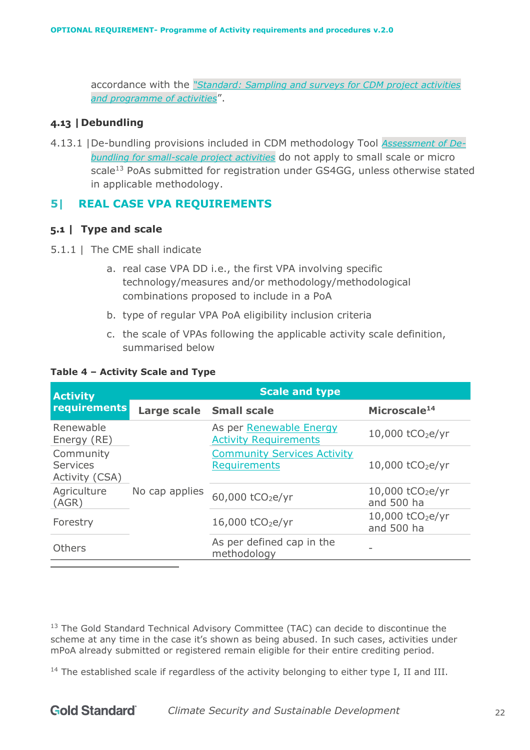accordance with the "*Standard: Sampling and surveys for CDM project activities and programme of activities*".

### 4.13 | Debundling

4.13.1 | De-bundling provisions included in CDM methodology Tool *Assessment of De-bundling for small-scale project activities* do not apply to small scale or micro scale[13] PoAs submitted for registration under GS4GG, unless otherwise stated in applicable methodology.

## 5| REAL CASE VPA REQUIREMENTS

### 5.1 | Type and scale

5.1.1 | The CME shall indicate

a. real case VPA DD i.e., the first VPA involving specific technology/measures and/or methodology/methodological combinations proposed to include in a PoA

b. type of regular VPA PoA eligibility inclusion criteria

c. the scale of VPAs following the applicable activity scale definition, summarised below

**Table 4 – Activity Scale and Type**

| Activity requirements | Scale and type | | |
|---|---|---|---|
| | Large scale | Small scale | Microscale[14] |
| Renewable Energy (RE) | No cap applies | As per Renewable Energy Activity Requirements | 10,000 $tCO_2e/yr$ |
| Community Services Activity (CSA) | No cap applies | Community Services Activity Requirements | 10,000 $tCO_2e/yr$ |
| Agriculture (AGR) | No cap applies | 60,000 $tCO_2e/yr$ | 10,000 $tCO_2e/yr$ and 500 ha |
| Forestry | No cap applies | 16,000 $tCO_2e/yr$ | 10,000 $tCO_2e/yr$ and 500 ha |
| Others | No cap applies | As per defined cap in the methodology | - |

[13] The Gold Standard Technical Advisory Committee (TAC) can decide to discontinue the scheme at any time in the case it's shown as being abused. In such cases, activities under mPoA already submitted or registered remain eligible for their entire crediting period.

[14] The established scale if regardless of the activity belonging to either type I, II and III.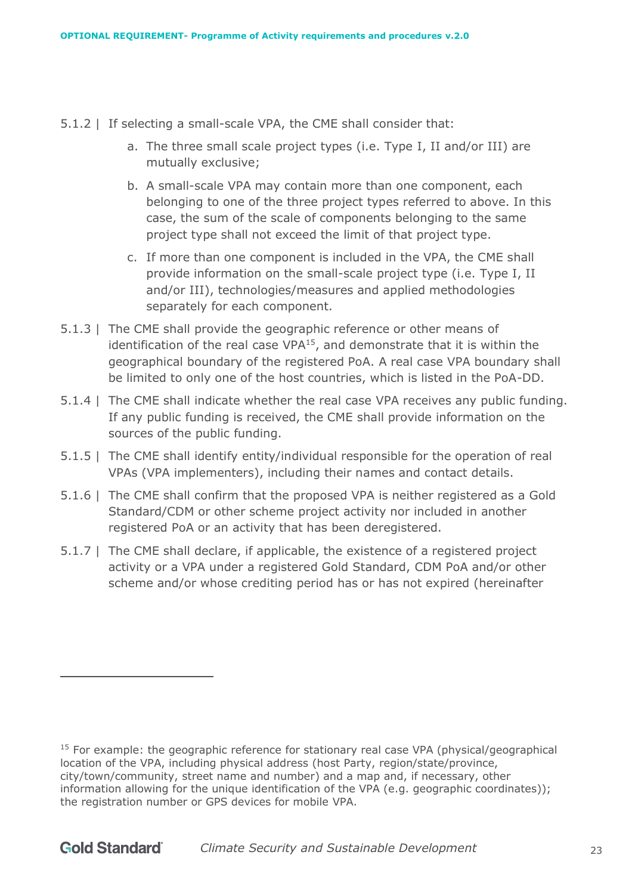5.1.2 | If selecting a small-scale VPA, the CME shall consider that:

a. The three small scale project types (i.e. Type I, II and/or III) are mutually exclusive;

b. A small-scale VPA may contain more than one component, each belonging to one of the three project types referred to above. In this case, the sum of the scale of components belonging to the same project type shall not exceed the limit of that project type.

c. If more than one component is included in the VPA, the CME shall provide information on the small-scale project type (i.e. Type I, II and/or III), technologies/measures and applied methodologies separately for each component.

5.1.3 | The CME shall provide the geographic reference or other means of identification of the real case VPA[15], and demonstrate that it is within the geographical boundary of the registered PoA. A real case VPA boundary shall be limited to only one of the host countries, which is listed in the PoA-DD.

5.1.4 | The CME shall indicate whether the real case VPA receives any public funding. If any public funding is received, the CME shall provide information on the sources of the public funding.

5.1.5 | The CME shall identify entity/individual responsible for the operation of real VPAs (VPA implementers), including their names and contact details.

5.1.6 | The CME shall confirm that the proposed VPA is neither registered as a Gold Standard/CDM or other scheme project activity nor included in another registered PoA or an activity that has been deregistered.

5.1.7 | The CME shall declare, if applicable, the existence of a registered project activity or a VPA under a registered Gold Standard, CDM PoA and/or other scheme and/or whose crediting period has or has not expired (hereinafter

---

[15] For example: the geographic reference for stationary real case VPA (physical/geographical location of the VPA, including physical address (host Party, region/state/province, city/town/community, street name and number) and a map and, if necessary, other information allowing for the unique identification of the VPA (e.g. geographic coordinates)); the registration number or GPS devices for mobile VPA.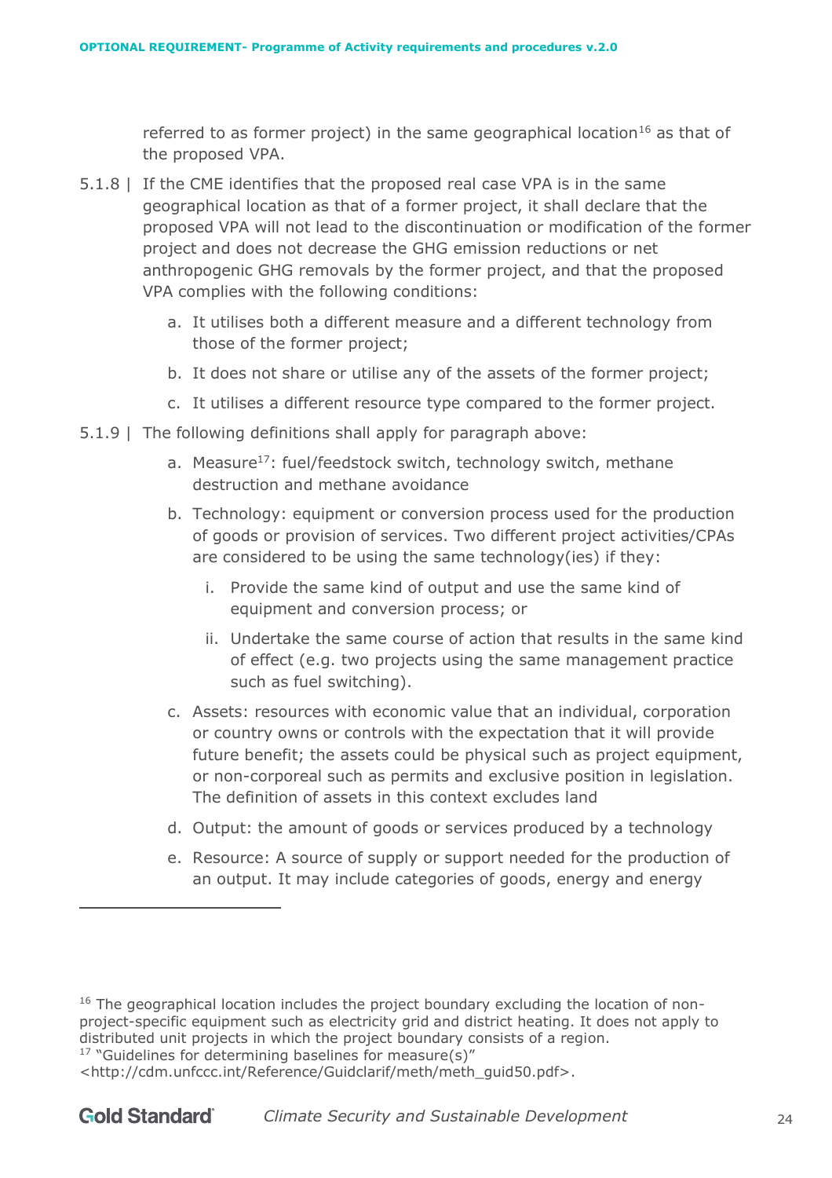referred to as former project) in the same geographical location[16] as that of the proposed VPA.

5.1.8 | If the CME identifies that the proposed real case VPA is in the same geographical location as that of a former project, it shall declare that the proposed VPA will not lead to the discontinuation or modification of the former project and does not decrease the GHG emission reductions or net anthropogenic GHG removals by the former project, and that the proposed VPA complies with the following conditions:

a. It utilises both a different measure and a different technology from those of the former project;

b. It does not share or utilise any of the assets of the former project;

c. It utilises a different resource type compared to the former project.

5.1.9 | The following definitions shall apply for paragraph above:

a. Measure[17]: fuel/feedstock switch, technology switch, methane destruction and methane avoidance

b. Technology: equipment or conversion process used for the production of goods or provision of services. Two different project activities/CPAs are considered to be using the same technology(ies) if they:

   i. Provide the same kind of output and use the same kind of equipment and conversion process; or

   ii. Undertake the same course of action that results in the same kind of effect (e.g. two projects using the same management practice such as fuel switching).

c. Assets: resources with economic value that an individual, corporation or country owns or controls with the expectation that it will provide future benefit; the assets could be physical such as project equipment, or non-corporeal such as permits and exclusive position in legislation. The definition of assets in this context excludes land

d. Output: the amount of goods or services produced by a technology

e. Resource: A source of supply or support needed for the production of an output. It may include categories of goods, energy and energy

---

[16] The geographical location includes the project boundary excluding the location of non-project-specific equipment such as electricity grid and district heating. It does not apply to distributed unit projects in which the project boundary consists of a region.

[17] "Guidelines for determining baselines for measure(s)" <http://cdm.unfccc.int/Reference/Guidclarif/meth/meth_guid50.pdf>.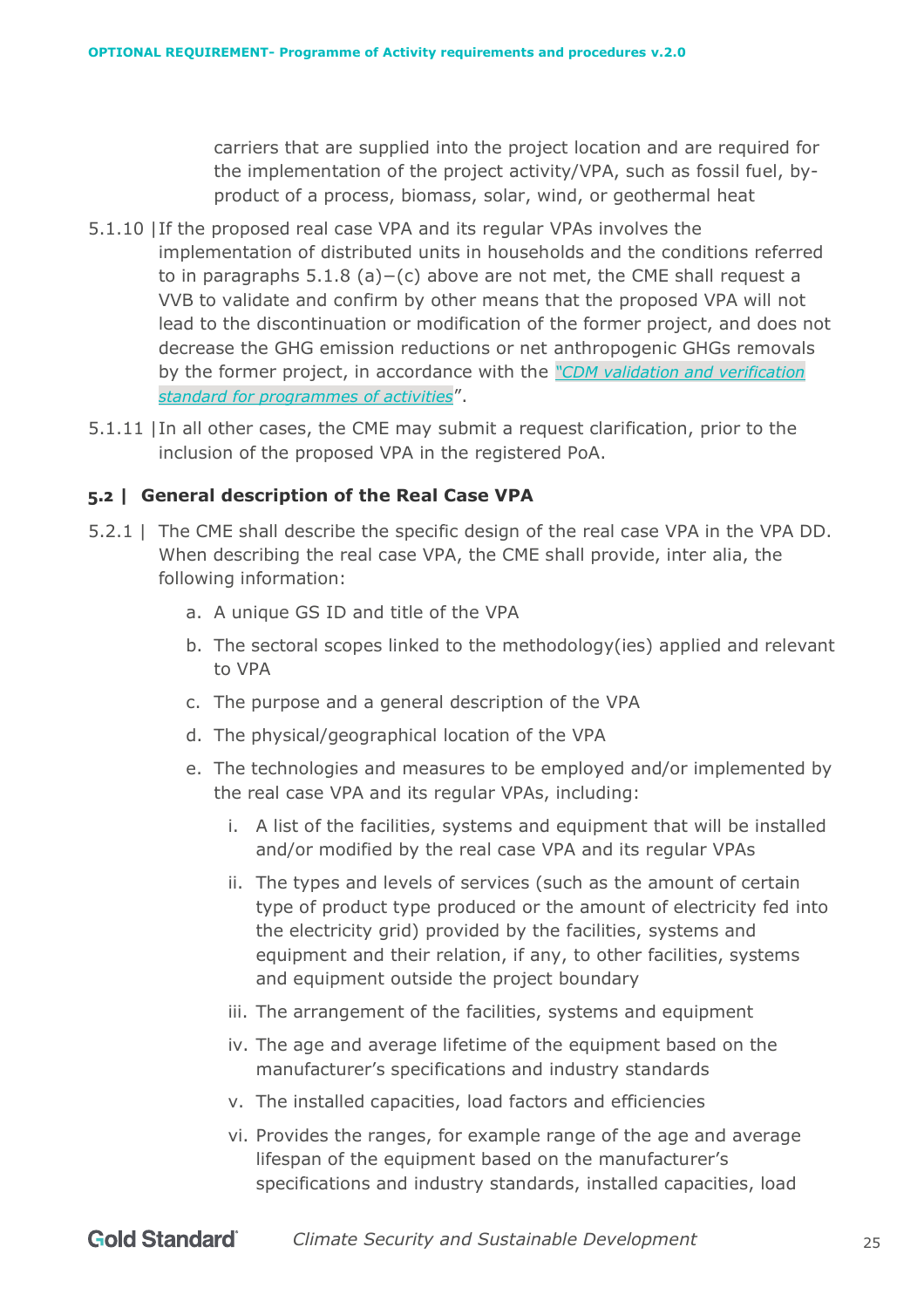carriers that are supplied into the project location and are required for the implementation of the project activity/VPA, such as fossil fuel, by-product of a process, biomass, solar, wind, or geothermal heat

5.1.10 | If the proposed real case VPA and its regular VPAs involves the implementation of distributed units in households and the conditions referred to in paragraphs 5.1.8 (a)−(c) above are not met, the CME shall request a VVB to validate and confirm by other means that the proposed VPA will not lead to the discontinuation or modification of the former project, and does not decrease the GHG emission reductions or net anthropogenic GHGs removals by the former project, in accordance with the *"CDM validation and verification standard for programmes of activities*".

5.1.11 | In all other cases, the CME may submit a request clarification, prior to the inclusion of the proposed VPA in the registered PoA.

### 5.2 | General description of the Real Case VPA

5.2.1 | The CME shall describe the specific design of the real case VPA in the VPA DD. When describing the real case VPA, the CME shall provide, inter alia, the following information:

a. A unique GS ID and title of the VPA
b. The sectoral scopes linked to the methodology(ies) applied and relevant to VPA
c. The purpose and a general description of the VPA
d. The physical/geographical location of the VPA
e. The technologies and measures to be employed and/or implemented by the real case VPA and its regular VPAs, including:
    i. A list of the facilities, systems and equipment that will be installed and/or modified by the real case VPA and its regular VPAs
    ii. The types and levels of services (such as the amount of certain type of product type produced or the amount of electricity fed into the electricity grid) provided by the facilities, systems and equipment and their relation, if any, to other facilities, systems and equipment outside the project boundary
    iii. The arrangement of the facilities, systems and equipment
    iv. The age and average lifetime of the equipment based on the manufacturer's specifications and industry standards
    v. The installed capacities, load factors and efficiencies
    vi. Provides the ranges, for example range of the age and average lifespan of the equipment based on the manufacturer's specifications and industry standards, installed capacities, load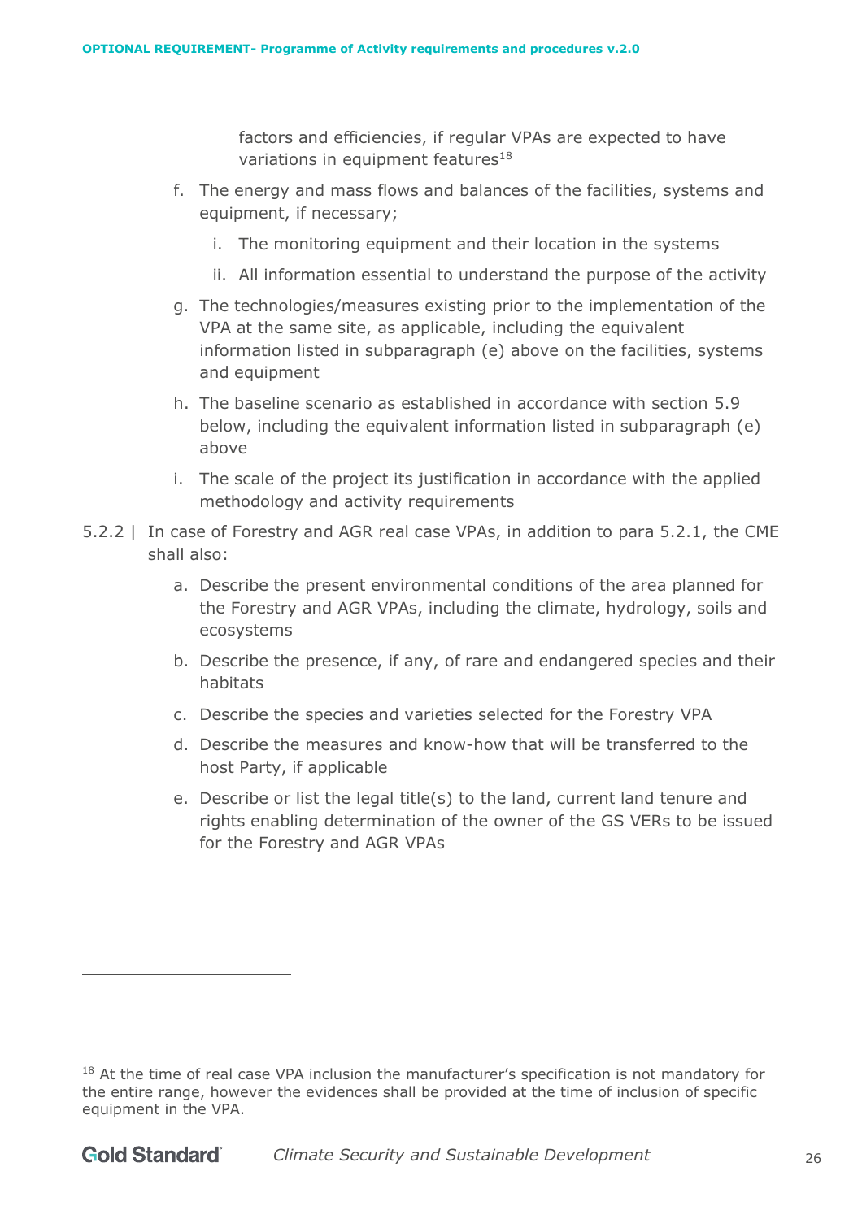factors and efficiencies, if regular VPAs are expected to have variations in equipment features[18]

f. The energy and mass flows and balances of the facilities, systems and equipment, if necessary;

   i. The monitoring equipment and their location in the systems

   ii. All information essential to understand the purpose of the activity

g. The technologies/measures existing prior to the implementation of the VPA at the same site, as applicable, including the equivalent information listed in subparagraph (e) above on the facilities, systems and equipment

h. The baseline scenario as established in accordance with section 5.9 below, including the equivalent information listed in subparagraph (e) above

i. The scale of the project its justification in accordance with the applied methodology and activity requirements

5.2.2 | In case of Forestry and AGR real case VPAs, in addition to para 5.2.1, the CME shall also:

a. Describe the present environmental conditions of the area planned for the Forestry and AGR VPAs, including the climate, hydrology, soils and ecosystems

b. Describe the presence, if any, of rare and endangered species and their habitats

c. Describe the species and varieties selected for the Forestry VPA

d. Describe the measures and know-how that will be transferred to the host Party, if applicable

e. Describe or list the legal title(s) to the land, current land tenure and rights enabling determination of the owner of the GS VERs to be issued for the Forestry and AGR VPAs

[18] At the time of real case VPA inclusion the manufacturer's specification is not mandatory for the entire range, however the evidences shall be provided at the time of inclusion of specific equipment in the VPA.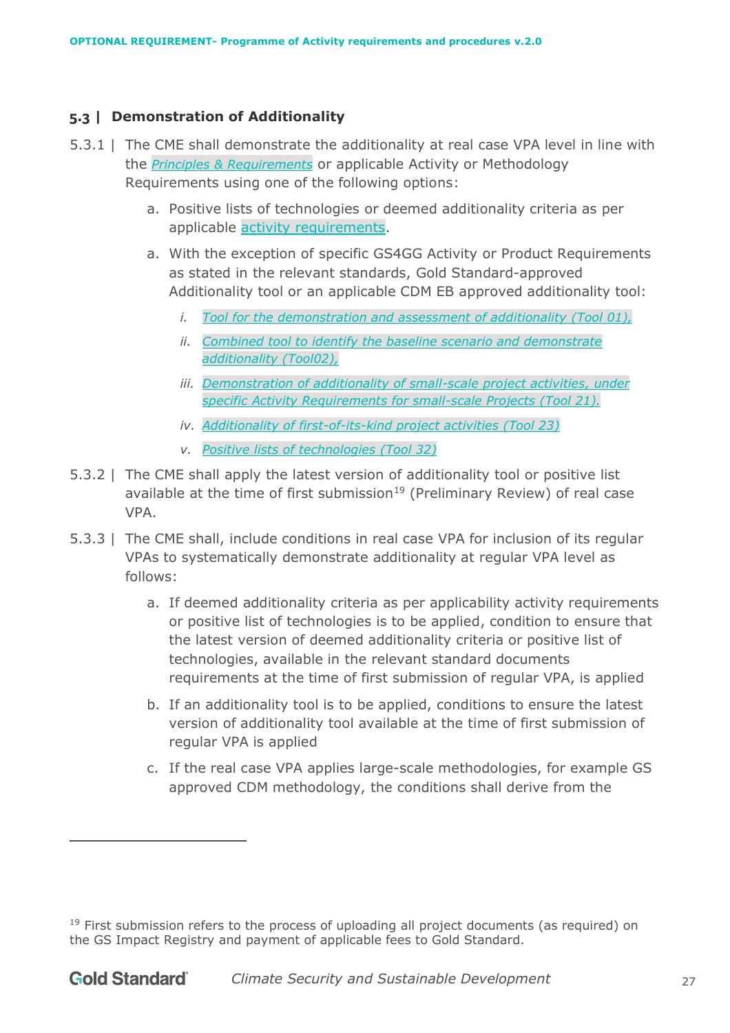## 5.3 | Demonstration of Additionality

5.3.1 | The CME shall demonstrate the additionality at real case VPA level in line with the *Principles & Requirements* or applicable Activity or Methodology Requirements using one of the following options:

a. Positive lists of technologies or deemed additionality criteria as per applicable activity requirements.

a. With the exception of specific GS4GG Activity or Product Requirements as stated in the relevant standards, Gold Standard-approved Additionality tool or an applicable CDM EB approved additionality tool:

*i. Tool for the demonstration and assessment of additionality (Tool 01),*

*ii. Combined tool to identify the baseline scenario and demonstrate additionality (Tool02),*

*iii. Demonstration of additionality of small-scale project activities, under specific Activity Requirements for small-scale Projects (Tool 21).*

*iv. Additionality of first-of-its-kind project activities (Tool 23)*

*v. Positive lists of technologies (Tool 32)*

5.3.2 | The CME shall apply the latest version of additionality tool or positive list available at the time of first submission[19] (Preliminary Review) of real case VPA.

5.3.3 | The CME shall, include conditions in real case VPA for inclusion of its regular VPAs to systematically demonstrate additionality at regular VPA level as follows:

a. If deemed additionality criteria as per applicability activity requirements or positive list of technologies is to be applied, condition to ensure that the latest version of deemed additionality criteria or positive list of technologies, available in the relevant standard documents requirements at the time of first submission of regular VPA, is applied

b. If an additionality tool is to be applied, conditions to ensure the latest version of additionality tool available at the time of first submission of regular VPA is applied

c. If the real case VPA applies large-scale methodologies, for example GS approved CDM methodology, the conditions shall derive from the

[19] First submission refers to the process of uploading all project documents (as required) on the GS Impact Registry and payment of applicable fees to Gold Standard.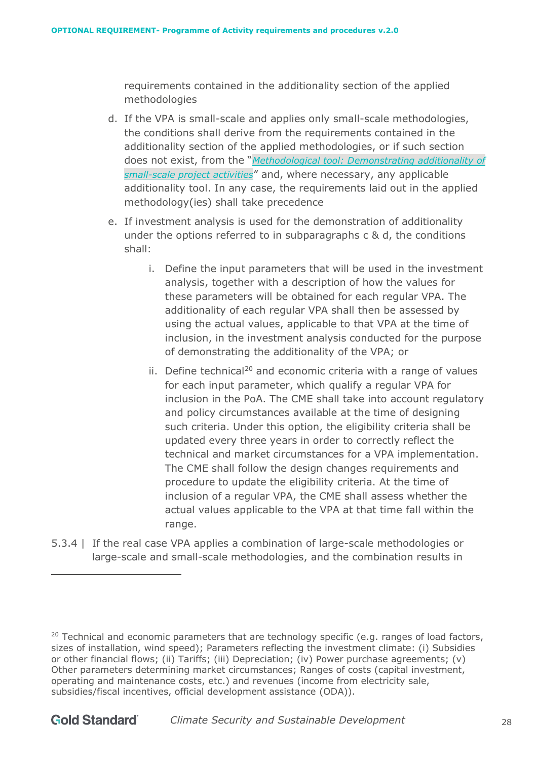requirements contained in the additionality section of the applied methodologies

d. If the VPA is small-scale and applies only small-scale methodologies, the conditions shall derive from the requirements contained in the additionality section of the applied methodologies, or if such section does not exist, from the "*Methodological tool: Demonstrating additionality of small-scale project activities*" and, where necessary, any applicable additionality tool. In any case, the requirements laid out in the applied methodology(ies) shall take precedence

e. If investment analysis is used for the demonstration of additionality under the options referred to in subparagraphs c & d, the conditions shall:

   i. Define the input parameters that will be used in the investment analysis, together with a description of how the values for these parameters will be obtained for each regular VPA. The additionality of each regular VPA shall then be assessed by using the actual values, applicable to that VPA at the time of inclusion, in the investment analysis conducted for the purpose of demonstrating the additionality of the VPA; or

   ii. Define technical[20] and economic criteria with a range of values for each input parameter, which qualify a regular VPA for inclusion in the PoA. The CME shall take into account regulatory and policy circumstances available at the time of designing such criteria. Under this option, the eligibility criteria shall be updated every three years in order to correctly reflect the technical and market circumstances for a VPA implementation. The CME shall follow the design changes requirements and procedure to update the eligibility criteria. At the time of inclusion of a regular VPA, the CME shall assess whether the actual values applicable to the VPA at that time fall within the range.

5.3.4 | If the real case VPA applies a combination of large-scale methodologies or large-scale and small-scale methodologies, and the combination results in

---

[20] Technical and economic parameters that are technology specific (e.g. ranges of load factors, sizes of installation, wind speed); Parameters reflecting the investment climate: (i) Subsidies or other financial flows; (ii) Tariffs; (iii) Depreciation; (iv) Power purchase agreements; (v) Other parameters determining market circumstances; Ranges of costs (capital investment, operating and maintenance costs, etc.) and revenues (income from electricity sale, subsidies/fiscal incentives, official development assistance (ODA)).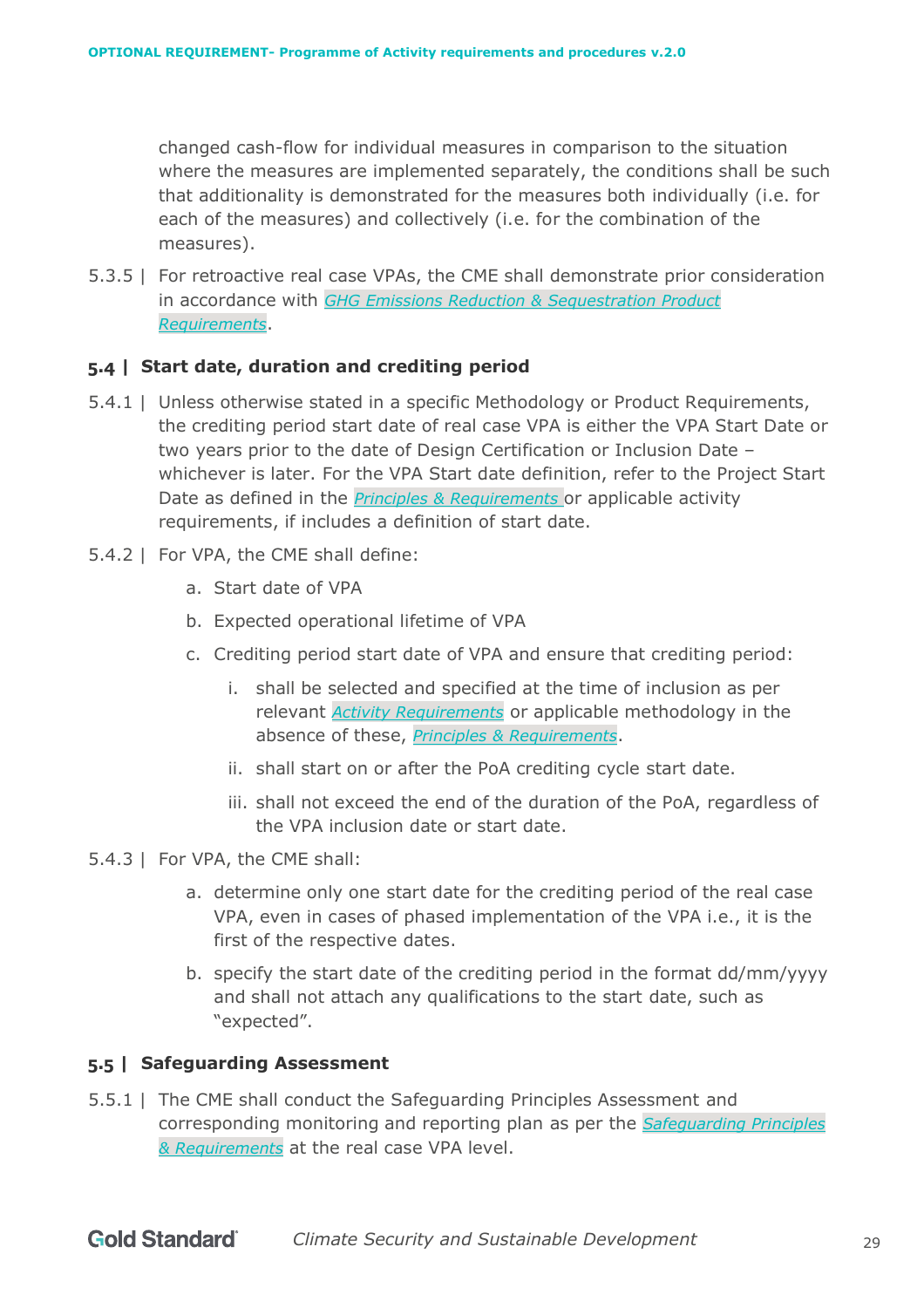changed cash-flow for individual measures in comparison to the situation where the measures are implemented separately, the conditions shall be such that additionality is demonstrated for the measures both individually (i.e. for each of the measures) and collectively (i.e. for the combination of the measures).

5.3.5 | For retroactive real case VPAs, the CME shall demonstrate prior consideration in accordance with *GHG Emissions Reduction & Sequestration Product Requirements*.

### 5.4 | Start date, duration and crediting period

5.4.1 | Unless otherwise stated in a specific Methodology or Product Requirements, the crediting period start date of real case VPA is either the VPA Start Date or two years prior to the date of Design Certification or Inclusion Date – whichever is later. For the VPA Start date definition, refer to the Project Start Date as defined in the *Principles & Requirements* or applicable activity requirements, if includes a definition of start date.

5.4.2 | For VPA, the CME shall define:

a. Start date of VPA

b. Expected operational lifetime of VPA

c. Crediting period start date of VPA and ensure that crediting period:

   i. shall be selected and specified at the time of inclusion as per relevant *Activity Requirements* or applicable methodology in the absence of these, *Principles & Requirements*.

   ii. shall start on or after the PoA crediting cycle start date.

   iii. shall not exceed the end of the duration of the PoA, regardless of the VPA inclusion date or start date.

5.4.3 | For VPA, the CME shall:

a. determine only one start date for the crediting period of the real case VPA, even in cases of phased implementation of the VPA i.e., it is the first of the respective dates.

b. specify the start date of the crediting period in the format dd/mm/yyyy and shall not attach any qualifications to the start date, such as "expected".

### 5.5 | Safeguarding Assessment

5.5.1 | The CME shall conduct the Safeguarding Principles Assessment and corresponding monitoring and reporting plan as per the *Safeguarding Principles & Requirements* at the real case VPA level.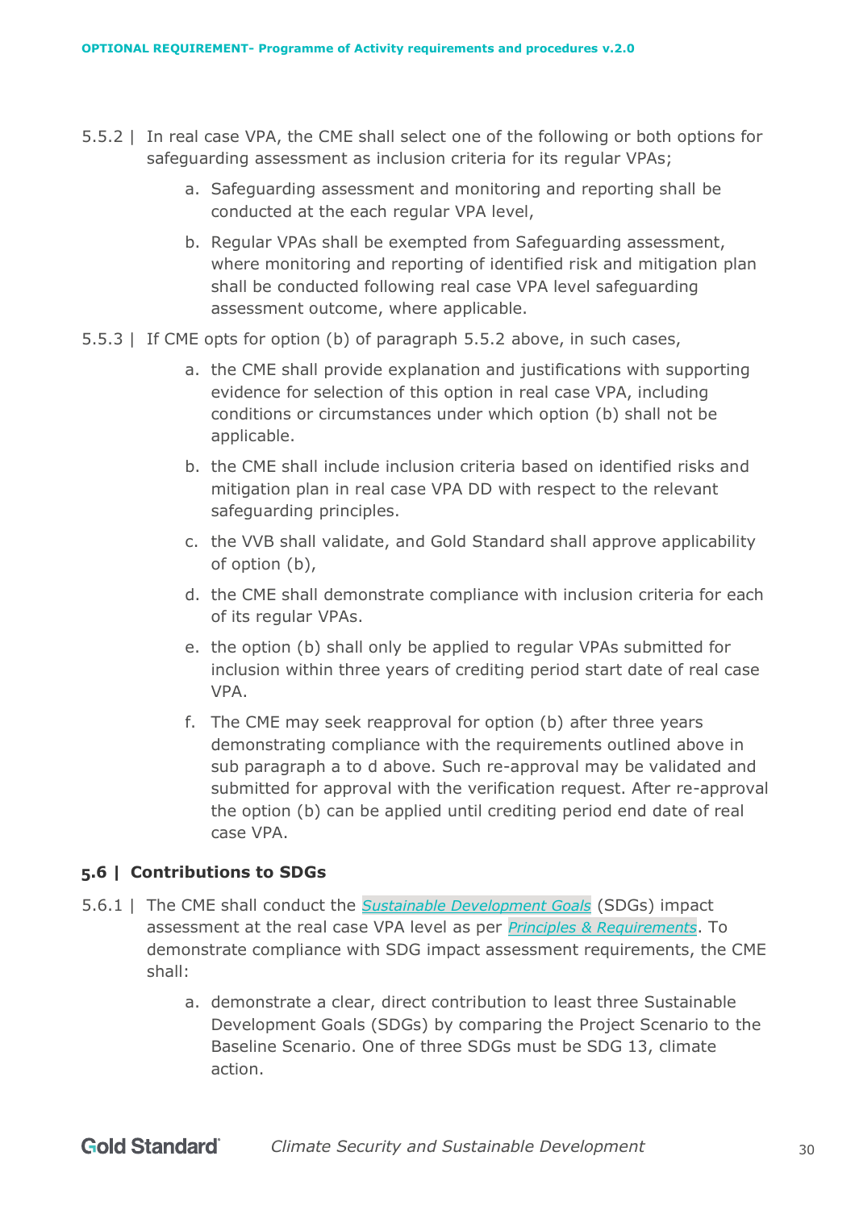5.5.2 | In real case VPA, the CME shall select one of the following or both options for safeguarding assessment as inclusion criteria for its regular VPAs;

   a. Safeguarding assessment and monitoring and reporting shall be conducted at the each regular VPA level,

   b. Regular VPAs shall be exempted from Safeguarding assessment, where monitoring and reporting of identified risk and mitigation plan shall be conducted following real case VPA level safeguarding assessment outcome, where applicable.

5.5.3 | If CME opts for option (b) of paragraph 5.5.2 above, in such cases,

   a. the CME shall provide explanation and justifications with supporting evidence for selection of this option in real case VPA, including conditions or circumstances under which option (b) shall not be applicable.

   b. the CME shall include inclusion criteria based on identified risks and mitigation plan in real case VPA DD with respect to the relevant safeguarding principles.

   c. the VVB shall validate, and Gold Standard shall approve applicability of option (b),

   d. the CME shall demonstrate compliance with inclusion criteria for each of its regular VPAs.

   e. the option (b) shall only be applied to regular VPAs submitted for inclusion within three years of crediting period start date of real case VPA.

   f. The CME may seek reapproval for option (b) after three years demonstrating compliance with the requirements outlined above in sub paragraph a to d above. Such re-approval may be validated and submitted for approval with the verification request. After re-approval the option (b) can be applied until crediting period end date of real case VPA.

## 5.6 | Contributions to SDGs

5.6.1 | The CME shall conduct the *Sustainable Development Goals* (SDGs) impact assessment at the real case VPA level as per *Principles & Requirements*. To demonstrate compliance with SDG impact assessment requirements, the CME shall:

   a. demonstrate a clear, direct contribution to least three Sustainable Development Goals (SDGs) by comparing the Project Scenario to the Baseline Scenario. One of three SDGs must be SDG 13, climate action.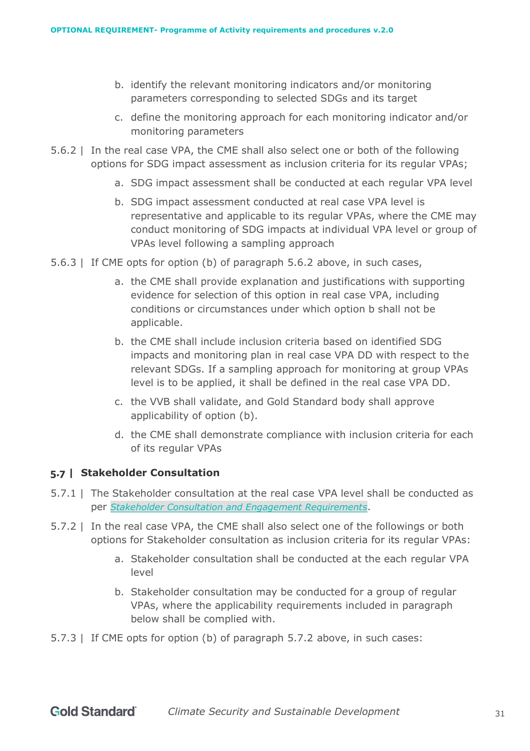b. identify the relevant monitoring indicators and/or monitoring parameters corresponding to selected SDGs and its target

c. define the monitoring approach for each monitoring indicator and/or monitoring parameters

5.6.2 | In the real case VPA, the CME shall also select one or both of the following options for SDG impact assessment as inclusion criteria for its regular VPAs;

a. SDG impact assessment shall be conducted at each regular VPA level

b. SDG impact assessment conducted at real case VPA level is representative and applicable to its regular VPAs, where the CME may conduct monitoring of SDG impacts at individual VPA level or group of VPAs level following a sampling approach

5.6.3 | If CME opts for option (b) of paragraph 5.6.2 above, in such cases,

a. the CME shall provide explanation and justifications with supporting evidence for selection of this option in real case VPA, including conditions or circumstances under which option b shall not be applicable.

b. the CME shall include inclusion criteria based on identified SDG impacts and monitoring plan in real case VPA DD with respect to the relevant SDGs. If a sampling approach for monitoring at group VPAs level is to be applied, it shall be defined in the real case VPA DD.

c. the VVB shall validate, and Gold Standard body shall approve applicability of option (b).

d. the CME shall demonstrate compliance with inclusion criteria for each of its regular VPAs

## 5.7 | Stakeholder Consultation

5.7.1 | The Stakeholder consultation at the real case VPA level shall be conducted as per *Stakeholder Consultation and Engagement Requirements*.

5.7.2 | In the real case VPA, the CME shall also select one of the followings or both options for Stakeholder consultation as inclusion criteria for its regular VPAs:

a. Stakeholder consultation shall be conducted at the each regular VPA level

b. Stakeholder consultation may be conducted for a group of regular VPAs, where the applicability requirements included in paragraph below shall be complied with.

5.7.3 | If CME opts for option (b) of paragraph 5.7.2 above, in such cases: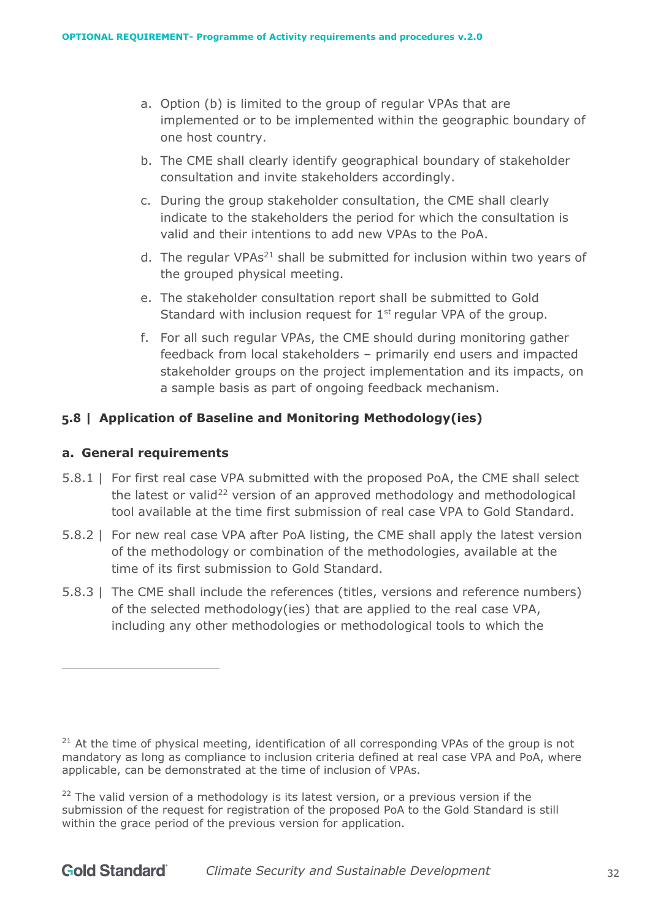a. Option (b) is limited to the group of regular VPAs that are implemented or to be implemented within the geographic boundary of one host country.

b. The CME shall clearly identify geographical boundary of stakeholder consultation and invite stakeholders accordingly.

c. During the group stakeholder consultation, the CME shall clearly indicate to the stakeholders the period for which the consultation is valid and their intentions to add new VPAs to the PoA.

d. The regular VPAs[21] shall be submitted for inclusion within two years of the grouped physical meeting.

e. The stakeholder consultation report shall be submitted to Gold Standard with inclusion request for 1st regular VPA of the group.

f. For all such regular VPAs, the CME should during monitoring gather feedback from local stakeholders – primarily end users and impacted stakeholder groups on the project implementation and its impacts, on a sample basis as part of ongoing feedback mechanism.

## 5.8 | Application of Baseline and Monitoring Methodology(ies)

### a. General requirements

5.8.1 | For first real case VPA submitted with the proposed PoA, the CME shall select the latest or valid[22] version of an approved methodology and methodological tool available at the time first submission of real case VPA to Gold Standard.

5.8.2 | For new real case VPA after PoA listing, the CME shall apply the latest version of the methodology or combination of the methodologies, available at the time of its first submission to Gold Standard.

5.8.3 | The CME shall include the references (titles, versions and reference numbers) of the selected methodology(ies) that are applied to the real case VPA, including any other methodologies or methodological tools to which the

---

[21] At the time of physical meeting, identification of all corresponding VPAs of the group is not mandatory as long as compliance to inclusion criteria defined at real case VPA and PoA, where applicable, can be demonstrated at the time of inclusion of VPAs.

[22] The valid version of a methodology is its latest version, or a previous version if the submission of the request for registration of the proposed PoA to the Gold Standard is still within the grace period of the previous version for application.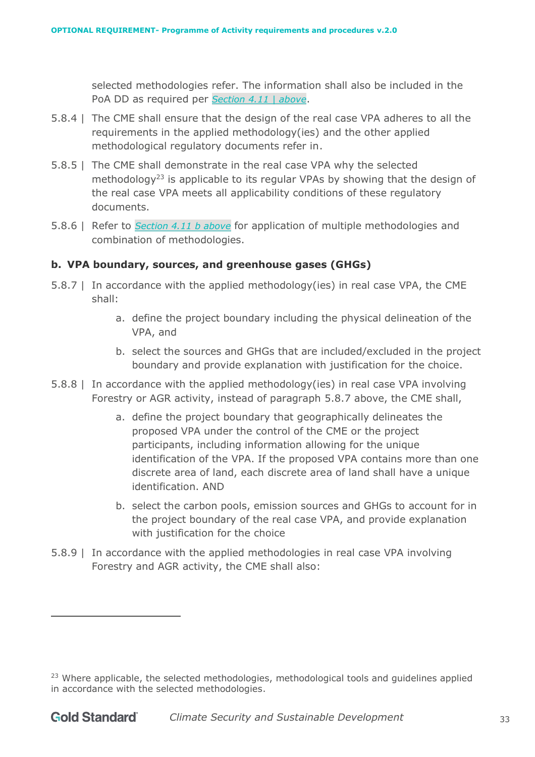selected methodologies refer. The information shall also be included in the PoA DD as required per *Section 4.11 | above*.

5.8.4 | The CME shall ensure that the design of the real case VPA adheres to all the requirements in the applied methodology(ies) and the other applied methodological regulatory documents refer in.

5.8.5 | The CME shall demonstrate in the real case VPA why the selected methodology[23] is applicable to its regular VPAs by showing that the design of the real case VPA meets all applicability conditions of these regulatory documents.

5.8.6 | Refer to *Section 4.11 b above* for application of multiple methodologies and combination of methodologies.

**b. VPA boundary, sources, and greenhouse gases (GHGs)**

5.8.7 | In accordance with the applied methodology(ies) in real case VPA, the CME shall:

a. define the project boundary including the physical delineation of the VPA, and

b. select the sources and GHGs that are included/excluded in the project boundary and provide explanation with justification for the choice.

5.8.8 | In accordance with the applied methodology(ies) in real case VPA involving Forestry or AGR activity, instead of paragraph 5.8.7 above, the CME shall,

a. define the project boundary that geographically delineates the proposed VPA under the control of the CME or the project participants, including information allowing for the unique identification of the VPA. If the proposed VPA contains more than one discrete area of land, each discrete area of land shall have a unique identification. AND

b. select the carbon pools, emission sources and GHGs to account for in the project boundary of the real case VPA, and provide explanation with justification for the choice

5.8.9 | In accordance with the applied methodologies in real case VPA involving Forestry and AGR activity, the CME shall also:

[23] Where applicable, the selected methodologies, methodological tools and guidelines applied in accordance with the selected methodologies.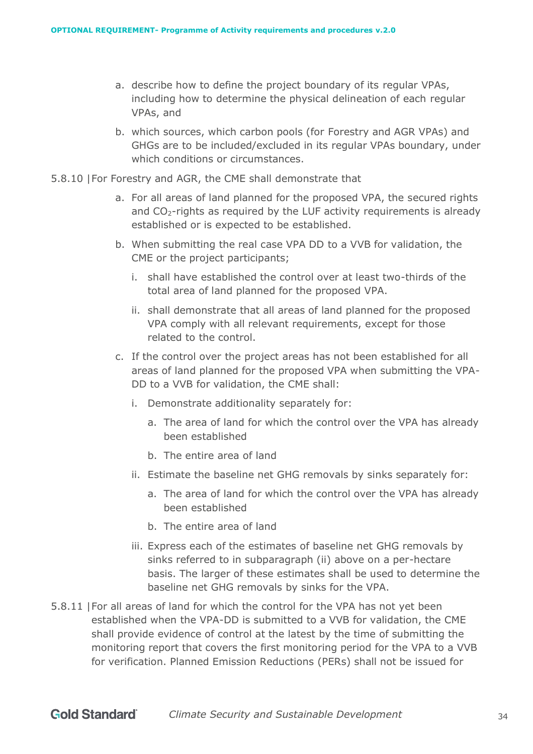a. describe how to define the project boundary of its regular VPAs, including how to determine the physical delineation of each regular VPAs, and

b. which sources, which carbon pools (for Forestry and AGR VPAs) and GHGs are to be included/excluded in its regular VPAs boundary, under which conditions or circumstances.

5.8.10 | For Forestry and AGR, the CME shall demonstrate that

a. For all areas of land planned for the proposed VPA, the secured rights and $CO_2$-rights as required by the LUF activity requirements is already established or is expected to be established.

b. When submitting the real case VPA DD to a VVB for validation, the CME or the project participants;

   i. shall have established the control over at least two-thirds of the total area of land planned for the proposed VPA.

   ii. shall demonstrate that all areas of land planned for the proposed VPA comply with all relevant requirements, except for those related to the control.

c. If the control over the project areas has not been established for all areas of land planned for the proposed VPA when submitting the VPA-DD to a VVB for validation, the CME shall:

   i. Demonstrate additionality separately for:

      a. The area of land for which the control over the VPA has already been established

      b. The entire area of land

   ii. Estimate the baseline net GHG removals by sinks separately for:

      a. The area of land for which the control over the VPA has already been established

      b. The entire area of land

   iii. Express each of the estimates of baseline net GHG removals by sinks referred to in subparagraph (ii) above on a per-hectare basis. The larger of these estimates shall be used to determine the baseline net GHG removals by sinks for the VPA.

5.8.11 | For all areas of land for which the control for the VPA has not yet been established when the VPA-DD is submitted to a VVB for validation, the CME shall provide evidence of control at the latest by the time of submitting the monitoring report that covers the first monitoring period for the VPA to a VVB for verification. Planned Emission Reductions (PERs) shall not be issued for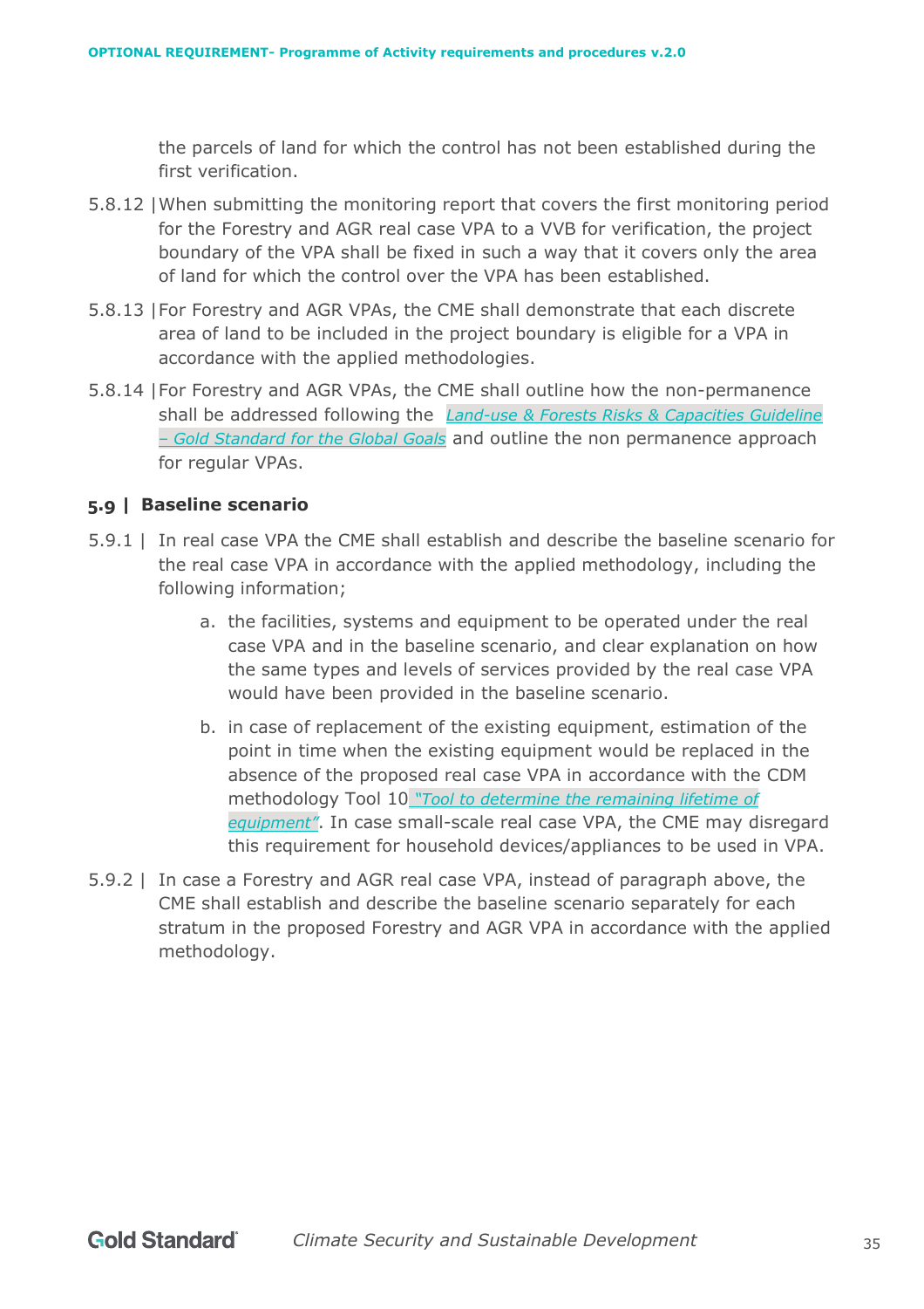the parcels of land for which the control has not been established during the first verification.

5.8.12 | When submitting the monitoring report that covers the first monitoring period for the Forestry and AGR real case VPA to a VVB for verification, the project boundary of the VPA shall be fixed in such a way that it covers only the area of land for which the control over the VPA has been established.

5.8.13 | For Forestry and AGR VPAs, the CME shall demonstrate that each discrete area of land to be included in the project boundary is eligible for a VPA in accordance with the applied methodologies.

5.8.14 | For Forestry and AGR VPAs, the CME shall outline how the non-permanence shall be addressed following the *Land-use & Forests Risks & Capacities Guideline – Gold Standard for the Global Goals* and outline the non permanence approach for regular VPAs.

## 5.9 | Baseline scenario

5.9.1 | In real case VPA the CME shall establish and describe the baseline scenario for the real case VPA in accordance with the applied methodology, including the following information;

a. the facilities, systems and equipment to be operated under the real case VPA and in the baseline scenario, and clear explanation on how the same types and levels of services provided by the real case VPA would have been provided in the baseline scenario.

b. in case of replacement of the existing equipment, estimation of the point in time when the existing equipment would be replaced in the absence of the proposed real case VPA in accordance with the CDM methodology Tool 10 *"Tool to determine the remaining lifetime of equipment"*. In case small-scale real case VPA, the CME may disregard this requirement for household devices/appliances to be used in VPA.

5.9.2 | In case a Forestry and AGR real case VPA, instead of paragraph above, the CME shall establish and describe the baseline scenario separately for each stratum in the proposed Forestry and AGR VPA in accordance with the applied methodology.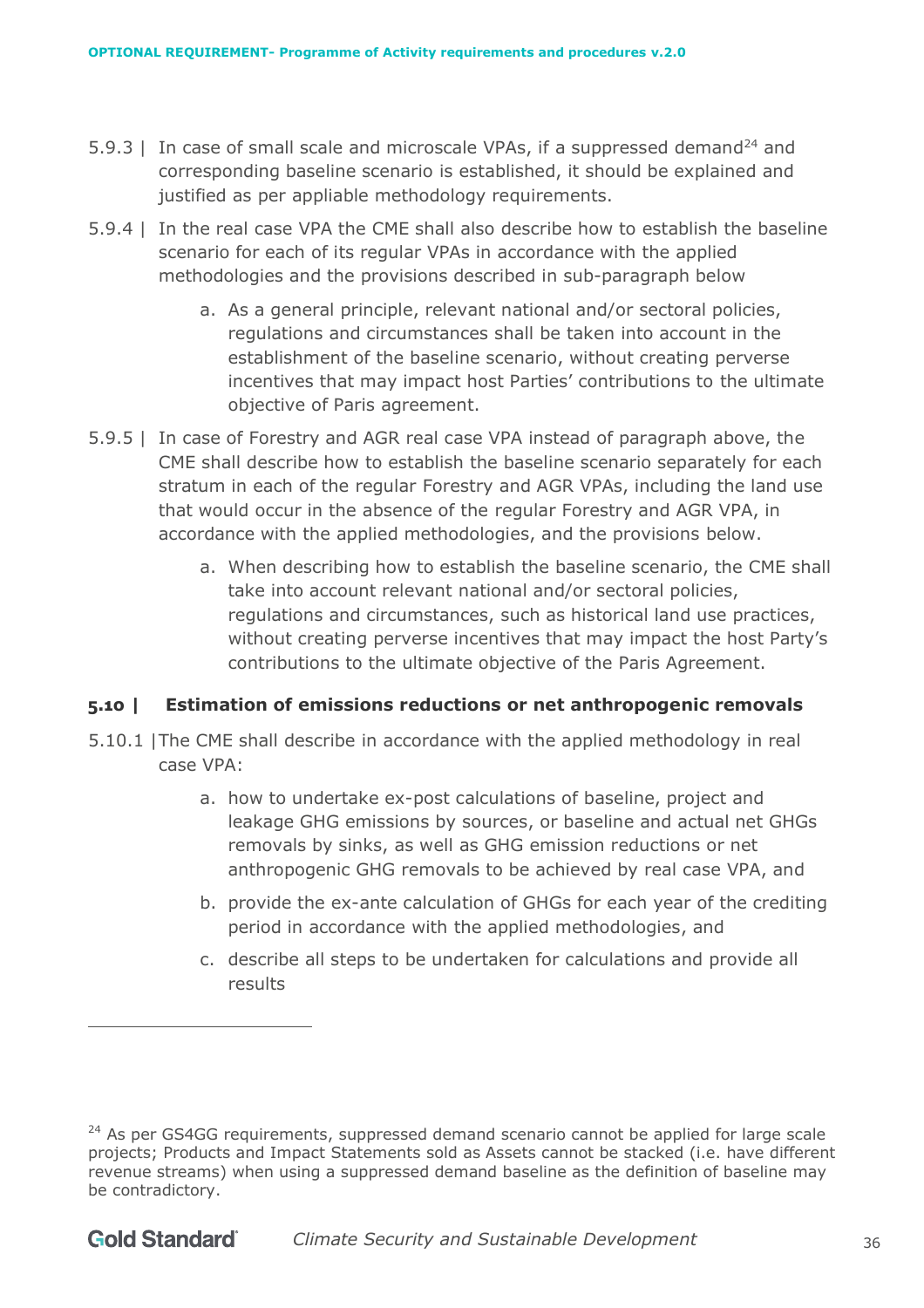5.9.3 | In case of small scale and microscale VPAs, if a suppressed demand[24] and corresponding baseline scenario is established, it should be explained and justified as per appliable methodology requirements.

5.9.4 | In the real case VPA the CME shall also describe how to establish the baseline scenario for each of its regular VPAs in accordance with the applied methodologies and the provisions described in sub-paragraph below

a. As a general principle, relevant national and/or sectoral policies, regulations and circumstances shall be taken into account in the establishment of the baseline scenario, without creating perverse incentives that may impact host Parties' contributions to the ultimate objective of Paris agreement.

5.9.5 | In case of Forestry and AGR real case VPA instead of paragraph above, the CME shall describe how to establish the baseline scenario separately for each stratum in each of the regular Forestry and AGR VPAs, including the land use that would occur in the absence of the regular Forestry and AGR VPA, in accordance with the applied methodologies, and the provisions below.

a. When describing how to establish the baseline scenario, the CME shall take into account relevant national and/or sectoral policies, regulations and circumstances, such as historical land use practices, without creating perverse incentives that may impact the host Party's contributions to the ultimate objective of the Paris Agreement.

## 5.10 | Estimation of emissions reductions or net anthropogenic removals

5.10.1 |The CME shall describe in accordance with the applied methodology in real case VPA:

a. how to undertake ex-post calculations of baseline, project and leakage GHG emissions by sources, or baseline and actual net GHGs removals by sinks, as well as GHG emission reductions or net anthropogenic GHG removals to be achieved by real case VPA, and

b. provide the ex-ante calculation of GHGs for each year of the crediting period in accordance with the applied methodologies, and

c. describe all steps to be undertaken for calculations and provide all results

---

[24] As per GS4GG requirements, suppressed demand scenario cannot be applied for large scale projects; Products and Impact Statements sold as Assets cannot be stacked (i.e. have different revenue streams) when using a suppressed demand baseline as the definition of baseline may be contradictory.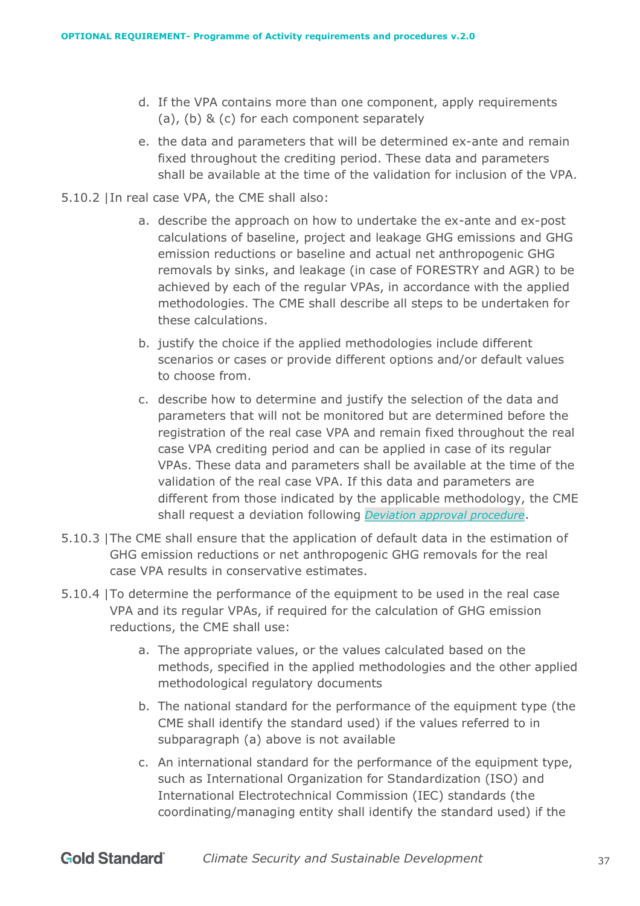d. If the VPA contains more than one component, apply requirements (a), (b) & (c) for each component separately

e. the data and parameters that will be determined ex-ante and remain fixed throughout the crediting period. These data and parameters shall be available at the time of the validation for inclusion of the VPA.

5.10.2 | In real case VPA, the CME shall also:

a. describe the approach on how to undertake the ex-ante and ex-post calculations of baseline, project and leakage GHG emissions and GHG emission reductions or baseline and actual net anthropogenic GHG removals by sinks, and leakage (in case of FORESTRY and AGR) to be achieved by each of the regular VPAs, in accordance with the applied methodologies. The CME shall describe all steps to be undertaken for these calculations.

b. justify the choice if the applied methodologies include different scenarios or cases or provide different options and/or default values to choose from.

c. describe how to determine and justify the selection of the data and parameters that will not be monitored but are determined before the registration of the real case VPA and remain fixed throughout the real case VPA crediting period and can be applied in case of its regular VPAs. These data and parameters shall be available at the time of the validation of the real case VPA. If this data and parameters are different from those indicated by the applicable methodology, the CME shall request a deviation following *Deviation approval procedure*.

5.10.3 | The CME shall ensure that the application of default data in the estimation of GHG emission reductions or net anthropogenic GHG removals for the real case VPA results in conservative estimates.

5.10.4 | To determine the performance of the equipment to be used in the real case VPA and its regular VPAs, if required for the calculation of GHG emission reductions, the CME shall use:

a. The appropriate values, or the values calculated based on the methods, specified in the applied methodologies and the other applied methodological regulatory documents

b. The national standard for the performance of the equipment type (the CME shall identify the standard used) if the values referred to in subparagraph (a) above is not available

c. An international standard for the performance of the equipment type, such as International Organization for Standardization (ISO) and International Electrotechnical Commission (IEC) standards (the coordinating/managing entity shall identify the standard used) if the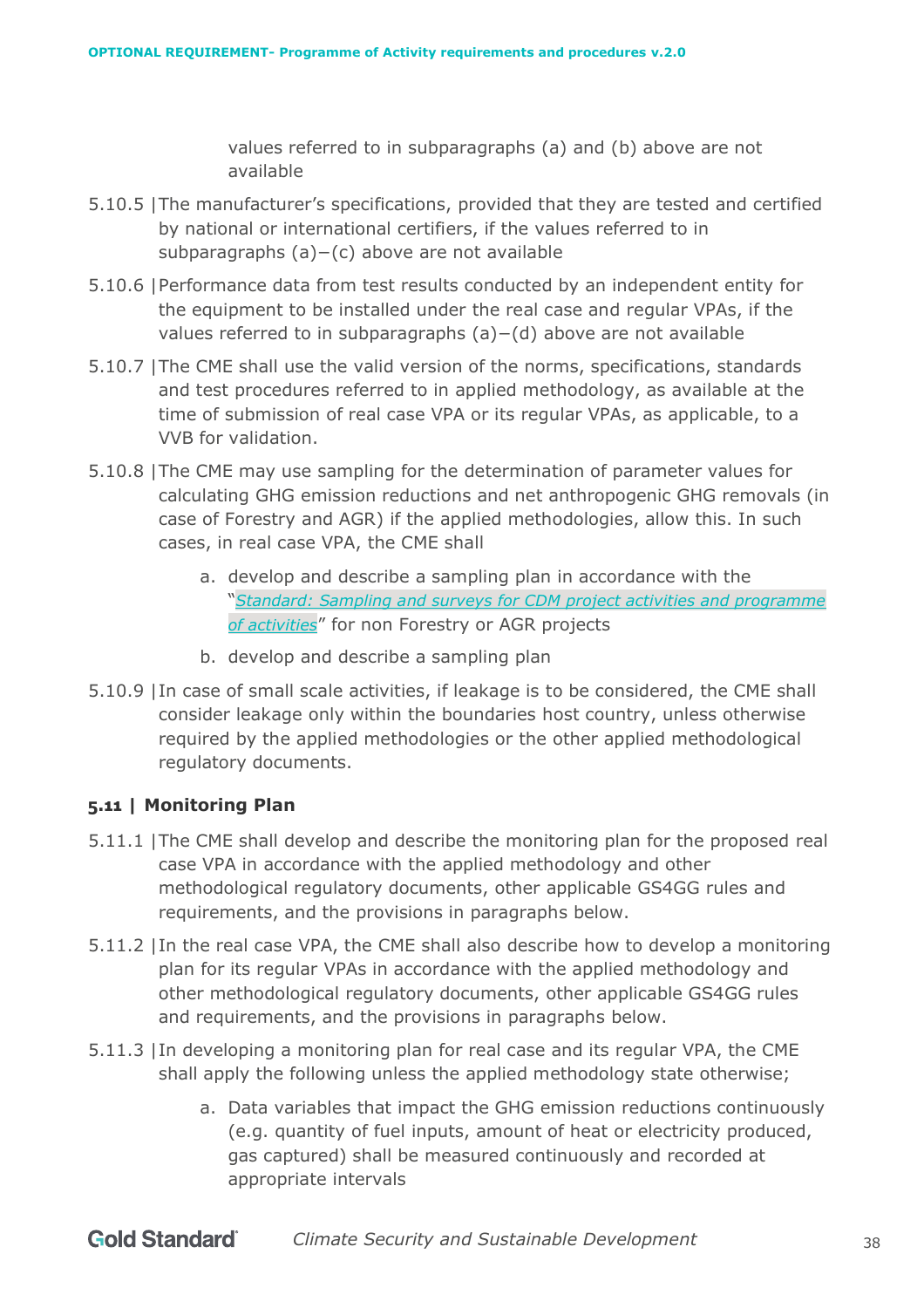values referred to in subparagraphs (a) and (b) above are not available

5.10.5 | The manufacturer's specifications, provided that they are tested and certified by national or international certifiers, if the values referred to in subparagraphs (a)−(c) above are not available

5.10.6 | Performance data from test results conducted by an independent entity for the equipment to be installed under the real case and regular VPAs, if the values referred to in subparagraphs (a)−(d) above are not available

5.10.7 | The CME shall use the valid version of the norms, specifications, standards and test procedures referred to in applied methodology, as available at the time of submission of real case VPA or its regular VPAs, as applicable, to a VVB for validation.

5.10.8 | The CME may use sampling for the determination of parameter values for calculating GHG emission reductions and net anthropogenic GHG removals (in case of Forestry and AGR) if the applied methodologies, allow this. In such cases, in real case VPA, the CME shall

a. develop and describe a sampling plan in accordance with the "*Standard: Sampling and surveys for CDM project activities and programme of activities*" for non Forestry or AGR projects

b. develop and describe a sampling plan

5.10.9 | In case of small scale activities, if leakage is to be considered, the CME shall consider leakage only within the boundaries host country, unless otherwise required by the applied methodologies or the other applied methodological regulatory documents.

### 5.11 | Monitoring Plan

5.11.1 | The CME shall develop and describe the monitoring plan for the proposed real case VPA in accordance with the applied methodology and other methodological regulatory documents, other applicable GS4GG rules and requirements, and the provisions in paragraphs below.

5.11.2 | In the real case VPA, the CME shall also describe how to develop a monitoring plan for its regular VPAs in accordance with the applied methodology and other methodological regulatory documents, other applicable GS4GG rules and requirements, and the provisions in paragraphs below.

5.11.3 | In developing a monitoring plan for real case and its regular VPA, the CME shall apply the following unless the applied methodology state otherwise;

a. Data variables that impact the GHG emission reductions continuously (e.g. quantity of fuel inputs, amount of heat or electricity produced, gas captured) shall be measured continuously and recorded at appropriate intervals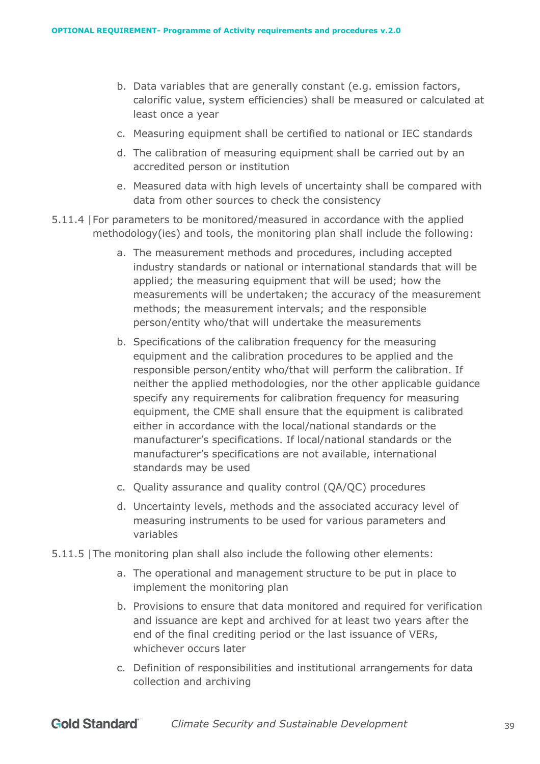b. Data variables that are generally constant (e.g. emission factors, calorific value, system efficiencies) shall be measured or calculated at least once a year

c. Measuring equipment shall be certified to national or IEC standards

d. The calibration of measuring equipment shall be carried out by an accredited person or institution

e. Measured data with high levels of uncertainty shall be compared with data from other sources to check the consistency

5.11.4 | For parameters to be monitored/measured in accordance with the applied methodology(ies) and tools, the monitoring plan shall include the following:

a. The measurement methods and procedures, including accepted industry standards or national or international standards that will be applied; the measuring equipment that will be used; how the measurements will be undertaken; the accuracy of the measurement methods; the measurement intervals; and the responsible person/entity who/that will undertake the measurements

b. Specifications of the calibration frequency for the measuring equipment and the calibration procedures to be applied and the responsible person/entity who/that will perform the calibration. If neither the applied methodologies, nor the other applicable guidance specify any requirements for calibration frequency for measuring equipment, the CME shall ensure that the equipment is calibrated either in accordance with the local/national standards or the manufacturer's specifications. If local/national standards or the manufacturer's specifications are not available, international standards may be used

c. Quality assurance and quality control (QA/QC) procedures

d. Uncertainty levels, methods and the associated accuracy level of measuring instruments to be used for various parameters and variables

5.11.5 | The monitoring plan shall also include the following other elements:

a. The operational and management structure to be put in place to implement the monitoring plan

b. Provisions to ensure that data monitored and required for verification and issuance are kept and archived for at least two years after the end of the final crediting period or the last issuance of VERs, whichever occurs later

c. Definition of responsibilities and institutional arrangements for data collection and archiving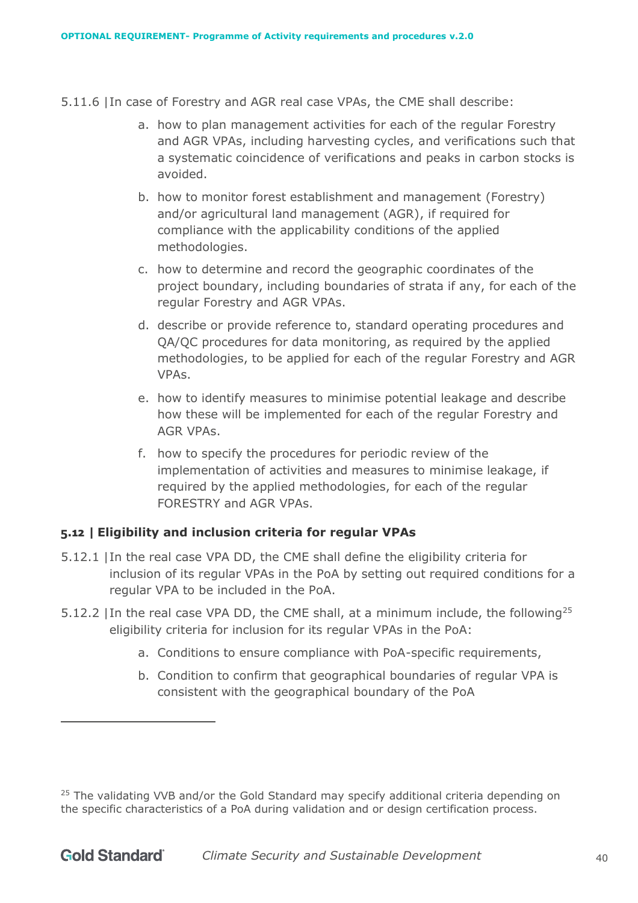5.11.6 | In case of Forestry and AGR real case VPAs, the CME shall describe:

a. how to plan management activities for each of the regular Forestry and AGR VPAs, including harvesting cycles, and verifications such that a systematic coincidence of verifications and peaks in carbon stocks is avoided.

b. how to monitor forest establishment and management (Forestry) and/or agricultural land management (AGR), if required for compliance with the applicability conditions of the applied methodologies.

c. how to determine and record the geographic coordinates of the project boundary, including boundaries of strata if any, for each of the regular Forestry and AGR VPAs.

d. describe or provide reference to, standard operating procedures and QA/QC procedures for data monitoring, as required by the applied methodologies, to be applied for each of the regular Forestry and AGR VPAs.

e. how to identify measures to minimise potential leakage and describe how these will be implemented for each of the regular Forestry and AGR VPAs.

f. how to specify the procedures for periodic review of the implementation of activities and measures to minimise leakage, if required by the applied methodologies, for each of the regular FORESTRY and AGR VPAs.

### 5.12 | Eligibility and inclusion criteria for regular VPAs

5.12.1 | In the real case VPA DD, the CME shall define the eligibility criteria for inclusion of its regular VPAs in the PoA by setting out required conditions for a regular VPA to be included in the PoA.

5.12.2 | In the real case VPA DD, the CME shall, at a minimum include, the following[25] eligibility criteria for inclusion for its regular VPAs in the PoA:

a. Conditions to ensure compliance with PoA-specific requirements,

b. Condition to confirm that geographical boundaries of regular VPA is consistent with the geographical boundary of the PoA

[25] The validating VVB and/or the Gold Standard may specify additional criteria depending on the specific characteristics of a PoA during validation and or design certification process.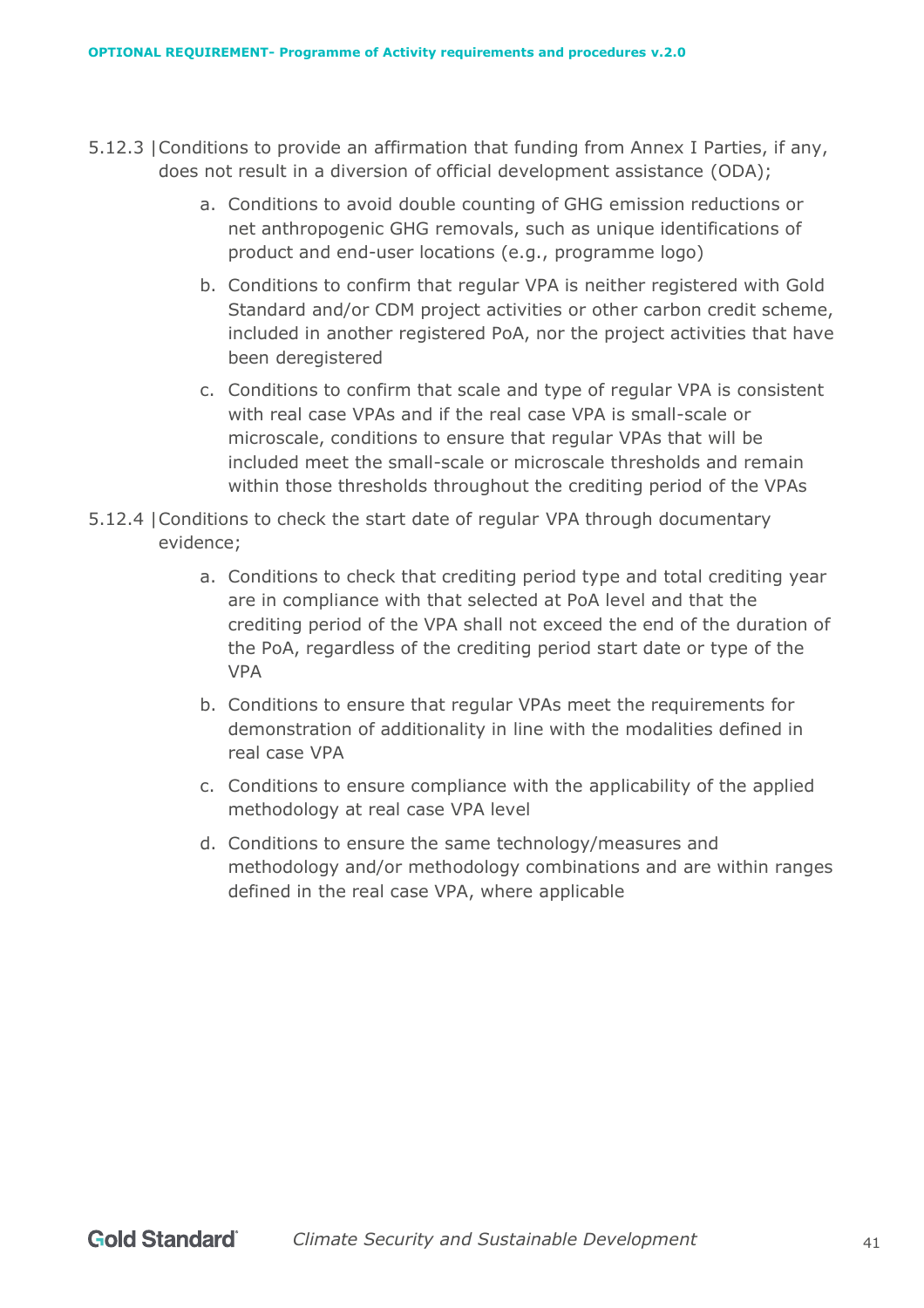5.12.3 | Conditions to provide an affirmation that funding from Annex I Parties, if any, does not result in a diversion of official development assistance (ODA);

a. Conditions to avoid double counting of GHG emission reductions or net anthropogenic GHG removals, such as unique identifications of product and end-user locations (e.g., programme logo)

b. Conditions to confirm that regular VPA is neither registered with Gold Standard and/or CDM project activities or other carbon credit scheme, included in another registered PoA, nor the project activities that have been deregistered

c. Conditions to confirm that scale and type of regular VPA is consistent with real case VPAs and if the real case VPA is small-scale or microscale, conditions to ensure that regular VPAs that will be included meet the small-scale or microscale thresholds and remain within those thresholds throughout the crediting period of the VPAs

5.12.4 | Conditions to check the start date of regular VPA through documentary evidence;

a. Conditions to check that crediting period type and total crediting year are in compliance with that selected at PoA level and that the crediting period of the VPA shall not exceed the end of the duration of the PoA, regardless of the crediting period start date or type of the VPA

b. Conditions to ensure that regular VPAs meet the requirements for demonstration of additionality in line with the modalities defined in real case VPA

c. Conditions to ensure compliance with the applicability of the applied methodology at real case VPA level

d. Conditions to ensure the same technology/measures and methodology and/or methodology combinations and are within ranges defined in the real case VPA, where applicable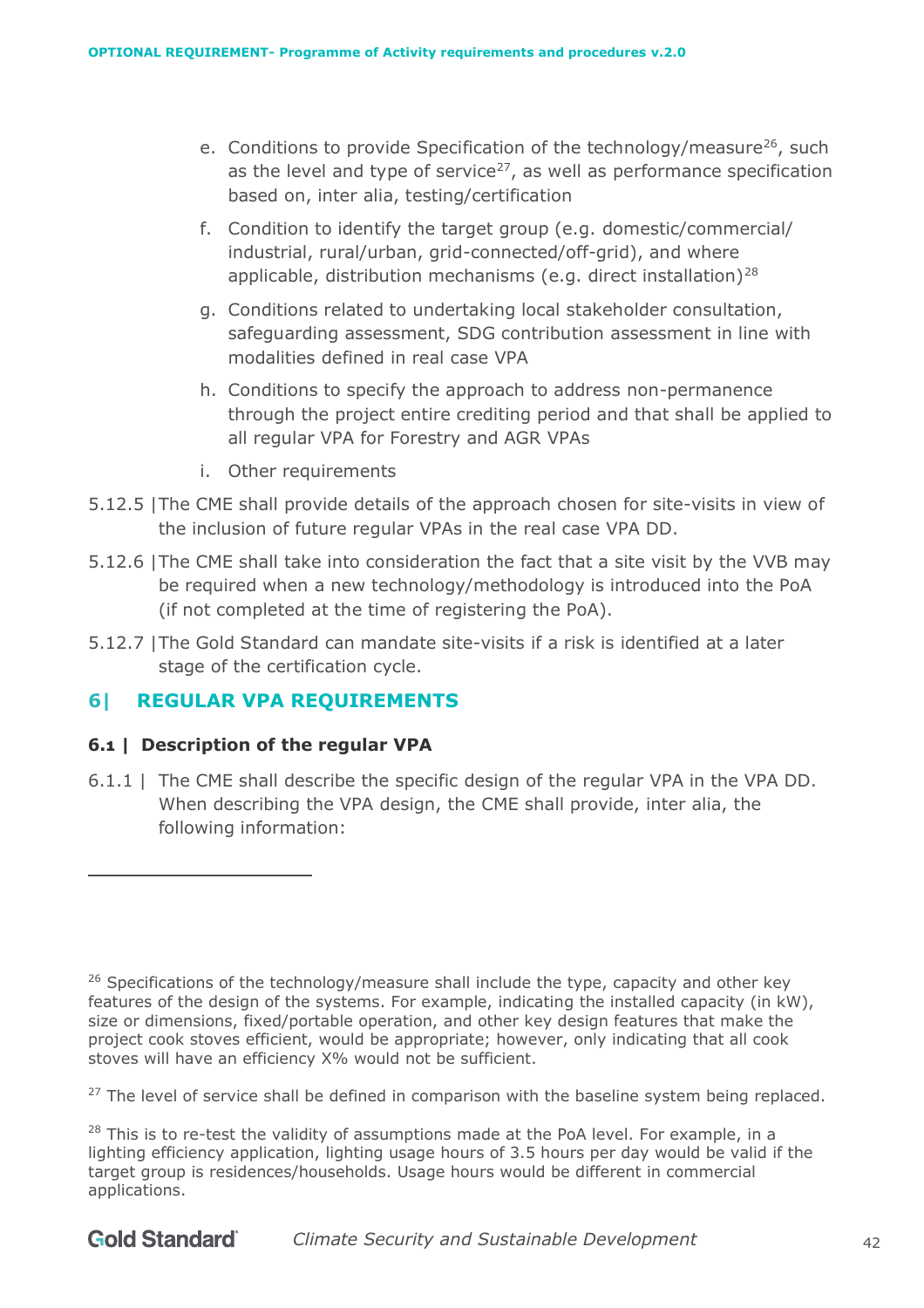e. Conditions to provide Specification of the technology/measure[26], such as the level and type of service[27], as well as performance specification based on, inter alia, testing/certification

f. Condition to identify the target group (e.g. domestic/commercial/ industrial, rural/urban, grid-connected/off-grid), and where applicable, distribution mechanisms (e.g. direct installation)[28]

g. Conditions related to undertaking local stakeholder consultation, safeguarding assessment, SDG contribution assessment in line with modalities defined in real case VPA

h. Conditions to specify the approach to address non-permanence through the project entire crediting period and that shall be applied to all regular VPA for Forestry and AGR VPAs

i. Other requirements

5.12.5 | The CME shall provide details of the approach chosen for site-visits in view of the inclusion of future regular VPAs in the real case VPA DD.

5.12.6 | The CME shall take into consideration the fact that a site visit by the VVB may be required when a new technology/methodology is introduced into the PoA (if not completed at the time of registering the PoA).

5.12.7 | The Gold Standard can mandate site-visits if a risk is identified at a later stage of the certification cycle.

## 6| REGULAR VPA REQUIREMENTS

### 6.1 | Description of the regular VPA

6.1.1 | The CME shall describe the specific design of the regular VPA in the VPA DD. When describing the VPA design, the CME shall provide, inter alia, the following information:

---

[26] Specifications of the technology/measure shall include the type, capacity and other key features of the design of the systems. For example, indicating the installed capacity (in kW), size or dimensions, fixed/portable operation, and other key design features that make the project cook stoves efficient, would be appropriate; however, only indicating that all cook stoves will have an efficiency X% would not be sufficient.

[27] The level of service shall be defined in comparison with the baseline system being replaced.

[28] This is to re-test the validity of assumptions made at the PoA level. For example, in a lighting efficiency application, lighting usage hours of 3.5 hours per day would be valid if the target group is residences/households. Usage hours would be different in commercial applications.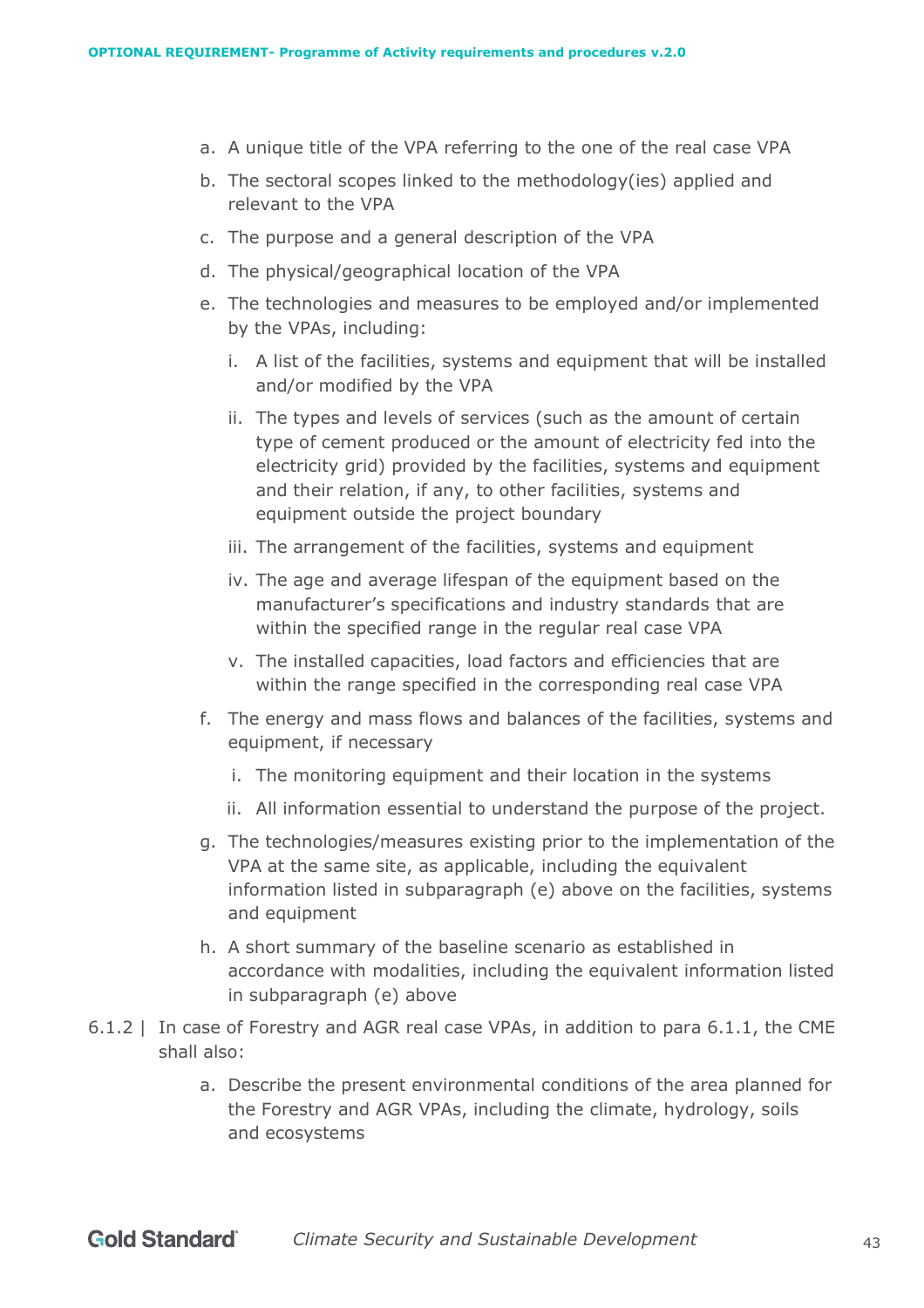a. A unique title of the VPA referring to the one of the real case VPA

b. The sectoral scopes linked to the methodology(ies) applied and relevant to the VPA

c. The purpose and a general description of the VPA

d. The physical/geographical location of the VPA

e. The technologies and measures to be employed and/or implemented by the VPAs, including:

   i. A list of the facilities, systems and equipment that will be installed and/or modified by the VPA

   ii. The types and levels of services (such as the amount of certain type of cement produced or the amount of electricity fed into the electricity grid) provided by the facilities, systems and equipment and their relation, if any, to other facilities, systems and equipment outside the project boundary

   iii. The arrangement of the facilities, systems and equipment

   iv. The age and average lifespan of the equipment based on the manufacturer's specifications and industry standards that are within the specified range in the regular real case VPA

   v. The installed capacities, load factors and efficiencies that are within the range specified in the corresponding real case VPA

f. The energy and mass flows and balances of the facilities, systems and equipment, if necessary

   i. The monitoring equipment and their location in the systems

   ii. All information essential to understand the purpose of the project.

g. The technologies/measures existing prior to the implementation of the VPA at the same site, as applicable, including the equivalent information listed in subparagraph (e) above on the facilities, systems and equipment

h. A short summary of the baseline scenario as established in accordance with modalities, including the equivalent information listed in subparagraph (e) above

6.1.2 | In case of Forestry and AGR real case VPAs, in addition to para 6.1.1, the CME shall also:

a. Describe the present environmental conditions of the area planned for the Forestry and AGR VPAs, including the climate, hydrology, soils and ecosystems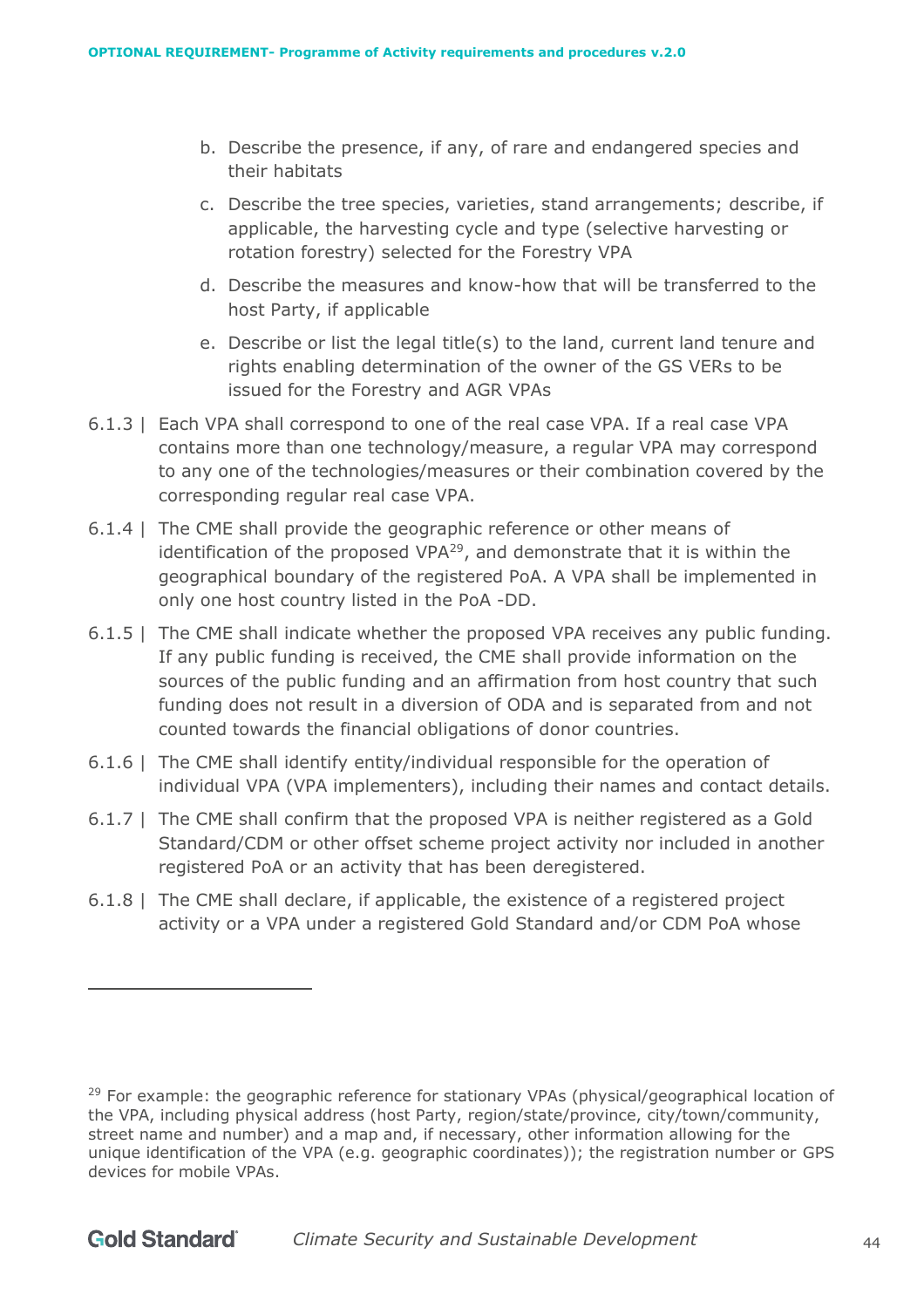b. Describe the presence, if any, of rare and endangered species and their habitats

c. Describe the tree species, varieties, stand arrangements; describe, if applicable, the harvesting cycle and type (selective harvesting or rotation forestry) selected for the Forestry VPA

d. Describe the measures and know-how that will be transferred to the host Party, if applicable

e. Describe or list the legal title(s) to the land, current land tenure and rights enabling determination of the owner of the GS VERs to be issued for the Forestry and AGR VPAs

6.1.3 | Each VPA shall correspond to one of the real case VPA. If a real case VPA contains more than one technology/measure, a regular VPA may correspond to any one of the technologies/measures or their combination covered by the corresponding regular real case VPA.

6.1.4 | The CME shall provide the geographic reference or other means of identification of the proposed VPA[29], and demonstrate that it is within the geographical boundary of the registered PoA. A VPA shall be implemented in only one host country listed in the PoA -DD.

6.1.5 | The CME shall indicate whether the proposed VPA receives any public funding. If any public funding is received, the CME shall provide information on the sources of the public funding and an affirmation from host country that such funding does not result in a diversion of ODA and is separated from and not counted towards the financial obligations of donor countries.

6.1.6 | The CME shall identify entity/individual responsible for the operation of individual VPA (VPA implementers), including their names and contact details.

6.1.7 | The CME shall confirm that the proposed VPA is neither registered as a Gold Standard/CDM or other offset scheme project activity nor included in another registered PoA or an activity that has been deregistered.

6.1.8 | The CME shall declare, if applicable, the existence of a registered project activity or a VPA under a registered Gold Standard and/or CDM PoA whose

[29] For example: the geographic reference for stationary VPAs (physical/geographical location of the VPA, including physical address (host Party, region/state/province, city/town/community, street name and number) and a map and, if necessary, other information allowing for the unique identification of the VPA (e.g. geographic coordinates)); the registration number or GPS devices for mobile VPAs.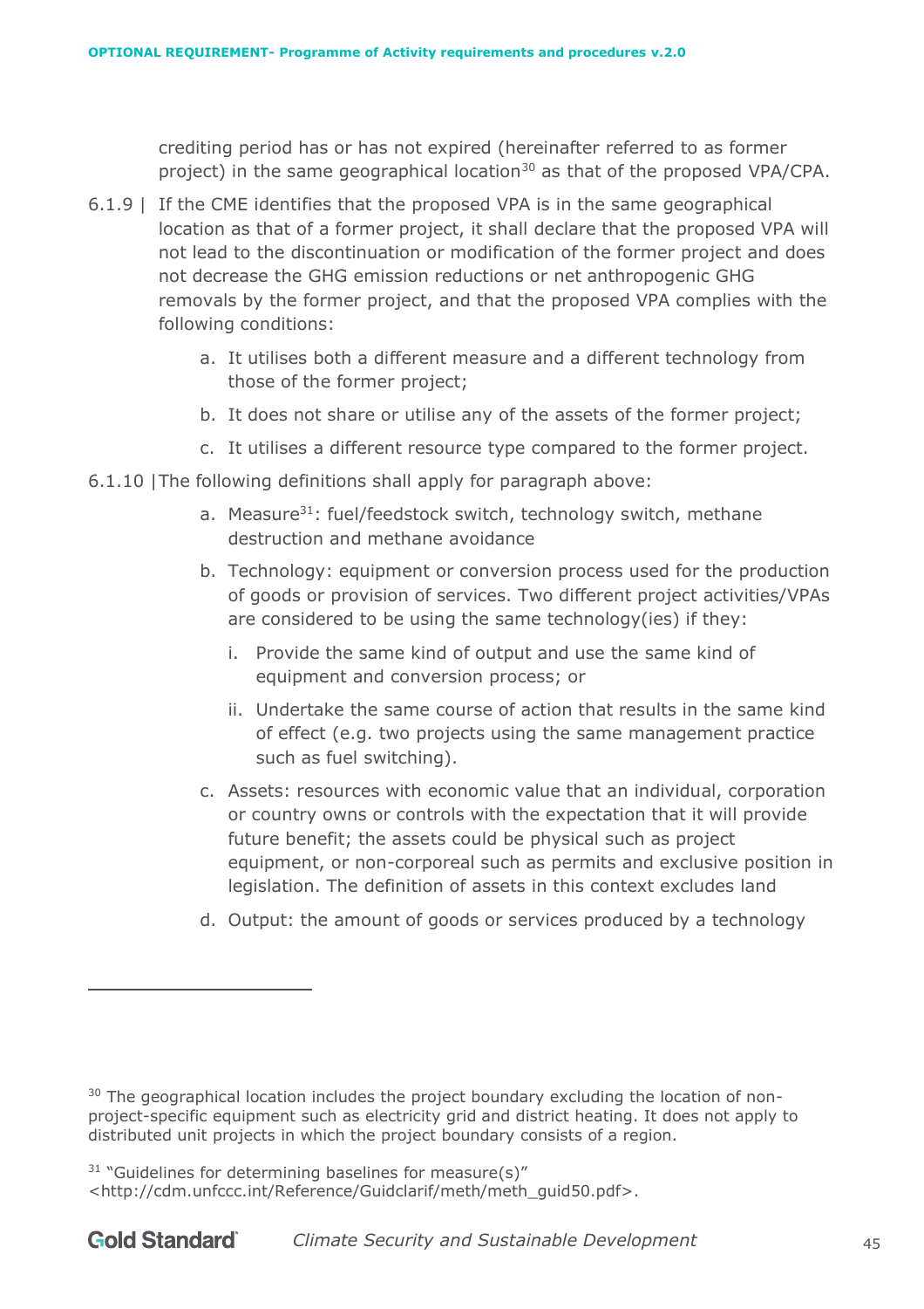crediting period has or has not expired (hereinafter referred to as former project) in the same geographical location[30] as that of the proposed VPA/CPA.

6.1.9 | If the CME identifies that the proposed VPA is in the same geographical location as that of a former project, it shall declare that the proposed VPA will not lead to the discontinuation or modification of the former project and does not decrease the GHG emission reductions or net anthropogenic GHG removals by the former project, and that the proposed VPA complies with the following conditions:

a. It utilises both a different measure and a different technology from those of the former project;

b. It does not share or utilise any of the assets of the former project;

c. It utilises a different resource type compared to the former project.

6.1.10 |The following definitions shall apply for paragraph above:

a. Measure[31]: fuel/feedstock switch, technology switch, methane destruction and methane avoidance

b. Technology: equipment or conversion process used for the production of goods or provision of services. Two different project activities/VPAs are considered to be using the same technology(ies) if they:

   i. Provide the same kind of output and use the same kind of equipment and conversion process; or

   ii. Undertake the same course of action that results in the same kind of effect (e.g. two projects using the same management practice such as fuel switching).

c. Assets: resources with economic value that an individual, corporation or country owns or controls with the expectation that it will provide future benefit; the assets could be physical such as project equipment, or non-corporeal such as permits and exclusive position in legislation. The definition of assets in this context excludes land

d. Output: the amount of goods or services produced by a technology

---

[30] The geographical location includes the project boundary excluding the location of non-project-specific equipment such as electricity grid and district heating. It does not apply to distributed unit projects in which the project boundary consists of a region.

[31] "Guidelines for determining baselines for measure(s)" <http://cdm.unfccc.int/Reference/Guidclarif/meth/meth_guid50.pdf>.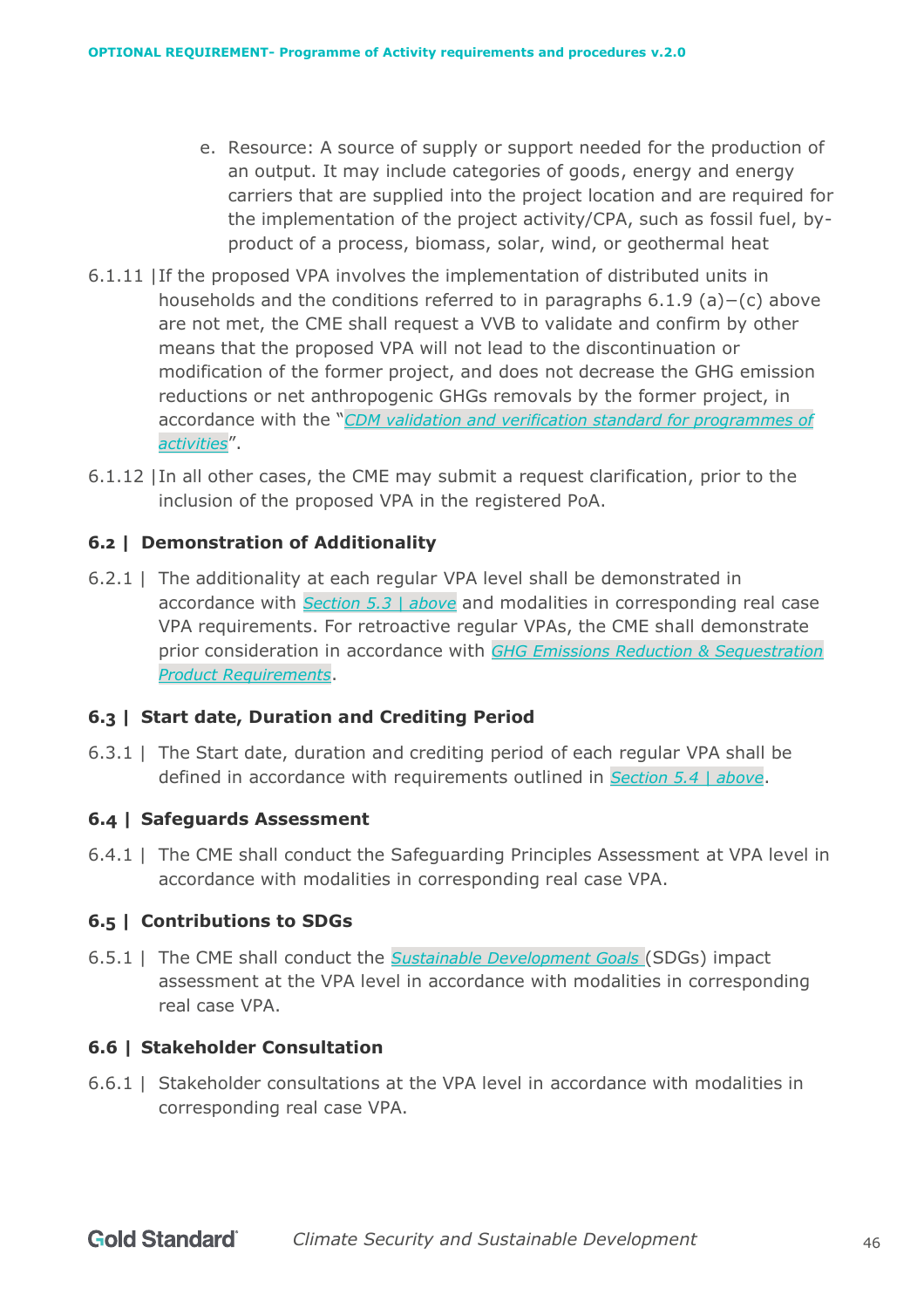e. Resource: A source of supply or support needed for the production of an output. It may include categories of goods, energy and energy carriers that are supplied into the project location and are required for the implementation of the project activity/CPA, such as fossil fuel, by-product of a process, biomass, solar, wind, or geothermal heat

6.1.11 | If the proposed VPA involves the implementation of distributed units in households and the conditions referred to in paragraphs 6.1.9 (a)−(c) above are not met, the CME shall request a VVB to validate and confirm by other means that the proposed VPA will not lead to the discontinuation or modification of the former project, and does not decrease the GHG emission reductions or net anthropogenic GHGs removals by the former project, in accordance with the "*CDM validation and verification standard for programmes of activities*".

6.1.12 | In all other cases, the CME may submit a request clarification, prior to the inclusion of the proposed VPA in the registered PoA.

### 6.2 | Demonstration of Additionality

6.2.1 | The additionality at each regular VPA level shall be demonstrated in accordance with *Section 5.3 | above* and modalities in corresponding real case VPA requirements. For retroactive regular VPAs, the CME shall demonstrate prior consideration in accordance with *GHG Emissions Reduction & Sequestration Product Requirements*.

### 6.3 | Start date, Duration and Crediting Period

6.3.1 | The Start date, duration and crediting period of each regular VPA shall be defined in accordance with requirements outlined in *Section 5.4 | above*.

### 6.4 | Safeguards Assessment

6.4.1 | The CME shall conduct the Safeguarding Principles Assessment at VPA level in accordance with modalities in corresponding real case VPA.

### 6.5 | Contributions to SDGs

6.5.1 | The CME shall conduct the *Sustainable Development Goals* (SDGs) impact assessment at the VPA level in accordance with modalities in corresponding real case VPA.

### 6.6 | Stakeholder Consultation

6.6.1 | Stakeholder consultations at the VPA level in accordance with modalities in corresponding real case VPA.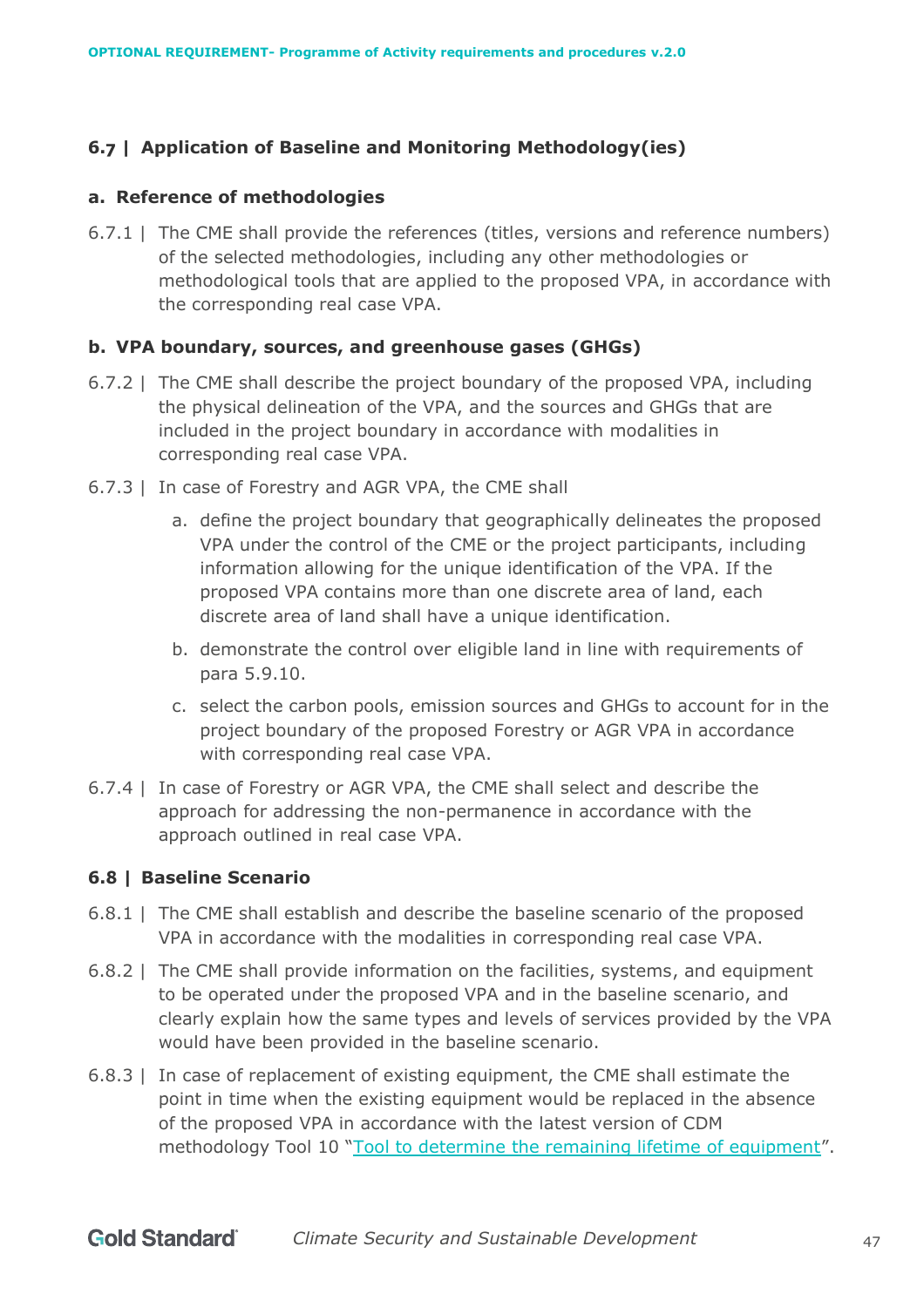## 6.7 | Application of Baseline and Monitoring Methodology(ies)

### a. Reference of methodologies

6.7.1 | The CME shall provide the references (titles, versions and reference numbers) of the selected methodologies, including any other methodologies or methodological tools that are applied to the proposed VPA, in accordance with the corresponding real case VPA.

### b. VPA boundary, sources, and greenhouse gases (GHGs)

6.7.2 | The CME shall describe the project boundary of the proposed VPA, including the physical delineation of the VPA, and the sources and GHGs that are included in the project boundary in accordance with modalities in corresponding real case VPA.

6.7.3 | In case of Forestry and AGR VPA, the CME shall

a. define the project boundary that geographically delineates the proposed VPA under the control of the CME or the project participants, including information allowing for the unique identification of the VPA. If the proposed VPA contains more than one discrete area of land, each discrete area of land shall have a unique identification.

b. demonstrate the control over eligible land in line with requirements of para 5.9.10.

c. select the carbon pools, emission sources and GHGs to account for in the project boundary of the proposed Forestry or AGR VPA in accordance with corresponding real case VPA.

6.7.4 | In case of Forestry or AGR VPA, the CME shall select and describe the approach for addressing the non-permanence in accordance with the approach outlined in real case VPA.

## 6.8 | Baseline Scenario

6.8.1 | The CME shall establish and describe the baseline scenario of the proposed VPA in accordance with the modalities in corresponding real case VPA.

6.8.2 | The CME shall provide information on the facilities, systems, and equipment to be operated under the proposed VPA and in the baseline scenario, and clearly explain how the same types and levels of services provided by the VPA would have been provided in the baseline scenario.

6.8.3 | In case of replacement of existing equipment, the CME shall estimate the point in time when the existing equipment would be replaced in the absence of the proposed VPA in accordance with the latest version of CDM methodology Tool 10 "Tool to determine the remaining lifetime of equipment".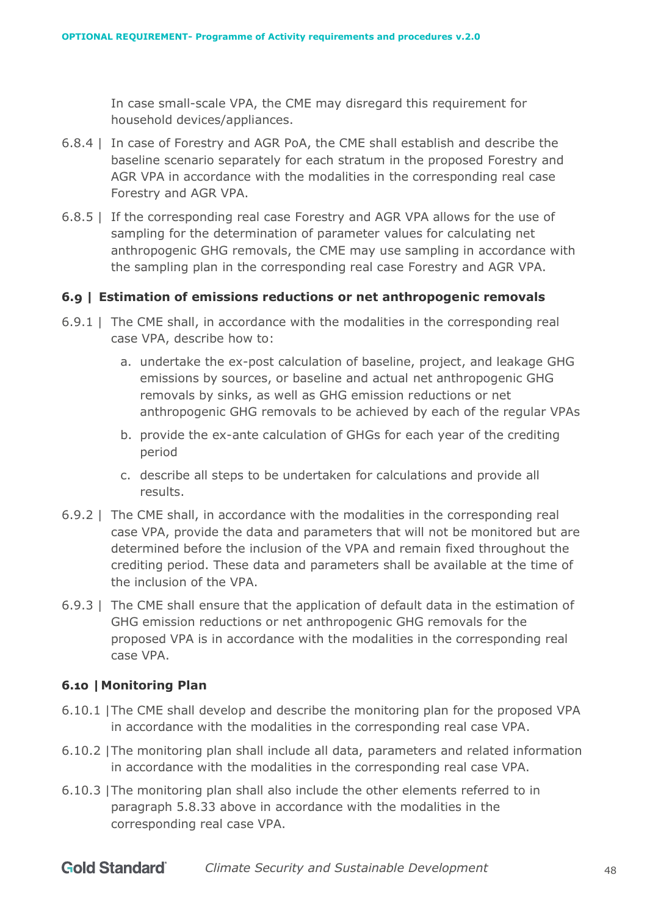In case small-scale VPA, the CME may disregard this requirement for household devices/appliances.

6.8.4 | In case of Forestry and AGR PoA, the CME shall establish and describe the baseline scenario separately for each stratum in the proposed Forestry and AGR VPA in accordance with the modalities in the corresponding real case Forestry and AGR VPA.

6.8.5 | If the corresponding real case Forestry and AGR VPA allows for the use of sampling for the determination of parameter values for calculating net anthropogenic GHG removals, the CME may use sampling in accordance with the sampling plan in the corresponding real case Forestry and AGR VPA.

### 6.9 | Estimation of emissions reductions or net anthropogenic removals

6.9.1 | The CME shall, in accordance with the modalities in the corresponding real case VPA, describe how to:

a. undertake the ex-post calculation of baseline, project, and leakage GHG emissions by sources, or baseline and actual net anthropogenic GHG removals by sinks, as well as GHG emission reductions or net anthropogenic GHG removals to be achieved by each of the regular VPAs

b. provide the ex-ante calculation of GHGs for each year of the crediting period

c. describe all steps to be undertaken for calculations and provide all results.

6.9.2 | The CME shall, in accordance with the modalities in the corresponding real case VPA, provide the data and parameters that will not be monitored but are determined before the inclusion of the VPA and remain fixed throughout the crediting period. These data and parameters shall be available at the time of the inclusion of the VPA.

6.9.3 | The CME shall ensure that the application of default data in the estimation of GHG emission reductions or net anthropogenic GHG removals for the proposed VPA is in accordance with the modalities in the corresponding real case VPA.

### 6.10 | Monitoring Plan

6.10.1 | The CME shall develop and describe the monitoring plan for the proposed VPA in accordance with the modalities in the corresponding real case VPA.

6.10.2 | The monitoring plan shall include all data, parameters and related information in accordance with the modalities in the corresponding real case VPA.

6.10.3 | The monitoring plan shall also include the other elements referred to in paragraph 5.8.33 above in accordance with the modalities in the corresponding real case VPA.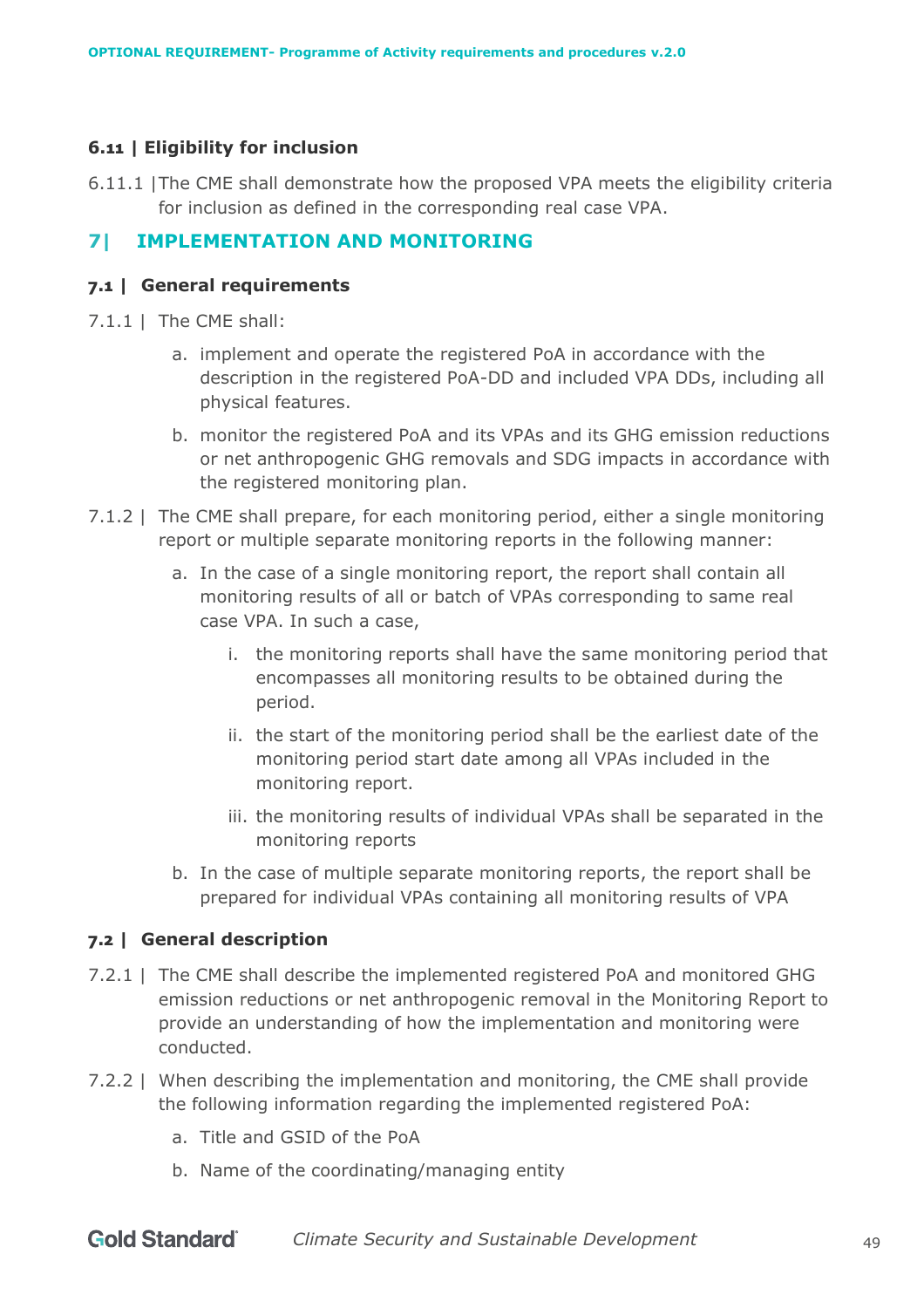### 6.11 | Eligibility for inclusion

6.11.1 |The CME shall demonstrate how the proposed VPA meets the eligibility criteria for inclusion as defined in the corresponding real case VPA.

## 7| IMPLEMENTATION AND MONITORING

### 7.1 | General requirements

7.1.1 | The CME shall:

a. implement and operate the registered PoA in accordance with the description in the registered PoA-DD and included VPA DDs, including all physical features.

b. monitor the registered PoA and its VPAs and its GHG emission reductions or net anthropogenic GHG removals and SDG impacts in accordance with the registered monitoring plan.

7.1.2 | The CME shall prepare, for each monitoring period, either a single monitoring report or multiple separate monitoring reports in the following manner:

a. In the case of a single monitoring report, the report shall contain all monitoring results of all or batch of VPAs corresponding to same real case VPA. In such a case,

   i. the monitoring reports shall have the same monitoring period that encompasses all monitoring results to be obtained during the period.

   ii. the start of the monitoring period shall be the earliest date of the monitoring period start date among all VPAs included in the monitoring report.

   iii. the monitoring results of individual VPAs shall be separated in the monitoring reports

b. In the case of multiple separate monitoring reports, the report shall be prepared for individual VPAs containing all monitoring results of VPA

### 7.2 | General description

7.2.1 | The CME shall describe the implemented registered PoA and monitored GHG emission reductions or net anthropogenic removal in the Monitoring Report to provide an understanding of how the implementation and monitoring were conducted.

7.2.2 | When describing the implementation and monitoring, the CME shall provide the following information regarding the implemented registered PoA:

a. Title and GSID of the PoA

b. Name of the coordinating/managing entity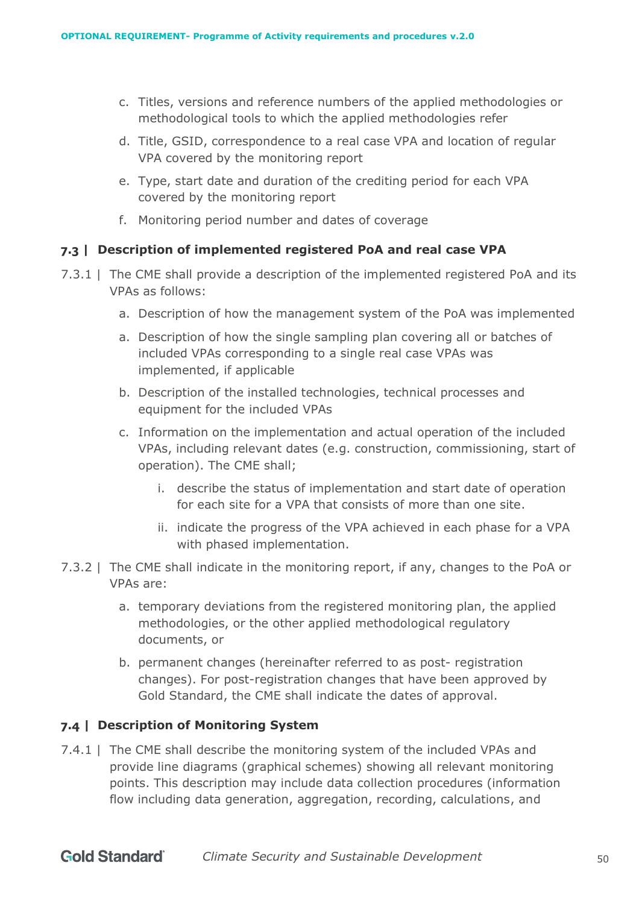c. Titles, versions and reference numbers of the applied methodologies or methodological tools to which the applied methodologies refer

d. Title, GSID, correspondence to a real case VPA and location of regular VPA covered by the monitoring report

e. Type, start date and duration of the crediting period for each VPA covered by the monitoring report

f. Monitoring period number and dates of coverage

## 7.3 | Description of implemented registered PoA and real case VPA

7.3.1 | The CME shall provide a description of the implemented registered PoA and its VPAs as follows:

a. Description of how the management system of the PoA was implemented

a. Description of how the single sampling plan covering all or batches of included VPAs corresponding to a single real case VPAs was implemented, if applicable

b. Description of the installed technologies, technical processes and equipment for the included VPAs

c. Information on the implementation and actual operation of the included VPAs, including relevant dates (e.g. construction, commissioning, start of operation). The CME shall;

   i. describe the status of implementation and start date of operation for each site for a VPA that consists of more than one site.

   ii. indicate the progress of the VPA achieved in each phase for a VPA with phased implementation.

7.3.2 | The CME shall indicate in the monitoring report, if any, changes to the PoA or VPAs are:

a. temporary deviations from the registered monitoring plan, the applied methodologies, or the other applied methodological regulatory documents, or

b. permanent changes (hereinafter referred to as post- registration changes). For post-registration changes that have been approved by Gold Standard, the CME shall indicate the dates of approval.

## 7.4 | Description of Monitoring System

7.4.1 | The CME shall describe the monitoring system of the included VPAs and provide line diagrams (graphical schemes) showing all relevant monitoring points. This description may include data collection procedures (information flow including data generation, aggregation, recording, calculations, and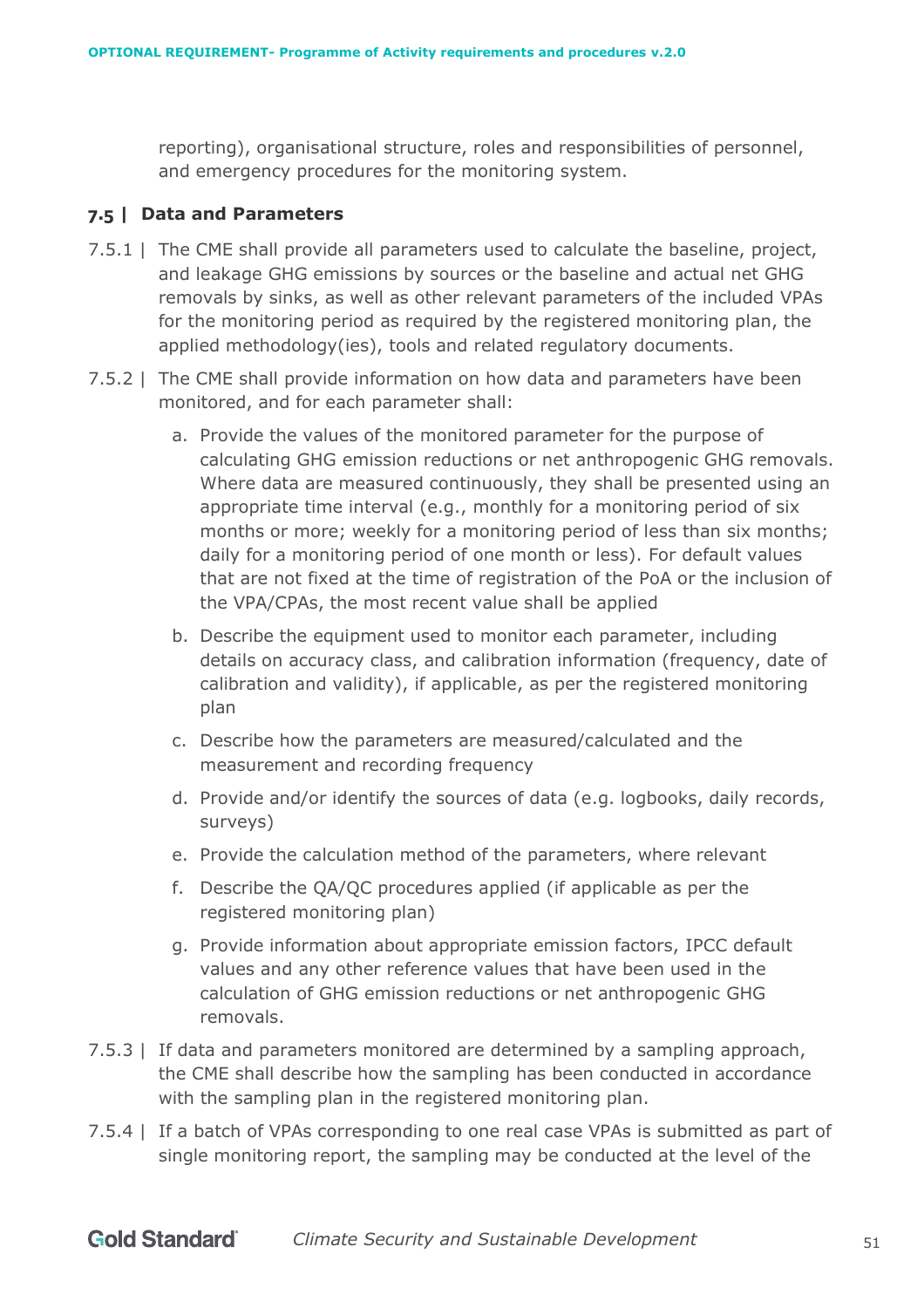reporting), organisational structure, roles and responsibilities of personnel, and emergency procedures for the monitoring system.

### 7.5 | Data and Parameters

7.5.1 | The CME shall provide all parameters used to calculate the baseline, project, and leakage GHG emissions by sources or the baseline and actual net GHG removals by sinks, as well as other relevant parameters of the included VPAs for the monitoring period as required by the registered monitoring plan, the applied methodology(ies), tools and related regulatory documents.

7.5.2 | The CME shall provide information on how data and parameters have been monitored, and for each parameter shall:

a. Provide the values of the monitored parameter for the purpose of calculating GHG emission reductions or net anthropogenic GHG removals. Where data are measured continuously, they shall be presented using an appropriate time interval (e.g., monthly for a monitoring period of six months or more; weekly for a monitoring period of less than six months; daily for a monitoring period of one month or less). For default values that are not fixed at the time of registration of the PoA or the inclusion of the VPA/CPAs, the most recent value shall be applied

b. Describe the equipment used to monitor each parameter, including details on accuracy class, and calibration information (frequency, date of calibration and validity), if applicable, as per the registered monitoring plan

c. Describe how the parameters are measured/calculated and the measurement and recording frequency

d. Provide and/or identify the sources of data (e.g. logbooks, daily records, surveys)

e. Provide the calculation method of the parameters, where relevant

f. Describe the QA/QC procedures applied (if applicable as per the registered monitoring plan)

g. Provide information about appropriate emission factors, IPCC default values and any other reference values that have been used in the calculation of GHG emission reductions or net anthropogenic GHG removals.

7.5.3 | If data and parameters monitored are determined by a sampling approach, the CME shall describe how the sampling has been conducted in accordance with the sampling plan in the registered monitoring plan.

7.5.4 | If a batch of VPAs corresponding to one real case VPAs is submitted as part of single monitoring report, the sampling may be conducted at the level of the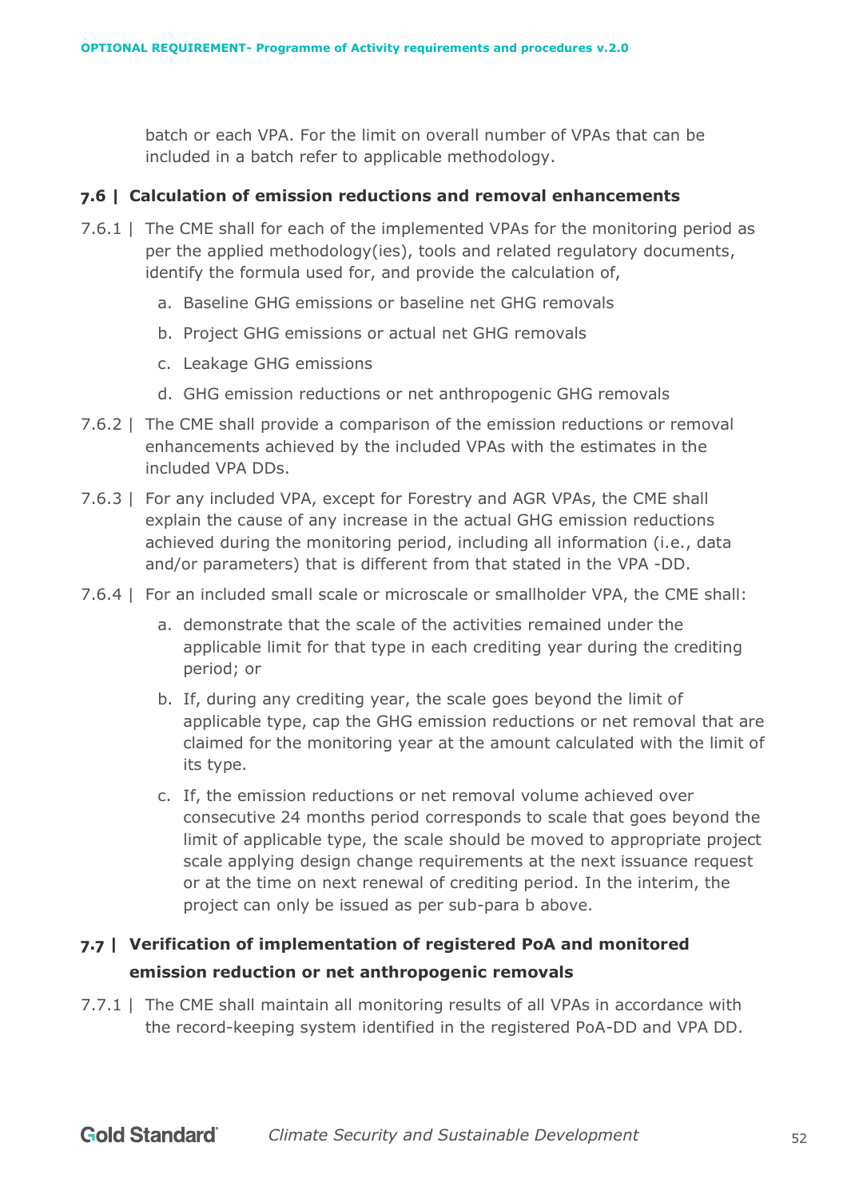batch or each VPA. For the limit on overall number of VPAs that can be included in a batch refer to applicable methodology.

## 7.6 | Calculation of emission reductions and removal enhancements

7.6.1 | The CME shall for each of the implemented VPAs for the monitoring period as per the applied methodology(ies), tools and related regulatory documents, identify the formula used for, and provide the calculation of,

a. Baseline GHG emissions or baseline net GHG removals

b. Project GHG emissions or actual net GHG removals

c. Leakage GHG emissions

d. GHG emission reductions or net anthropogenic GHG removals

7.6.2 | The CME shall provide a comparison of the emission reductions or removal enhancements achieved by the included VPAs with the estimates in the included VPA DDs.

7.6.3 | For any included VPA, except for Forestry and AGR VPAs, the CME shall explain the cause of any increase in the actual GHG emission reductions achieved during the monitoring period, including all information (i.e., data and/or parameters) that is different from that stated in the VPA -DD.

7.6.4 | For an included small scale or microscale or smallholder VPA, the CME shall:

a. demonstrate that the scale of the activities remained under the applicable limit for that type in each crediting year during the crediting period; or

b. If, during any crediting year, the scale goes beyond the limit of applicable type, cap the GHG emission reductions or net removal that are claimed for the monitoring year at the amount calculated with the limit of its type.

c. If, the emission reductions or net removal volume achieved over consecutive 24 months period corresponds to scale that goes beyond the limit of applicable type, the scale should be moved to appropriate project scale applying design change requirements at the next issuance request or at the time on next renewal of crediting period. In the interim, the project can only be issued as per sub-para b above.

## 7.7 | Verification of implementation of registered PoA and monitored emission reduction or net anthropogenic removals

7.7.1 | The CME shall maintain all monitoring results of all VPAs in accordance with the record-keeping system identified in the registered PoA-DD and VPA DD.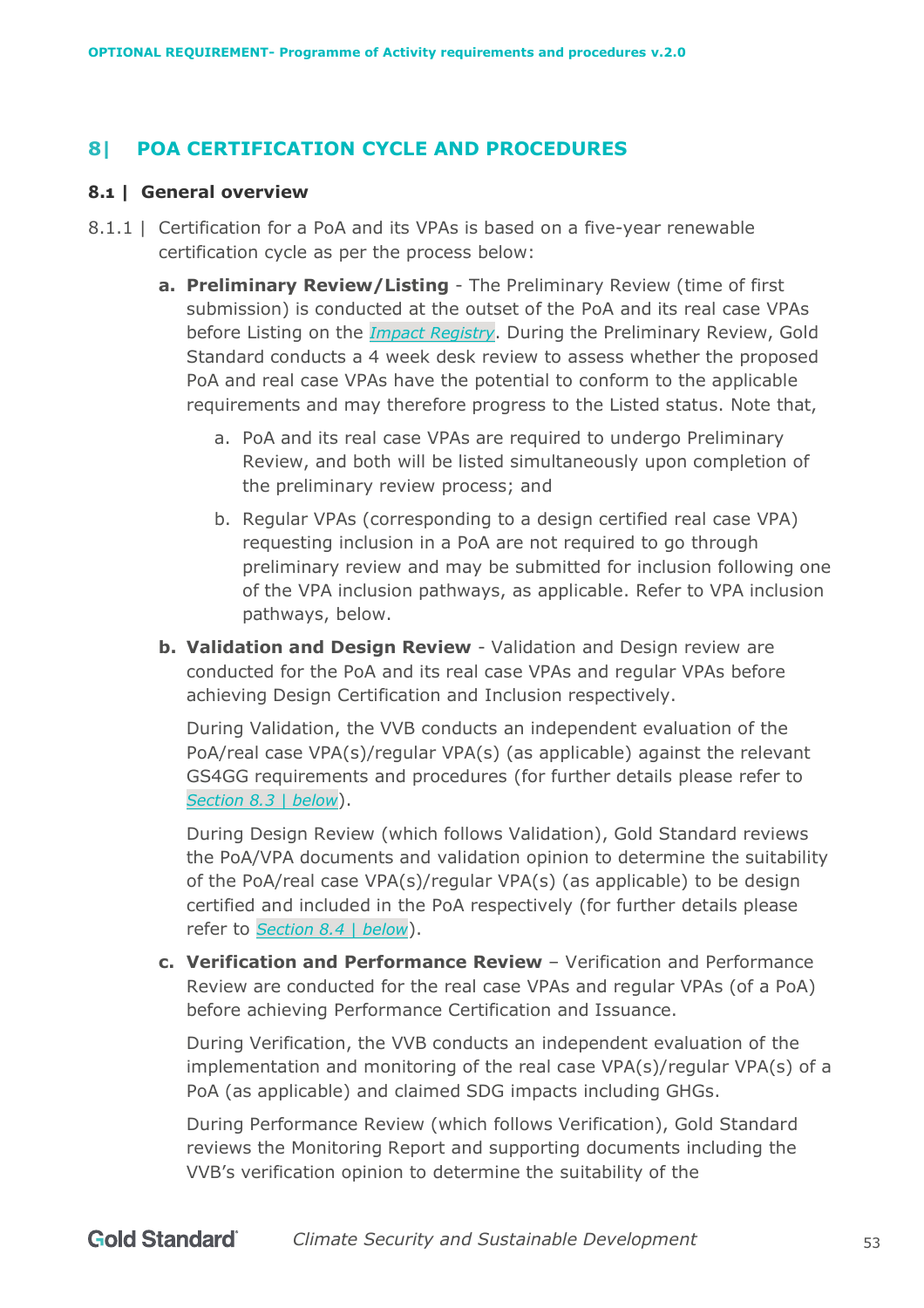## 8| POA CERTIFICATION CYCLE AND PROCEDURES

### 8.1 | General overview

8.1.1 | Certification for a PoA and its VPAs is based on a five-year renewable certification cycle as per the process below:

- **a. Preliminary Review/Listing** - The Preliminary Review (time of first submission) is conducted at the outset of the PoA and its real case VPAs before Listing on the *Impact Registry*. During the Preliminary Review, Gold Standard conducts a 4 week desk review to assess whether the proposed PoA and real case VPAs have the potential to conform to the applicable requirements and may therefore progress to the Listed status. Note that,

  - a. PoA and its real case VPAs are required to undergo Preliminary Review, and both will be listed simultaneously upon completion of the preliminary review process; and

  - b. Regular VPAs (corresponding to a design certified real case VPA) requesting inclusion in a PoA are not required to go through preliminary review and may be submitted for inclusion following one of the VPA inclusion pathways, as applicable. Refer to VPA inclusion pathways, below.

- **b. Validation and Design Review** - Validation and Design review are conducted for the PoA and its real case VPAs and regular VPAs before achieving Design Certification and Inclusion respectively.

  During Validation, the VVB conducts an independent evaluation of the PoA/real case VPA(s)/regular VPA(s) (as applicable) against the relevant GS4GG requirements and procedures (for further details please refer to *Section 8.3 | below*).

  During Design Review (which follows Validation), Gold Standard reviews the PoA/VPA documents and validation opinion to determine the suitability of the PoA/real case VPA(s)/regular VPA(s) (as applicable) to be design certified and included in the PoA respectively (for further details please refer to *Section 8.4 | below*).

- **c. Verification and Performance Review** – Verification and Performance Review are conducted for the real case VPAs and regular VPAs (of a PoA) before achieving Performance Certification and Issuance.

  During Verification, the VVB conducts an independent evaluation of the implementation and monitoring of the real case VPA(s)/regular VPA(s) of a PoA (as applicable) and claimed SDG impacts including GHGs.

  During Performance Review (which follows Verification), Gold Standard reviews the Monitoring Report and supporting documents including the VVB's verification opinion to determine the suitability of the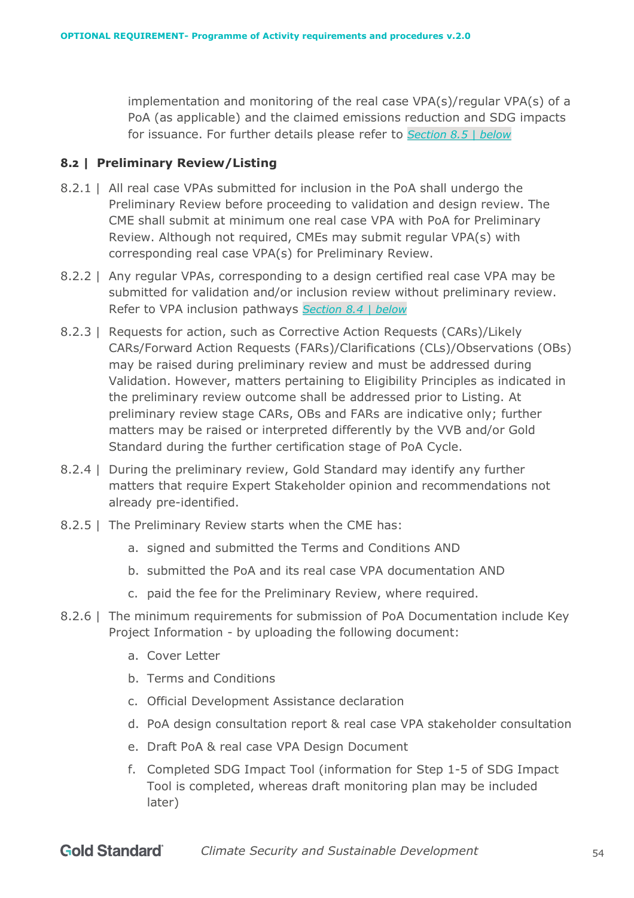implementation and monitoring of the real case VPA(s)/regular VPA(s) of a PoA (as applicable) and the claimed emissions reduction and SDG impacts for issuance. For further details please refer to *Section 8.5 | below*

### 8.2 | Preliminary Review/Listing

8.2.1 | All real case VPAs submitted for inclusion in the PoA shall undergo the Preliminary Review before proceeding to validation and design review. The CME shall submit at minimum one real case VPA with PoA for Preliminary Review. Although not required, CMEs may submit regular VPA(s) with corresponding real case VPA(s) for Preliminary Review.

8.2.2 | Any regular VPAs, corresponding to a design certified real case VPA may be submitted for validation and/or inclusion review without preliminary review. Refer to VPA inclusion pathways *Section 8.4 | below*

8.2.3 | Requests for action, such as Corrective Action Requests (CARs)/Likely CARs/Forward Action Requests (FARs)/Clarifications (CLs)/Observations (OBs) may be raised during preliminary review and must be addressed during Validation. However, matters pertaining to Eligibility Principles as indicated in the preliminary review outcome shall be addressed prior to Listing. At preliminary review stage CARs, OBs and FARs are indicative only; further matters may be raised or interpreted differently by the VVB and/or Gold Standard during the further certification stage of PoA Cycle.

8.2.4 | During the preliminary review, Gold Standard may identify any further matters that require Expert Stakeholder opinion and recommendations not already pre-identified.

8.2.5 | The Preliminary Review starts when the CME has:

a. signed and submitted the Terms and Conditions AND
b. submitted the PoA and its real case VPA documentation AND
c. paid the fee for the Preliminary Review, where required.

8.2.6 | The minimum requirements for submission of PoA Documentation include Key Project Information - by uploading the following document:

a. Cover Letter
b. Terms and Conditions
c. Official Development Assistance declaration
d. PoA design consultation report & real case VPA stakeholder consultation
e. Draft PoA & real case VPA Design Document
f. Completed SDG Impact Tool (information for Step 1-5 of SDG Impact Tool is completed, whereas draft monitoring plan may be included later)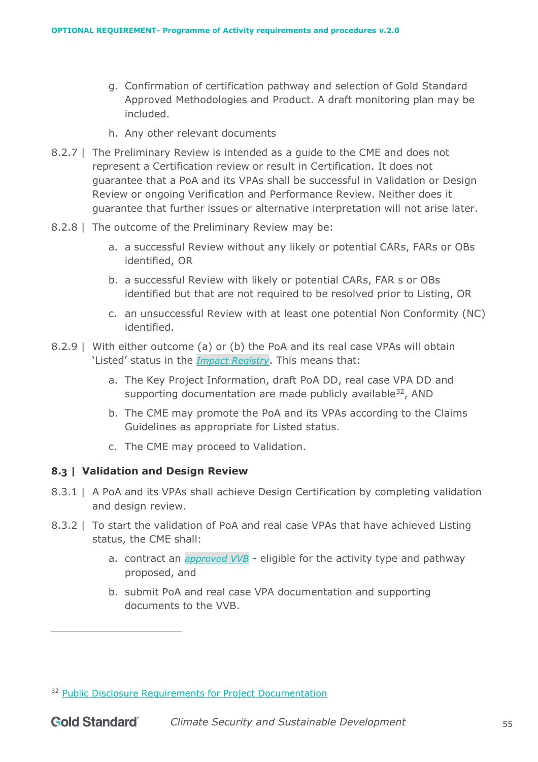g. Confirmation of certification pathway and selection of Gold Standard Approved Methodologies and Product. A draft monitoring plan may be included.

h. Any other relevant documents

8.2.7 | The Preliminary Review is intended as a guide to the CME and does not represent a Certification review or result in Certification. It does not guarantee that a PoA and its VPAs shall be successful in Validation or Design Review or ongoing Verification and Performance Review. Neither does it guarantee that further issues or alternative interpretation will not arise later.

8.2.8 | The outcome of the Preliminary Review may be:

a. a successful Review without any likely or potential CARs, FARs or OBs identified, OR

b. a successful Review with likely or potential CARs, FAR s or OBs identified but that are not required to be resolved prior to Listing, OR

c. an unsuccessful Review with at least one potential Non Conformity (NC) identified.

8.2.9 | With either outcome (a) or (b) the PoA and its real case VPAs will obtain 'Listed' status in the *Impact Registry*. This means that:

a. The Key Project Information, draft PoA DD, real case VPA DD and supporting documentation are made publicly available[32], AND

b. The CME may promote the PoA and its VPAs according to the Claims Guidelines as appropriate for Listed status.

c. The CME may proceed to Validation.

### 8.3 | Validation and Design Review

8.3.1 | A PoA and its VPAs shall achieve Design Certification by completing validation and design review.

8.3.2 | To start the validation of PoA and real case VPAs that have achieved Listing status, the CME shall:

a. contract an *approved VVB* - eligible for the activity type and pathway proposed, and

b. submit PoA and real case VPA documentation and supporting documents to the VVB.

[32] Public Disclosure Requirements for Project Documentation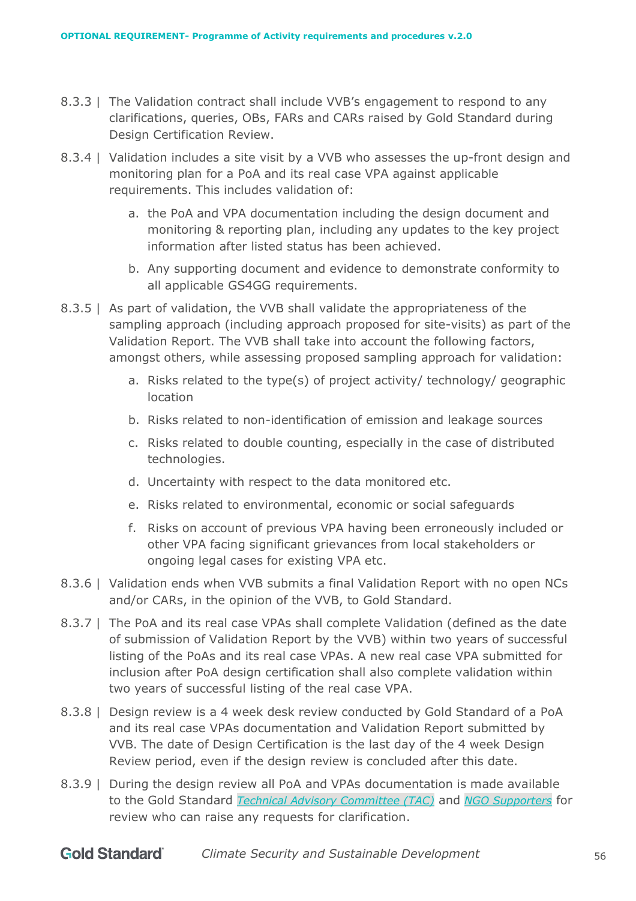8.3.3 | The Validation contract shall include VVB's engagement to respond to any clarifications, queries, OBs, FARs and CARs raised by Gold Standard during Design Certification Review.

8.3.4 | Validation includes a site visit by a VVB who assesses the up-front design and monitoring plan for a PoA and its real case VPA against applicable requirements. This includes validation of:

   a. the PoA and VPA documentation including the design document and monitoring & reporting plan, including any updates to the key project information after listed status has been achieved.

   b. Any supporting document and evidence to demonstrate conformity to all applicable GS4GG requirements.

8.3.5 | As part of validation, the VVB shall validate the appropriateness of the sampling approach (including approach proposed for site-visits) as part of the Validation Report. The VVB shall take into account the following factors, amongst others, while assessing proposed sampling approach for validation:

   a. Risks related to the type(s) of project activity/ technology/ geographic location

   b. Risks related to non-identification of emission and leakage sources

   c. Risks related to double counting, especially in the case of distributed technologies.

   d. Uncertainty with respect to the data monitored etc.

   e. Risks related to environmental, economic or social safeguards

   f. Risks on account of previous VPA having been erroneously included or other VPA facing significant grievances from local stakeholders or ongoing legal cases for existing VPA etc.

8.3.6 | Validation ends when VVB submits a final Validation Report with no open NCs and/or CARs, in the opinion of the VVB, to Gold Standard.

8.3.7 | The PoA and its real case VPAs shall complete Validation (defined as the date of submission of Validation Report by the VVB) within two years of successful listing of the PoAs and its real case VPAs. A new real case VPA submitted for inclusion after PoA design certification shall also complete validation within two years of successful listing of the real case VPA.

8.3.8 | Design review is a 4 week desk review conducted by Gold Standard of a PoA and its real case VPAs documentation and Validation Report submitted by VVB. The date of Design Certification is the last day of the 4 week Design Review period, even if the design review is concluded after this date.

8.3.9 | During the design review all PoA and VPAs documentation is made available to the Gold Standard *Technical Advisory Committee (TAC)* and *NGO Supporters* for review who can raise any requests for clarification.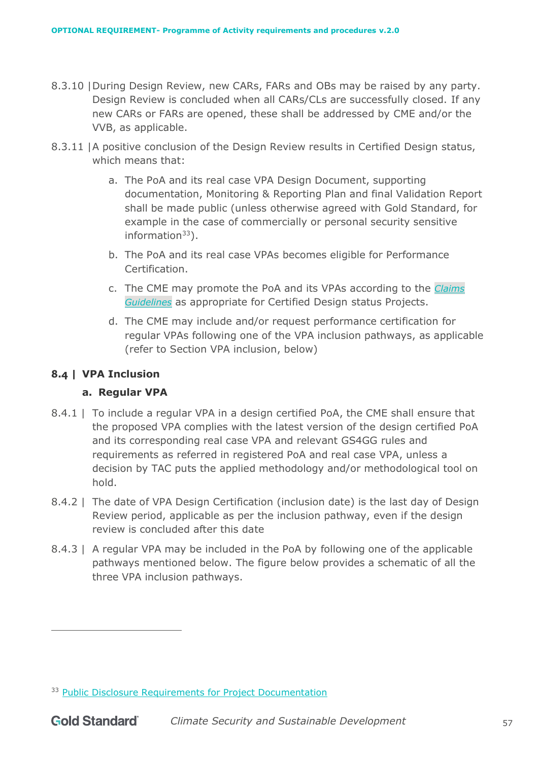8.3.10 | During Design Review, new CARs, FARs and OBs may be raised by any party. Design Review is concluded when all CARs/CLs are successfully closed. If any new CARs or FARs are opened, these shall be addressed by CME and/or the VVB, as applicable.

8.3.11 | A positive conclusion of the Design Review results in Certified Design status, which means that:

a. The PoA and its real case VPA Design Document, supporting documentation, Monitoring & Reporting Plan and final Validation Report shall be made public (unless otherwise agreed with Gold Standard, for example in the case of commercially or personal security sensitive information[33]).

b. The PoA and its real case VPAs becomes eligible for Performance Certification.

c. The CME may promote the PoA and its VPAs according to the *Claims Guidelines* as appropriate for Certified Design status Projects.

d. The CME may include and/or request performance certification for regular VPAs following one of the VPA inclusion pathways, as applicable (refer to Section VPA inclusion, below)

## 8.4 | VPA Inclusion

### a. Regular VPA

8.4.1 | To include a regular VPA in a design certified PoA, the CME shall ensure that the proposed VPA complies with the latest version of the design certified PoA and its corresponding real case VPA and relevant GS4GG rules and requirements as referred in registered PoA and real case VPA, unless a decision by TAC puts the applied methodology and/or methodological tool on hold.

8.4.2 | The date of VPA Design Certification (inclusion date) is the last day of Design Review period, applicable as per the inclusion pathway, even if the design review is concluded after this date

8.4.3 | A regular VPA may be included in the PoA by following one of the applicable pathways mentioned below. The figure below provides a schematic of all the three VPA inclusion pathways.

[33] Public Disclosure Requirements for Project Documentation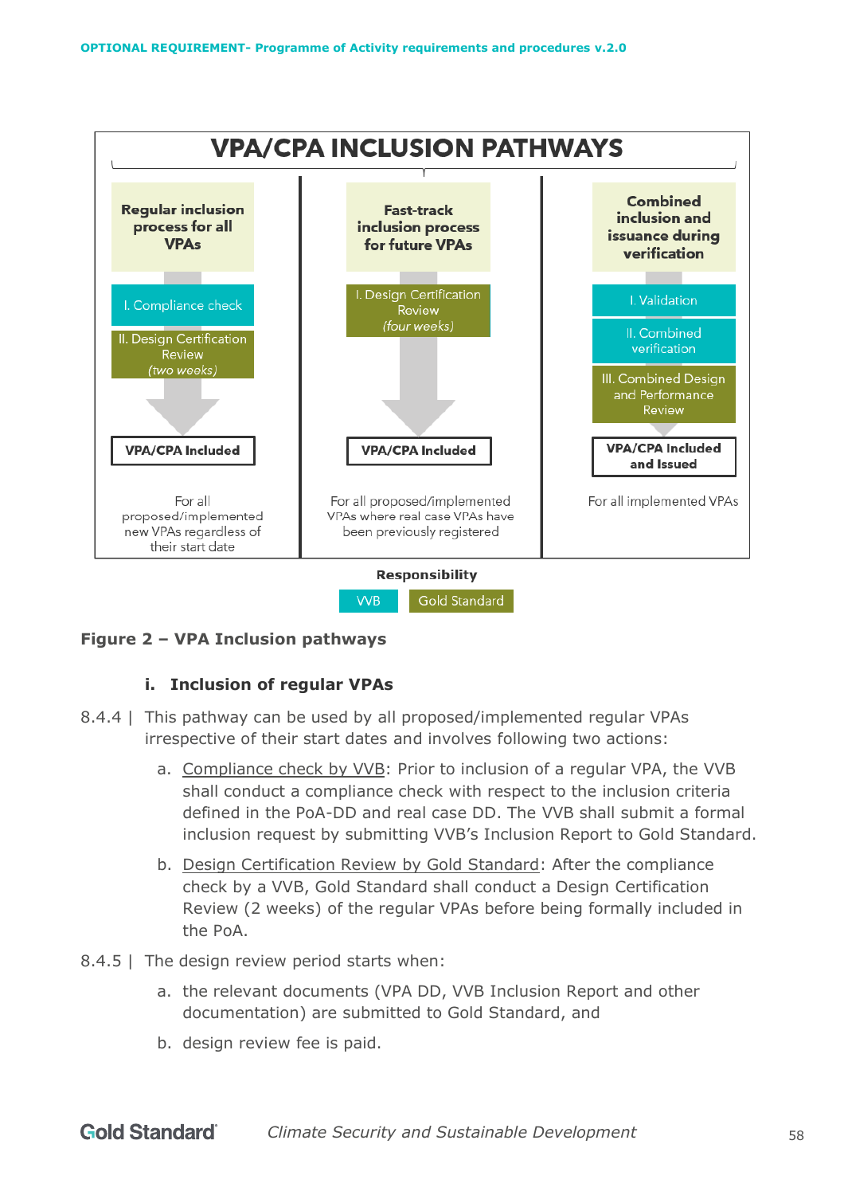VPA/CPA INCLUSION PATHWAYS

| Regular inclusion process for all VPAs | Fast-track inclusion process for future VPAs | Combined inclusion and issuance during verification |
|---|---|---|
| I. Compliance check | I. Design Certification Review (four weeks) | I. Validation |
| II. Design Certification Review (two weeks) | | II. Combined verification |
| | | III. Combined Design and Performance Review |
| VPA/CPA Included | VPA/CPA Included | VPA/CPA Included and Issued |
| For all proposed/implemented new VPAs regardless of their start date | For all proposed/implemented VPAs where real case VPAs have been previously registered | For all implemented VPAs |

Responsibility: VVB, Gold Standard

**Figure 2 – VPA Inclusion pathways**

#### i. Inclusion of regular VPAs

8.4.4 | This pathway can be used by all proposed/implemented regular VPAs irrespective of their start dates and involves following two actions:

a. Compliance check by VVB: Prior to inclusion of a regular VPA, the VVB shall conduct a compliance check with respect to the inclusion criteria defined in the PoA-DD and real case DD. The VVB shall submit a formal inclusion request by submitting VVB's Inclusion Report to Gold Standard.

b. Design Certification Review by Gold Standard: After the compliance check by a VVB, Gold Standard shall conduct a Design Certification Review (2 weeks) of the regular VPAs before being formally included in the PoA.

8.4.5 | The design review period starts when:

a. the relevant documents (VPA DD, VVB Inclusion Report and other documentation) are submitted to Gold Standard, and

b. design review fee is paid.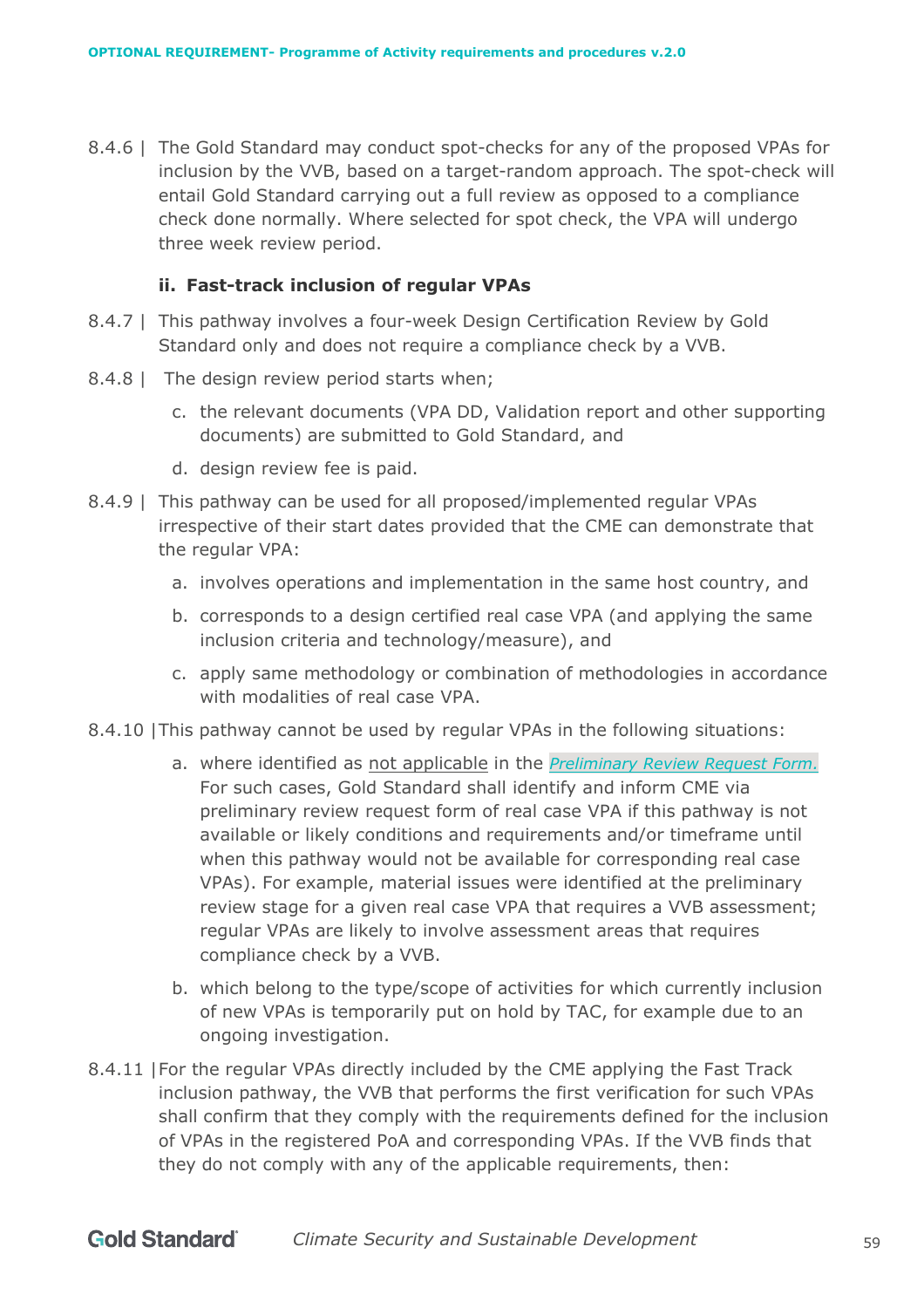8.4.6 | The Gold Standard may conduct spot-checks for any of the proposed VPAs for inclusion by the VVB, based on a target-random approach. The spot-check will entail Gold Standard carrying out a full review as opposed to a compliance check done normally. Where selected for spot check, the VPA will undergo three week review period.

#### ii. Fast-track inclusion of regular VPAs

8.4.7 | This pathway involves a four-week Design Certification Review by Gold Standard only and does not require a compliance check by a VVB.

8.4.8 | The design review period starts when;

c. the relevant documents (VPA DD, Validation report and other supporting documents) are submitted to Gold Standard, and

d. design review fee is paid.

8.4.9 | This pathway can be used for all proposed/implemented regular VPAs irrespective of their start dates provided that the CME can demonstrate that the regular VPA:

a. involves operations and implementation in the same host country, and

b. corresponds to a design certified real case VPA (and applying the same inclusion criteria and technology/measure), and

c. apply same methodology or combination of methodologies in accordance with modalities of real case VPA.

8.4.10 | This pathway cannot be used by regular VPAs in the following situations:

a. where identified as not applicable in the *Preliminary Review Request Form.* For such cases, Gold Standard shall identify and inform CME via preliminary review request form of real case VPA if this pathway is not available or likely conditions and requirements and/or timeframe until when this pathway would not be available for corresponding real case VPAs). For example, material issues were identified at the preliminary review stage for a given real case VPA that requires a VVB assessment; regular VPAs are likely to involve assessment areas that requires compliance check by a VVB.

b. which belong to the type/scope of activities for which currently inclusion of new VPAs is temporarily put on hold by TAC, for example due to an ongoing investigation.

8.4.11 | For the regular VPAs directly included by the CME applying the Fast Track inclusion pathway, the VVB that performs the first verification for such VPAs shall confirm that they comply with the requirements defined for the inclusion of VPAs in the registered PoA and corresponding VPAs. If the VVB finds that they do not comply with any of the applicable requirements, then: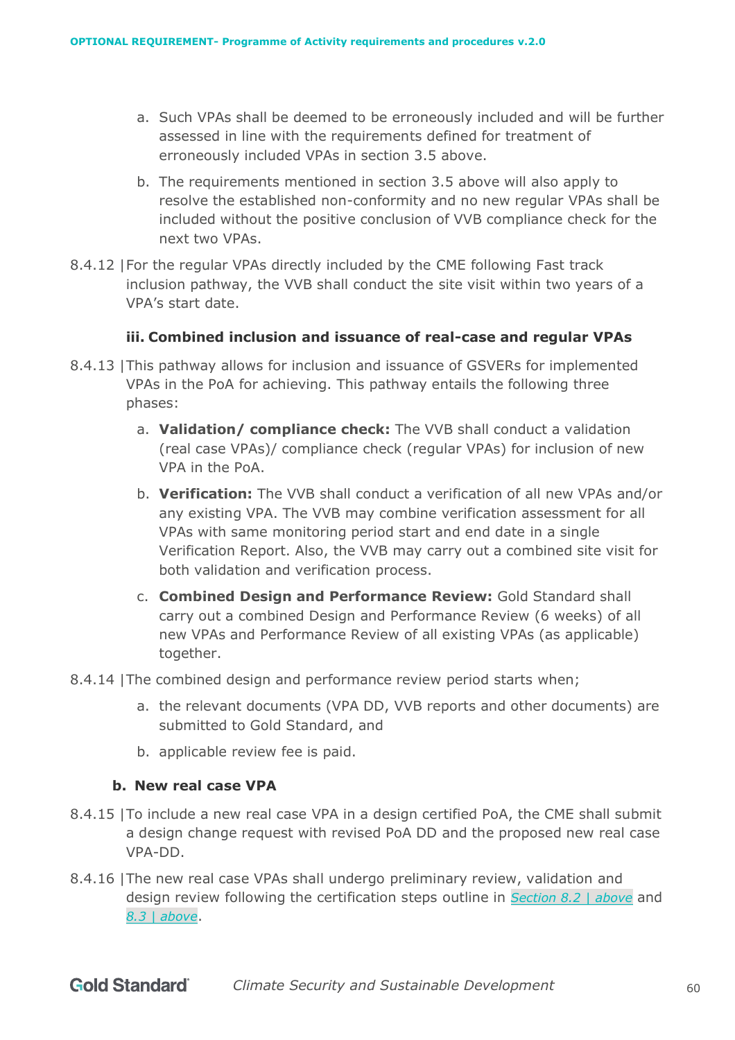a. Such VPAs shall be deemed to be erroneously included and will be further assessed in line with the requirements defined for treatment of erroneously included VPAs in section 3.5 above.

b. The requirements mentioned in section 3.5 above will also apply to resolve the established non-conformity and no new regular VPAs shall be included without the positive conclusion of VVB compliance check for the next two VPAs.

8.4.12 | For the regular VPAs directly included by the CME following Fast track inclusion pathway, the VVB shall conduct the site visit within two years of a VPA's start date.

#### iii. Combined inclusion and issuance of real-case and regular VPAs

8.4.13 | This pathway allows for inclusion and issuance of GSVERs for implemented VPAs in the PoA for achieving. This pathway entails the following three phases:

a. **Validation/ compliance check:** The VVB shall conduct a validation (real case VPAs)/ compliance check (regular VPAs) for inclusion of new VPA in the PoA.

b. **Verification:** The VVB shall conduct a verification of all new VPAs and/or any existing VPA. The VVB may combine verification assessment for all VPAs with same monitoring period start and end date in a single Verification Report. Also, the VVB may carry out a combined site visit for both validation and verification process.

c. **Combined Design and Performance Review:** Gold Standard shall carry out a combined Design and Performance Review (6 weeks) of all new VPAs and Performance Review of all existing VPAs (as applicable) together.

8.4.14 | The combined design and performance review period starts when;

a. the relevant documents (VPA DD, VVB reports and other documents) are submitted to Gold Standard, and

b. applicable review fee is paid.

### b. New real case VPA

8.4.15 | To include a new real case VPA in a design certified PoA, the CME shall submit a design change request with revised PoA DD and the proposed new real case VPA-DD.

8.4.16 | The new real case VPAs shall undergo preliminary review, validation and design review following the certification steps outline in *Section 8.2 | above* and *8.3 | above*.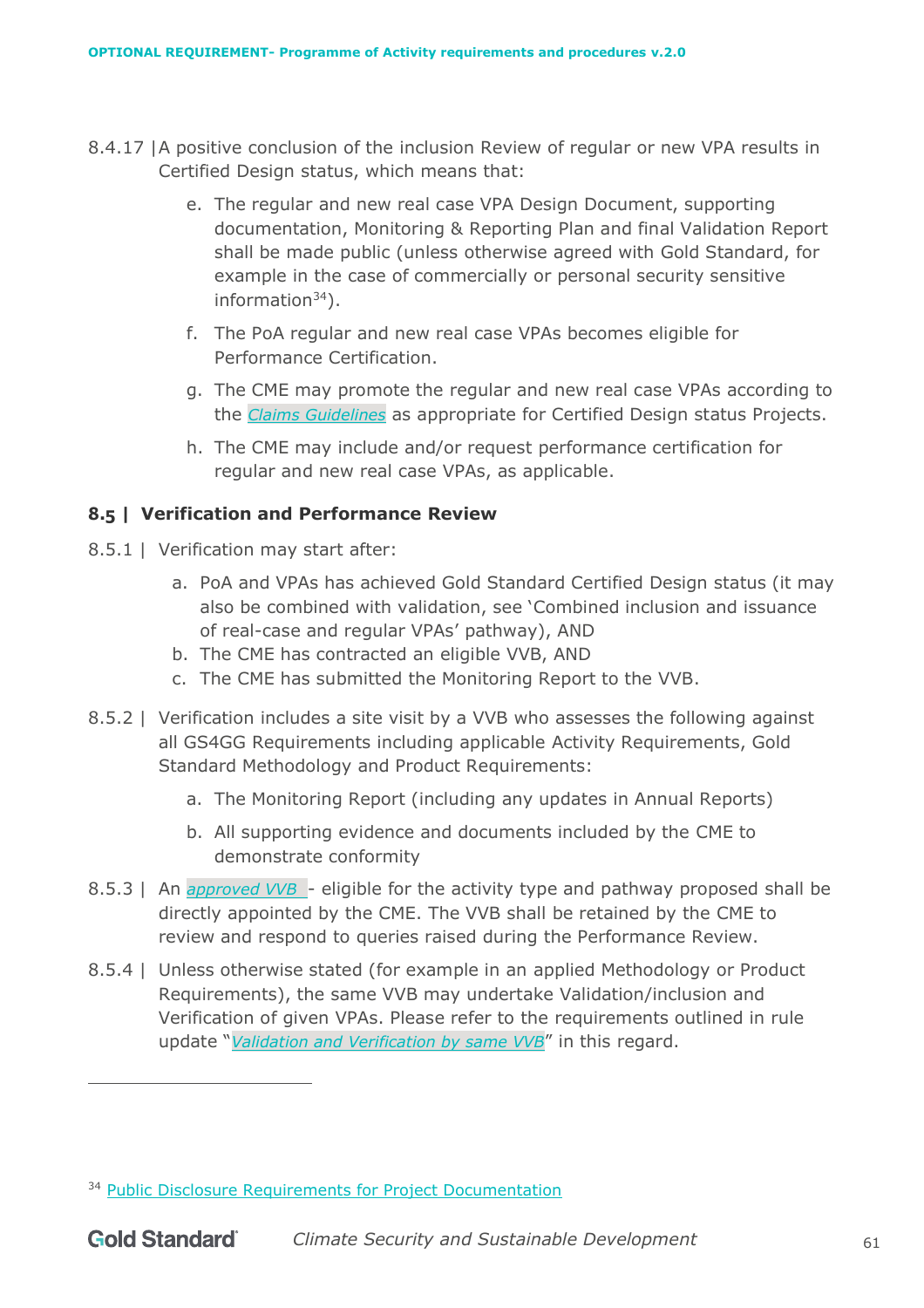8.4.17 | A positive conclusion of the inclusion Review of regular or new VPA results in Certified Design status, which means that:

e. The regular and new real case VPA Design Document, supporting documentation, Monitoring & Reporting Plan and final Validation Report shall be made public (unless otherwise agreed with Gold Standard, for example in the case of commercially or personal security sensitive information[34]).

f. The PoA regular and new real case VPAs becomes eligible for Performance Certification.

g. The CME may promote the regular and new real case VPAs according to the *Claims Guidelines* as appropriate for Certified Design status Projects.

h. The CME may include and/or request performance certification for regular and new real case VPAs, as applicable.

### 8.5 | Verification and Performance Review

8.5.1 | Verification may start after:

a. PoA and VPAs has achieved Gold Standard Certified Design status (it may also be combined with validation, see 'Combined inclusion and issuance of real-case and regular VPAs' pathway), AND
b. The CME has contracted an eligible VVB, AND
c. The CME has submitted the Monitoring Report to the VVB.

8.5.2 | Verification includes a site visit by a VVB who assesses the following against all GS4GG Requirements including applicable Activity Requirements, Gold Standard Methodology and Product Requirements:

a. The Monitoring Report (including any updates in Annual Reports)

b. All supporting evidence and documents included by the CME to demonstrate conformity

8.5.3 | An *approved VVB* - eligible for the activity type and pathway proposed shall be directly appointed by the CME. The VVB shall be retained by the CME to review and respond to queries raised during the Performance Review.

8.5.4 | Unless otherwise stated (for example in an applied Methodology or Product Requirements), the same VVB may undertake Validation/inclusion and Verification of given VPAs. Please refer to the requirements outlined in rule update "*Validation and Verification by same VVB*" in this regard.

---

[34] Public Disclosure Requirements for Project Documentation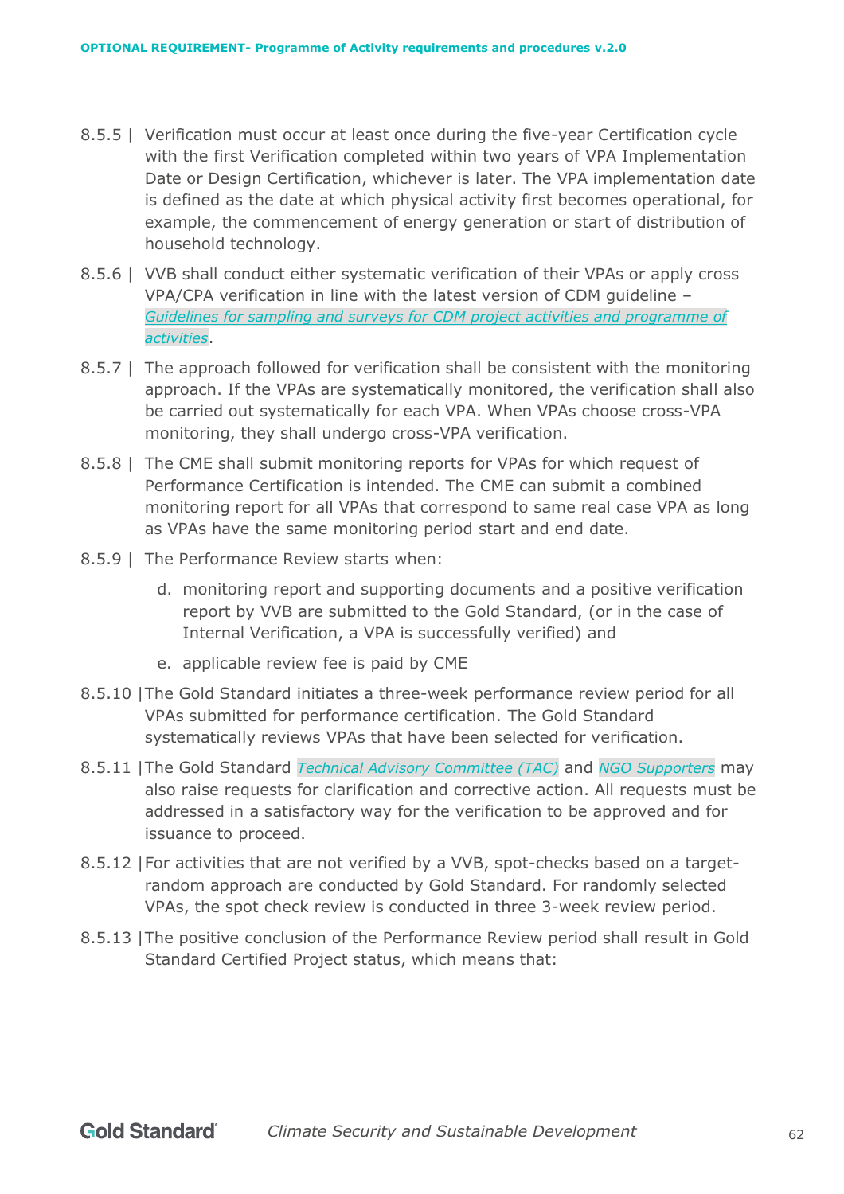8.5.5 | Verification must occur at least once during the five-year Certification cycle with the first Verification completed within two years of VPA Implementation Date or Design Certification, whichever is later. The VPA implementation date is defined as the date at which physical activity first becomes operational, for example, the commencement of energy generation or start of distribution of household technology.

8.5.6 | VVB shall conduct either systematic verification of their VPAs or apply cross VPA/CPA verification in line with the latest version of CDM guideline – *Guidelines for sampling and surveys for CDM project activities and programme of activities*.

8.5.7 | The approach followed for verification shall be consistent with the monitoring approach. If the VPAs are systematically monitored, the verification shall also be carried out systematically for each VPA. When VPAs choose cross-VPA monitoring, they shall undergo cross-VPA verification.

8.5.8 | The CME shall submit monitoring reports for VPAs for which request of Performance Certification is intended. The CME can submit a combined monitoring report for all VPAs that correspond to same real case VPA as long as VPAs have the same monitoring period start and end date.

8.5.9 | The Performance Review starts when:

  d. monitoring report and supporting documents and a positive verification report by VVB are submitted to the Gold Standard, (or in the case of Internal Verification, a VPA is successfully verified) and

  e. applicable review fee is paid by CME

8.5.10 | The Gold Standard initiates a three-week performance review period for all VPAs submitted for performance certification. The Gold Standard systematically reviews VPAs that have been selected for verification.

8.5.11 | The Gold Standard *Technical Advisory Committee (TAC)* and *NGO Supporters* may also raise requests for clarification and corrective action. All requests must be addressed in a satisfactory way for the verification to be approved and for issuance to proceed.

8.5.12 | For activities that are not verified by a VVB, spot-checks based on a target-random approach are conducted by Gold Standard. For randomly selected VPAs, the spot check review is conducted in three 3-week review period.

8.5.13 | The positive conclusion of the Performance Review period shall result in Gold Standard Certified Project status, which means that: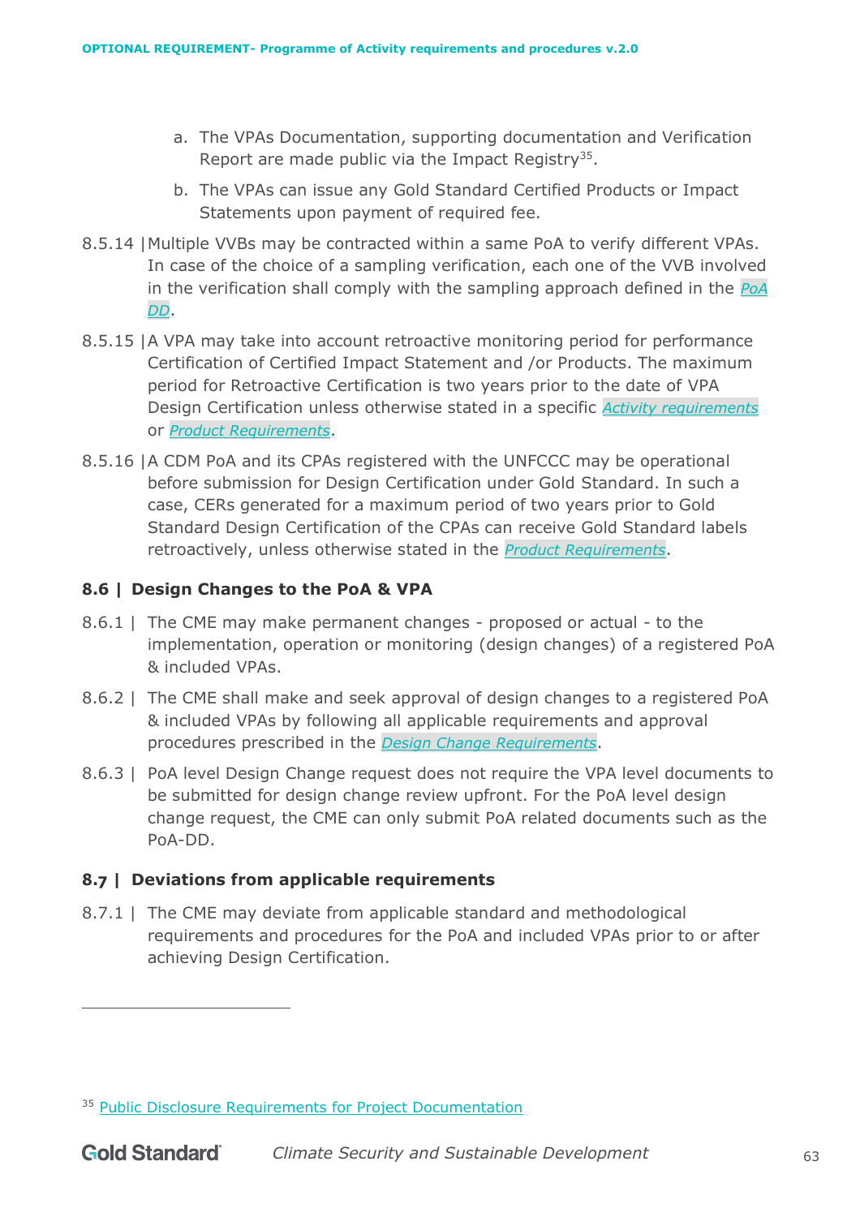a. The VPAs Documentation, supporting documentation and Verification Report are made public via the Impact Registry[35].

b. The VPAs can issue any Gold Standard Certified Products or Impact Statements upon payment of required fee.

8.5.14 | Multiple VVBs may be contracted within a same PoA to verify different VPAs. In case of the choice of a sampling verification, each one of the VVB involved in the verification shall comply with the sampling approach defined in the *PoA DD*.

8.5.15 | A VPA may take into account retroactive monitoring period for performance Certification of Certified Impact Statement and /or Products. The maximum period for Retroactive Certification is two years prior to the date of VPA Design Certification unless otherwise stated in a specific *Activity requirements* or *Product Requirements*.

8.5.16 | A CDM PoA and its CPAs registered with the UNFCCC may be operational before submission for Design Certification under Gold Standard. In such a case, CERs generated for a maximum period of two years prior to Gold Standard Design Certification of the CPAs can receive Gold Standard labels retroactively, unless otherwise stated in the *Product Requirements*.

### 8.6 | Design Changes to the PoA & VPA

8.6.1 | The CME may make permanent changes - proposed or actual - to the implementation, operation or monitoring (design changes) of a registered PoA & included VPAs.

8.6.2 | The CME shall make and seek approval of design changes to a registered PoA & included VPAs by following all applicable requirements and approval procedures prescribed in the *Design Change Requirements*.

8.6.3 | PoA level Design Change request does not require the VPA level documents to be submitted for design change review upfront. For the PoA level design change request, the CME can only submit PoA related documents such as the PoA-DD.

### 8.7 | Deviations from applicable requirements

8.7.1 | The CME may deviate from applicable standard and methodological requirements and procedures for the PoA and included VPAs prior to or after achieving Design Certification.

[35] Public Disclosure Requirements for Project Documentation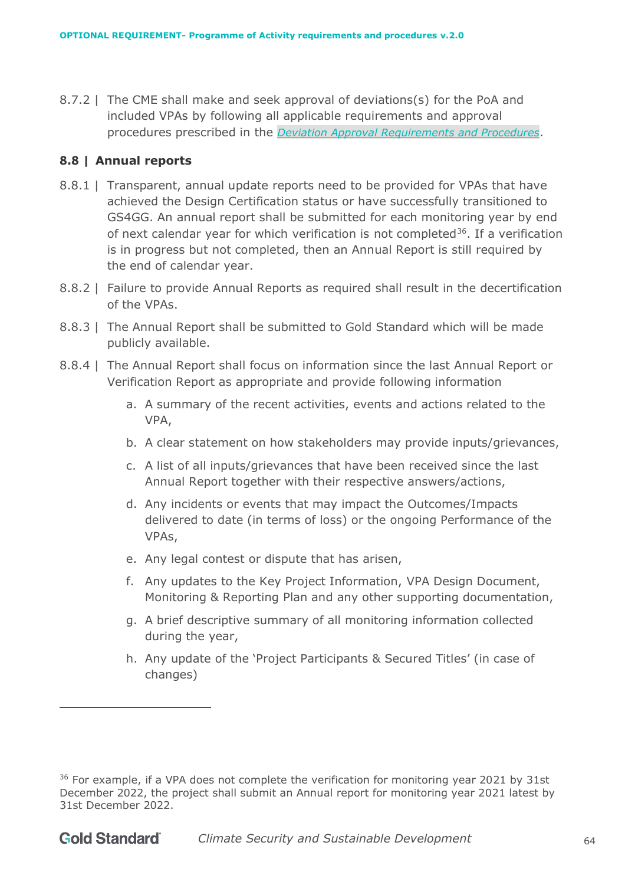8.7.2 | The CME shall make and seek approval of deviations(s) for the PoA and included VPAs by following all applicable requirements and approval procedures prescribed in the *Deviation Approval Requirements and Procedures*.

### 8.8 | Annual reports

8.8.1 | Transparent, annual update reports need to be provided for VPAs that have achieved the Design Certification status or have successfully transitioned to GS4GG. An annual report shall be submitted for each monitoring year by end of next calendar year for which verification is not completed[36]. If a verification is in progress but not completed, then an Annual Report is still required by the end of calendar year.

8.8.2 | Failure to provide Annual Reports as required shall result in the decertification of the VPAs.

8.8.3 | The Annual Report shall be submitted to Gold Standard which will be made publicly available.

8.8.4 | The Annual Report shall focus on information since the last Annual Report or Verification Report as appropriate and provide following information

a. A summary of the recent activities, events and actions related to the VPA,

b. A clear statement on how stakeholders may provide inputs/grievances,

c. A list of all inputs/grievances that have been received since the last Annual Report together with their respective answers/actions,

d. Any incidents or events that may impact the Outcomes/Impacts delivered to date (in terms of loss) or the ongoing Performance of the VPAs,

e. Any legal contest or dispute that has arisen,

f. Any updates to the Key Project Information, VPA Design Document, Monitoring & Reporting Plan and any other supporting documentation,

g. A brief descriptive summary of all monitoring information collected during the year,

h. Any update of the 'Project Participants & Secured Titles' (in case of changes)

---

[36] For example, if a VPA does not complete the verification for monitoring year 2021 by 31st December 2022, the project shall submit an Annual report for monitoring year 2021 latest by 31st December 2022.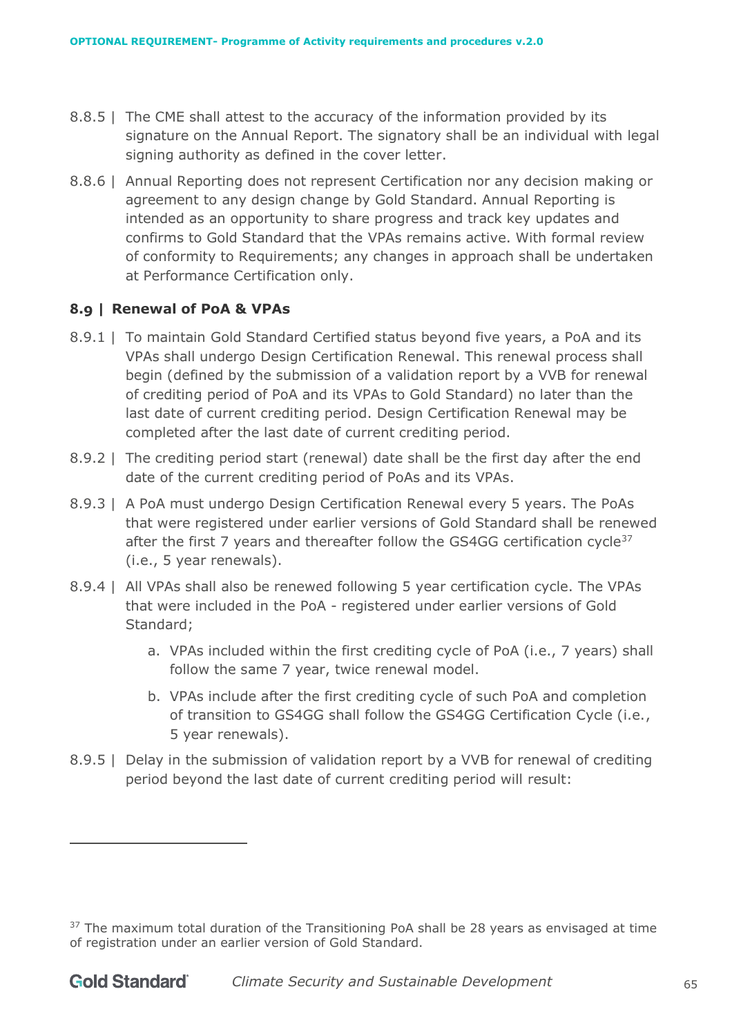8.8.5 | The CME shall attest to the accuracy of the information provided by its signature on the Annual Report. The signatory shall be an individual with legal signing authority as defined in the cover letter.

8.8.6 | Annual Reporting does not represent Certification nor any decision making or agreement to any design change by Gold Standard. Annual Reporting is intended as an opportunity to share progress and track key updates and confirms to Gold Standard that the VPAs remains active. With formal review of conformity to Requirements; any changes in approach shall be undertaken at Performance Certification only.

### 8.9 | Renewal of PoA & VPAs

8.9.1 | To maintain Gold Standard Certified status beyond five years, a PoA and its VPAs shall undergo Design Certification Renewal. This renewal process shall begin (defined by the submission of a validation report by a VVB for renewal of crediting period of PoA and its VPAs to Gold Standard) no later than the last date of current crediting period. Design Certification Renewal may be completed after the last date of current crediting period.

8.9.2 | The crediting period start (renewal) date shall be the first day after the end date of the current crediting period of PoAs and its VPAs.

8.9.3 | A PoA must undergo Design Certification Renewal every 5 years. The PoAs that were registered under earlier versions of Gold Standard shall be renewed after the first 7 years and thereafter follow the GS4GG certification cycle[37] (i.e., 5 year renewals).

8.9.4 | All VPAs shall also be renewed following 5 year certification cycle. The VPAs that were included in the PoA - registered under earlier versions of Gold Standard;

a. VPAs included within the first crediting cycle of PoA (i.e., 7 years) shall follow the same 7 year, twice renewal model.

b. VPAs include after the first crediting cycle of such PoA and completion of transition to GS4GG shall follow the GS4GG Certification Cycle (i.e., 5 year renewals).

8.9.5 | Delay in the submission of validation report by a VVB for renewal of crediting period beyond the last date of current crediting period will result:

[37] The maximum total duration of the Transitioning PoA shall be 28 years as envisaged at time of registration under an earlier version of Gold Standard.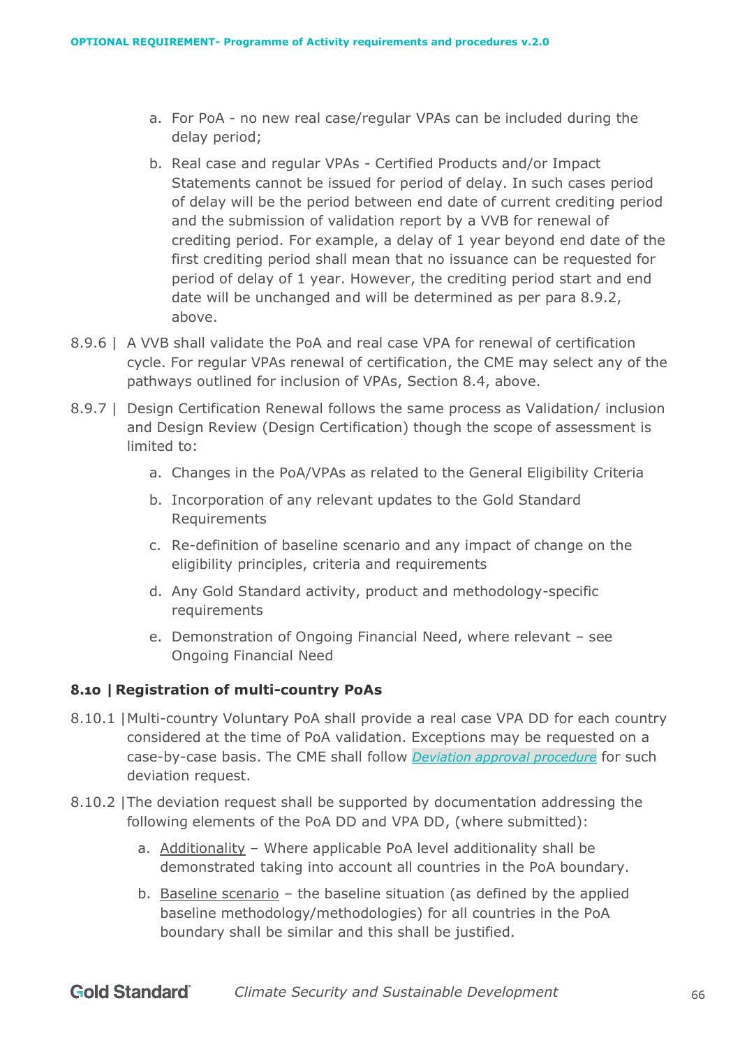a. For PoA - no new real case/regular VPAs can be included during the delay period;

b. Real case and regular VPAs - Certified Products and/or Impact Statements cannot be issued for period of delay. In such cases period of delay will be the period between end date of current crediting period and the submission of validation report by a VVB for renewal of crediting period. For example, a delay of 1 year beyond end date of the first crediting period shall mean that no issuance can be requested for period of delay of 1 year. However, the crediting period start and end date will be unchanged and will be determined as per para 8.9.2, above.

8.9.6 | A VVB shall validate the PoA and real case VPA for renewal of certification cycle. For regular VPAs renewal of certification, the CME may select any of the pathways outlined for inclusion of VPAs, Section 8.4, above.

8.9.7 | Design Certification Renewal follows the same process as Validation/ inclusion and Design Review (Design Certification) though the scope of assessment is limited to:

a. Changes in the PoA/VPAs as related to the General Eligibility Criteria

b. Incorporation of any relevant updates to the Gold Standard Requirements

c. Re-definition of baseline scenario and any impact of change on the eligibility principles, criteria and requirements

d. Any Gold Standard activity, product and methodology-specific requirements

e. Demonstration of Ongoing Financial Need, where relevant – see Ongoing Financial Need

### 8.10 | Registration of multi-country PoAs

8.10.1 | Multi-country Voluntary PoA shall provide a real case VPA DD for each country considered at the time of PoA validation. Exceptions may be requested on a case-by-case basis. The CME shall follow *Deviation approval procedure* for such deviation request.

8.10.2 | The deviation request shall be supported by documentation addressing the following elements of the PoA DD and VPA DD, (where submitted):

a. Additionality – Where applicable PoA level additionality shall be demonstrated taking into account all countries in the PoA boundary.

b. Baseline scenario – the baseline situation (as defined by the applied baseline methodology/methodologies) for all countries in the PoA boundary shall be similar and this shall be justified.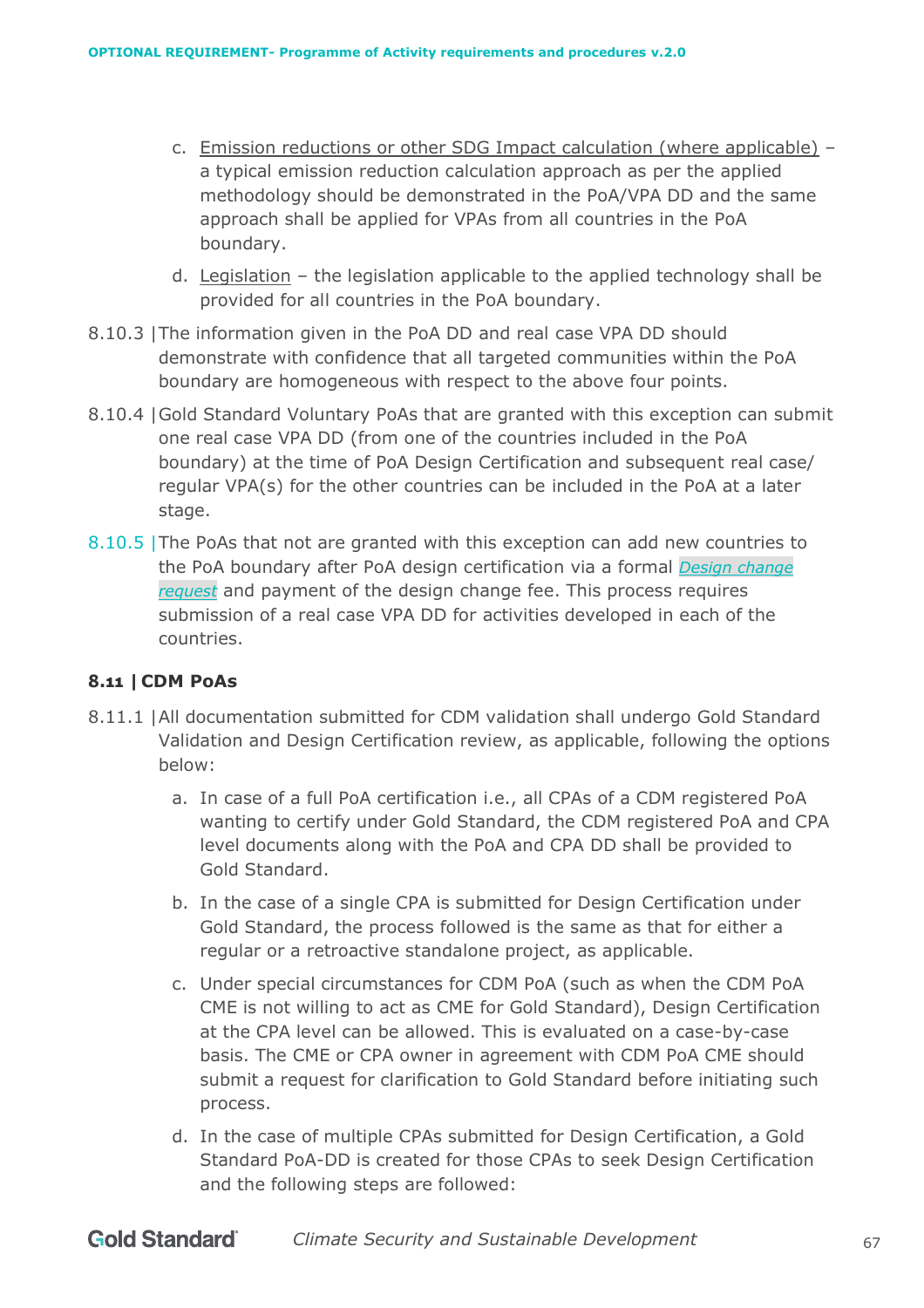c. Emission reductions or other SDG Impact calculation (where applicable) – a typical emission reduction calculation approach as per the applied methodology should be demonstrated in the PoA/VPA DD and the same approach shall be applied for VPAs from all countries in the PoA boundary.

d. Legislation – the legislation applicable to the applied technology shall be provided for all countries in the PoA boundary.

8.10.3 | The information given in the PoA DD and real case VPA DD should demonstrate with confidence that all targeted communities within the PoA boundary are homogeneous with respect to the above four points.

8.10.4 | Gold Standard Voluntary PoAs that are granted with this exception can submit one real case VPA DD (from one of the countries included in the PoA boundary) at the time of PoA Design Certification and subsequent real case/ regular VPA(s) for the other countries can be included in the PoA at a later stage.

8.10.5 | The PoAs that not are granted with this exception can add new countries to the PoA boundary after PoA design certification via a formal *Design change request* and payment of the design change fee. This process requires submission of a real case VPA DD for activities developed in each of the countries.

### 8.11 | CDM PoAs

8.11.1 | All documentation submitted for CDM validation shall undergo Gold Standard Validation and Design Certification review, as applicable, following the options below:

a. In case of a full PoA certification i.e., all CPAs of a CDM registered PoA wanting to certify under Gold Standard, the CDM registered PoA and CPA level documents along with the PoA and CPA DD shall be provided to Gold Standard.

b. In the case of a single CPA is submitted for Design Certification under Gold Standard, the process followed is the same as that for either a regular or a retroactive standalone project, as applicable.

c. Under special circumstances for CDM PoA (such as when the CDM PoA CME is not willing to act as CME for Gold Standard), Design Certification at the CPA level can be allowed. This is evaluated on a case-by-case basis. The CME or CPA owner in agreement with CDM PoA CME should submit a request for clarification to Gold Standard before initiating such process.

d. In the case of multiple CPAs submitted for Design Certification, a Gold Standard PoA-DD is created for those CPAs to seek Design Certification and the following steps are followed: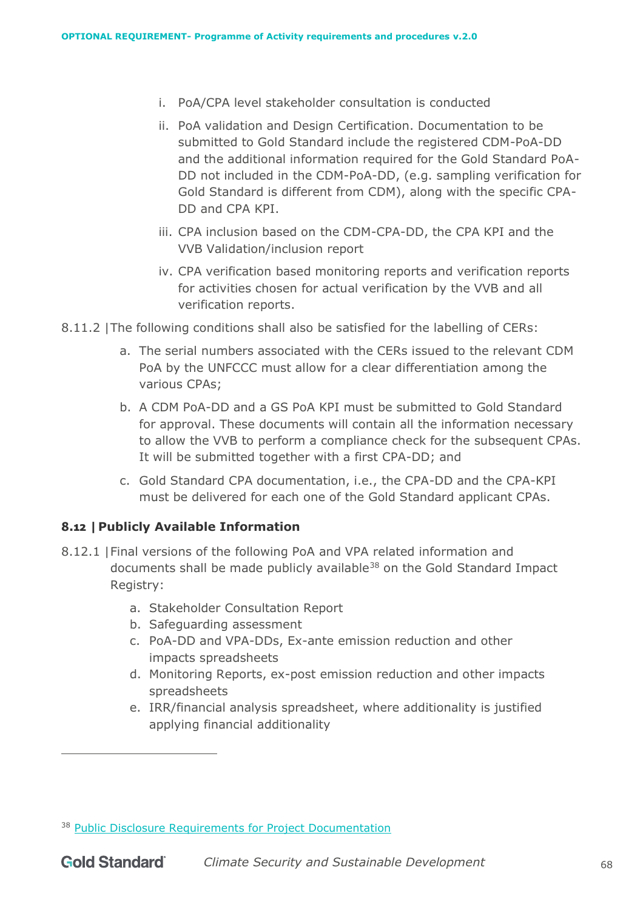i. PoA/CPA level stakeholder consultation is conducted

ii. PoA validation and Design Certification. Documentation to be submitted to Gold Standard include the registered CDM-PoA-DD and the additional information required for the Gold Standard PoA-DD not included in the CDM-PoA-DD, (e.g. sampling verification for Gold Standard is different from CDM), along with the specific CPA-DD and CPA KPI.

iii. CPA inclusion based on the CDM-CPA-DD, the CPA KPI and the VVB Validation/inclusion report

iv. CPA verification based monitoring reports and verification reports for activities chosen for actual verification by the VVB and all verification reports.

8.11.2 | The following conditions shall also be satisfied for the labelling of CERs:

a. The serial numbers associated with the CERs issued to the relevant CDM PoA by the UNFCCC must allow for a clear differentiation among the various CPAs;

b. A CDM PoA-DD and a GS PoA KPI must be submitted to Gold Standard for approval. These documents will contain all the information necessary to allow the VVB to perform a compliance check for the subsequent CPAs. It will be submitted together with a first CPA-DD; and

c. Gold Standard CPA documentation, i.e., the CPA-DD and the CPA-KPI must be delivered for each one of the Gold Standard applicant CPAs.

### 8.12 | Publicly Available Information

8.12.1 | Final versions of the following PoA and VPA related information and documents shall be made publicly available[38] on the Gold Standard Impact Registry:

a. Stakeholder Consultation Report
b. Safeguarding assessment
c. PoA-DD and VPA-DDs, Ex-ante emission reduction and other impacts spreadsheets
d. Monitoring Reports, ex-post emission reduction and other impacts spreadsheets
e. IRR/financial analysis spreadsheet, where additionality is justified applying financial additionality

[38] Public Disclosure Requirements for Project Documentation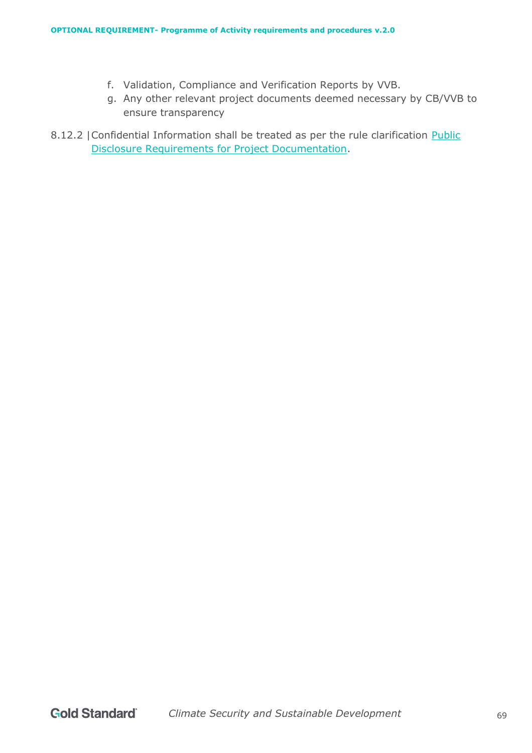f. Validation, Compliance and Verification Reports by VVB.
g. Any other relevant project documents deemed necessary by CB/VVB to ensure transparency

8.12.2 | Confidential Information shall be treated as per the rule clarification [Public Disclosure Requirements for Project Documentation].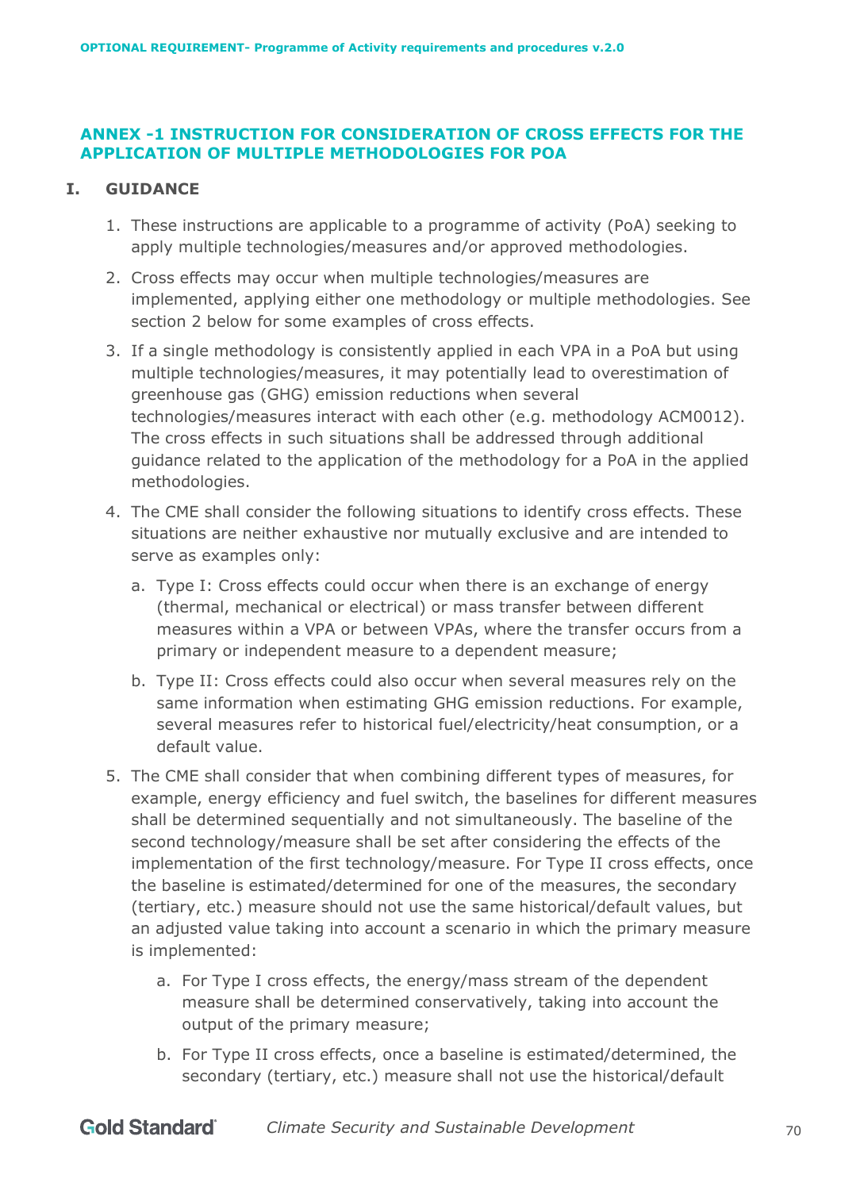## ANNEX -1 INSTRUCTION FOR CONSIDERATION OF CROSS EFFECTS FOR THE APPLICATION OF MULTIPLE METHODOLOGIES FOR POA

### I. GUIDANCE

1. These instructions are applicable to a programme of activity (PoA) seeking to apply multiple technologies/measures and/or approved methodologies.
2. Cross effects may occur when multiple technologies/measures are implemented, applying either one methodology or multiple methodologies. See section 2 below for some examples of cross effects.
3. If a single methodology is consistently applied in each VPA in a PoA but using multiple technologies/measures, it may potentially lead to overestimation of greenhouse gas (GHG) emission reductions when several technologies/measures interact with each other (e.g. methodology ACM0012). The cross effects in such situations shall be addressed through additional guidance related to the application of the methodology for a PoA in the applied methodologies.
4. The CME shall consider the following situations to identify cross effects. These situations are neither exhaustive nor mutually exclusive and are intended to serve as examples only:
   a. Type I: Cross effects could occur when there is an exchange of energy (thermal, mechanical or electrical) or mass transfer between different measures within a VPA or between VPAs, where the transfer occurs from a primary or independent measure to a dependent measure;
   b. Type II: Cross effects could also occur when several measures rely on the same information when estimating GHG emission reductions. For example, several measures refer to historical fuel/electricity/heat consumption, or a default value.
5. The CME shall consider that when combining different types of measures, for example, energy efficiency and fuel switch, the baselines for different measures shall be determined sequentially and not simultaneously. The baseline of the second technology/measure shall be set after considering the effects of the implementation of the first technology/measure. For Type II cross effects, once the baseline is estimated/determined for one of the measures, the secondary (tertiary, etc.) measure should not use the same historical/default values, but an adjusted value taking into account a scenario in which the primary measure is implemented:
   a. For Type I cross effects, the energy/mass stream of the dependent measure shall be determined conservatively, taking into account the output of the primary measure;
   b. For Type II cross effects, once a baseline is estimated/determined, the secondary (tertiary, etc.) measure shall not use the historical/default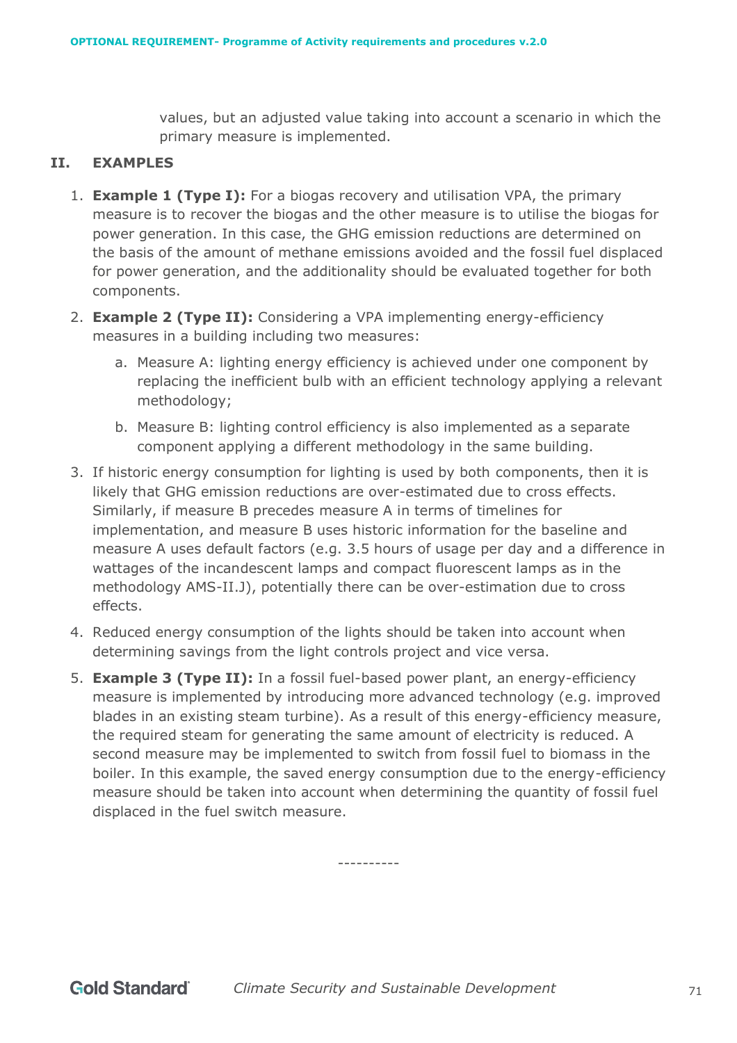values, but an adjusted value taking into account a scenario in which the primary measure is implemented.

## II. EXAMPLES

1. **Example 1 (Type I):** For a biogas recovery and utilisation VPA, the primary measure is to recover the biogas and the other measure is to utilise the biogas for power generation. In this case, the GHG emission reductions are determined on the basis of the amount of methane emissions avoided and the fossil fuel displaced for power generation, and the additionality should be evaluated together for both components.
2. **Example 2 (Type II):** Considering a VPA implementing energy-efficiency measures in a building including two measures:
   a. Measure A: lighting energy efficiency is achieved under one component by replacing the inefficient bulb with an efficient technology applying a relevant methodology;
   b. Measure B: lighting control efficiency is also implemented as a separate component applying a different methodology in the same building.
3. If historic energy consumption for lighting is used by both components, then it is likely that GHG emission reductions are over-estimated due to cross effects. Similarly, if measure B precedes measure A in terms of timelines for implementation, and measure B uses historic information for the baseline and measure A uses default factors (e.g. 3.5 hours of usage per day and a difference in wattages of the incandescent lamps and compact fluorescent lamps as in the methodology AMS-II.J), potentially there can be over-estimation due to cross effects.
4. Reduced energy consumption of the lights should be taken into account when determining savings from the light controls project and vice versa.
5. **Example 3 (Type II):** In a fossil fuel-based power plant, an energy-efficiency measure is implemented by introducing more advanced technology (e.g. improved blades in an existing steam turbine). As a result of this energy-efficiency measure, the required steam for generating the same amount of electricity is reduced. A second measure may be implemented to switch from fossil fuel to biomass in the boiler. In this example, the saved energy consumption due to the energy-efficiency measure should be taken into account when determining the quantity of fossil fuel displaced in the fuel switch measure.

----------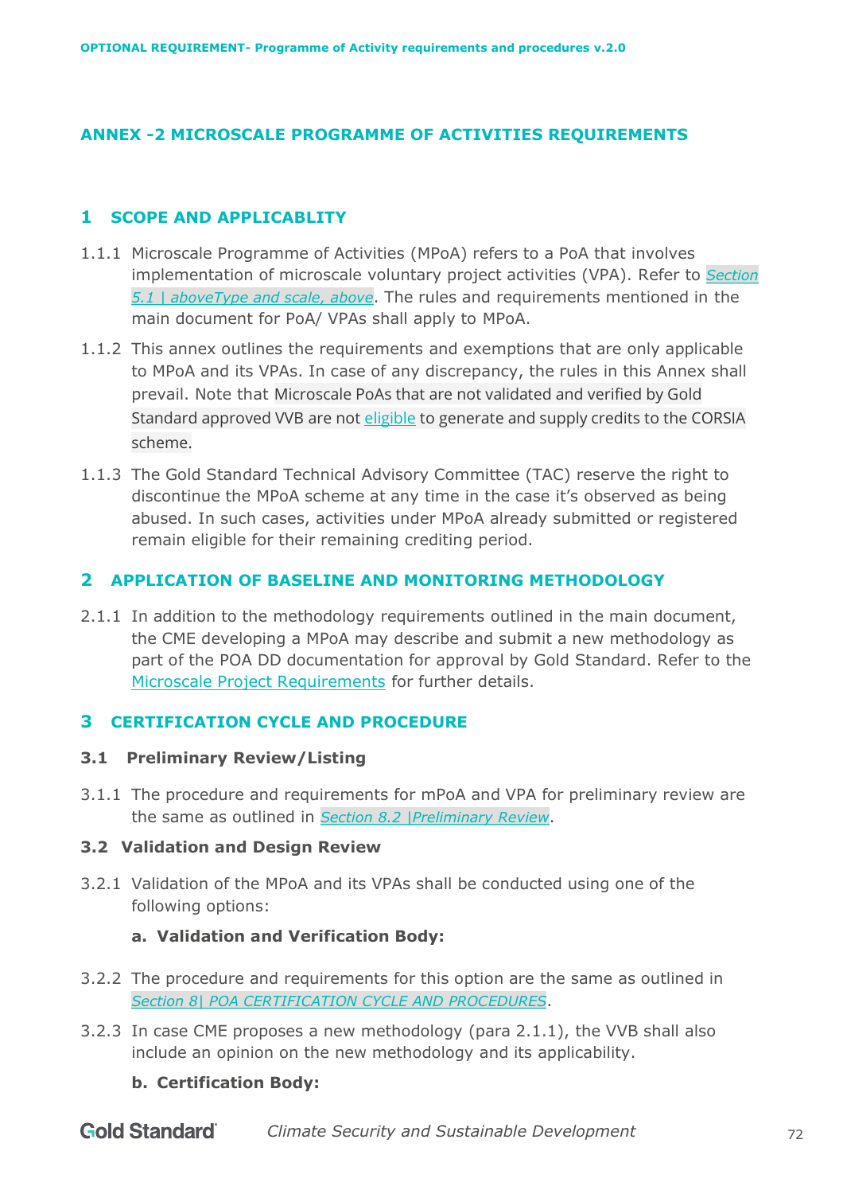## ANNEX -2 MICROSCALE PROGRAMME OF ACTIVITIES REQUIREMENTS

## 1 SCOPE AND APPLICABLITY

1.1.1 Microscale Programme of Activities (MPoA) refers to a PoA that involves implementation of microscale voluntary project activities (VPA). Refer to *Section 5.1 | aboveType and scale, above*. The rules and requirements mentioned in the main document for PoA/ VPAs shall apply to MPoA.

1.1.2 This annex outlines the requirements and exemptions that are only applicable to MPoA and its VPAs. In case of any discrepancy, the rules in this Annex shall prevail. Note that Microscale PoAs that are not validated and verified by Gold Standard approved VVB are not eligible to generate and supply credits to the CORSIA scheme.

1.1.3 The Gold Standard Technical Advisory Committee (TAC) reserve the right to discontinue the MPoA scheme at any time in the case it's observed as being abused. In such cases, activities under MPoA already submitted or registered remain eligible for their remaining crediting period.

## 2 APPLICATION OF BASELINE AND MONITORING METHODOLOGY

2.1.1 In addition to the methodology requirements outlined in the main document, the CME developing a MPoA may describe and submit a new methodology as part of the POA DD documentation for approval by Gold Standard. Refer to the Microscale Project Requirements for further details.

## 3 CERTIFICATION CYCLE AND PROCEDURE

### 3.1 Preliminary Review/Listing

3.1.1 The procedure and requirements for mPoA and VPA for preliminary review are the same as outlined in *Section 8.2 |Preliminary Review*.

### 3.2 Validation and Design Review

3.2.1 Validation of the MPoA and its VPAs shall be conducted using one of the following options:

**a. Validation and Verification Body:**

3.2.2 The procedure and requirements for this option are the same as outlined in *Section 8| POA CERTIFICATION CYCLE AND PROCEDURES*.

3.2.3 In case CME proposes a new methodology (para 2.1.1), the VVB shall also include an opinion on the new methodology and its applicability.

**b. Certification Body:**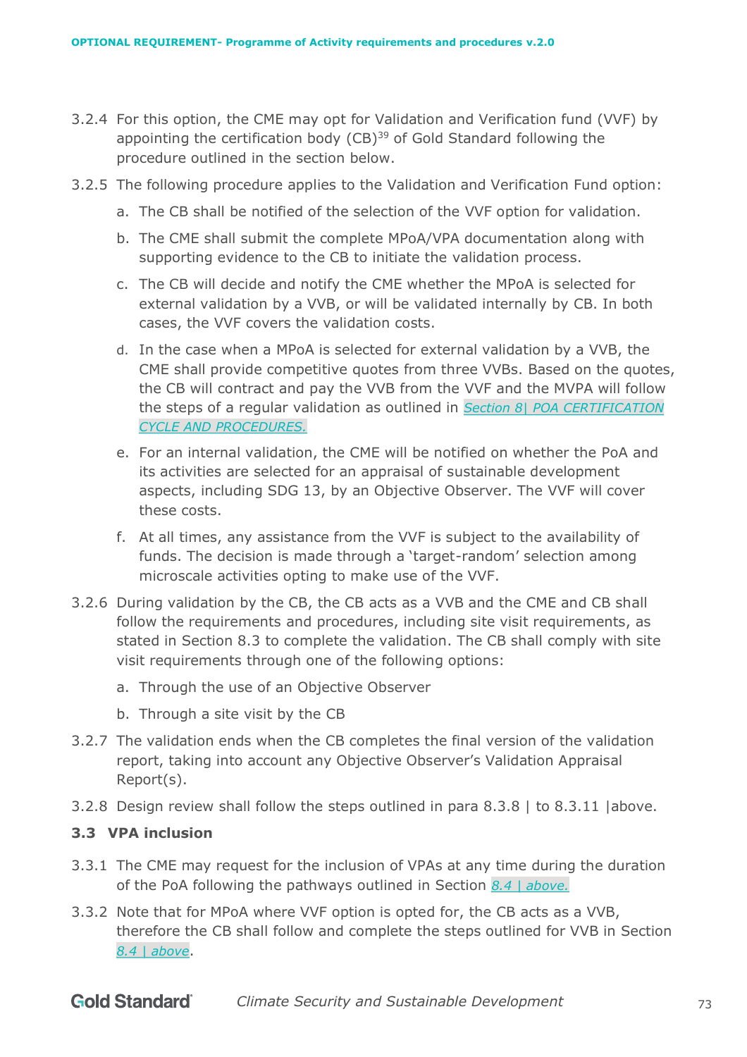3.2.4 For this option, the CME may opt for Validation and Verification fund (VVF) by appointing the certification body (CB)[39] of Gold Standard following the procedure outlined in the section below.

3.2.5 The following procedure applies to the Validation and Verification Fund option:

a. The CB shall be notified of the selection of the VVF option for validation.

b. The CME shall submit the complete MPoA/VPA documentation along with supporting evidence to the CB to initiate the validation process.

c. The CB will decide and notify the CME whether the MPoA is selected for external validation by a VVB, or will be validated internally by CB. In both cases, the VVF covers the validation costs.

d. In the case when a MPoA is selected for external validation by a VVB, the CME shall provide competitive quotes from three VVBs. Based on the quotes, the CB will contract and pay the VVB from the VVF and the MVPA will follow the steps of a regular validation as outlined in *Section 8| POA CERTIFICATION CYCLE AND PROCEDURES.*

e. For an internal validation, the CME will be notified on whether the PoA and its activities are selected for an appraisal of sustainable development aspects, including SDG 13, by an Objective Observer. The VVF will cover these costs.

f. At all times, any assistance from the VVF is subject to the availability of funds. The decision is made through a 'target-random' selection among microscale activities opting to make use of the VVF.

3.2.6 During validation by the CB, the CB acts as a VVB and the CME and CB shall follow the requirements and procedures, including site visit requirements, as stated in Section 8.3 to complete the validation. The CB shall comply with site visit requirements through one of the following options:

a. Through the use of an Objective Observer

b. Through a site visit by the CB

3.2.7 The validation ends when the CB completes the final version of the validation report, taking into account any Objective Observer's Validation Appraisal Report(s).

3.2.8 Design review shall follow the steps outlined in para 8.3.8 | to 8.3.11 |above.

### 3.3 VPA inclusion

3.3.1 The CME may request for the inclusion of VPAs at any time during the duration of the PoA following the pathways outlined in Section *8.4 | above.*

3.3.2 Note that for MPoA where VVF option is opted for, the CB acts as a VVB, therefore the CB shall follow and complete the steps outlined for VVB in Section *8.4 | above*.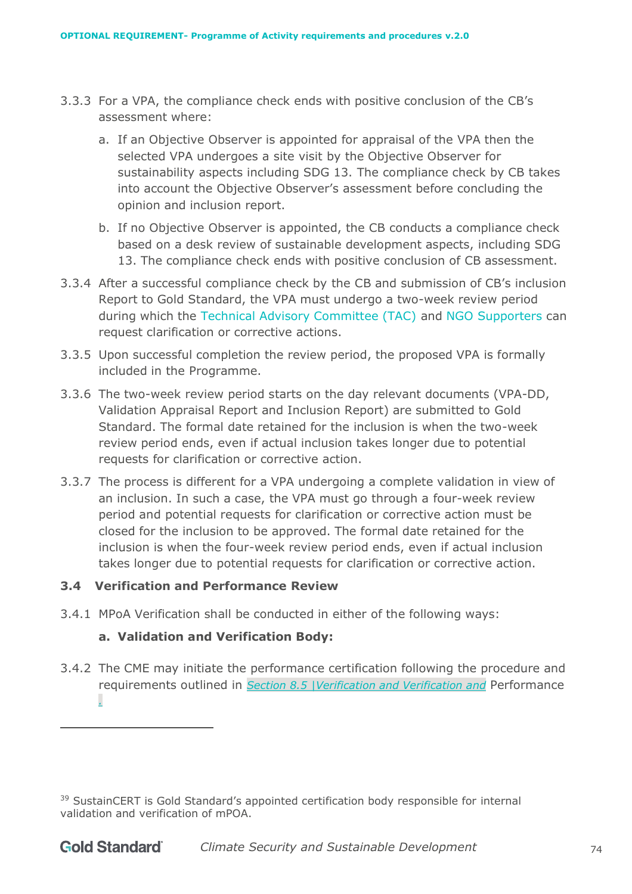3.3.3 For a VPA, the compliance check ends with positive conclusion of the CB's assessment where:

   a. If an Objective Observer is appointed for appraisal of the VPA then the selected VPA undergoes a site visit by the Objective Observer for sustainability aspects including SDG 13. The compliance check by CB takes into account the Objective Observer's assessment before concluding the opinion and inclusion report.

   b. If no Objective Observer is appointed, the CB conducts a compliance check based on a desk review of sustainable development aspects, including SDG 13. The compliance check ends with positive conclusion of CB assessment.

3.3.4 After a successful compliance check by the CB and submission of CB's inclusion Report to Gold Standard, the VPA must undergo a two-week review period during which the Technical Advisory Committee (TAC) and NGO Supporters can request clarification or corrective actions.

3.3.5 Upon successful completion the review period, the proposed VPA is formally included in the Programme.

3.3.6 The two-week review period starts on the day relevant documents (VPA-DD, Validation Appraisal Report and Inclusion Report) are submitted to Gold Standard. The formal date retained for the inclusion is when the two-week review period ends, even if actual inclusion takes longer due to potential requests for clarification or corrective action.

3.3.7 The process is different for a VPA undergoing a complete validation in view of an inclusion. In such a case, the VPA must go through a four-week review period and potential requests for clarification or corrective action must be closed for the inclusion to be approved. The formal date retained for the inclusion is when the four-week review period ends, even if actual inclusion takes longer due to potential requests for clarification or corrective action.

### 3.4 Verification and Performance Review

3.4.1 MPoA Verification shall be conducted in either of the following ways:

   **a. Validation and Verification Body:**

3.4.2 The CME may initiate the performance certification following the procedure and requirements outlined in *Section 8.5 |Verification and Verification and* Performance .

---

[39] SustainCERT is Gold Standard's appointed certification body responsible for internal validation and verification of mPOA.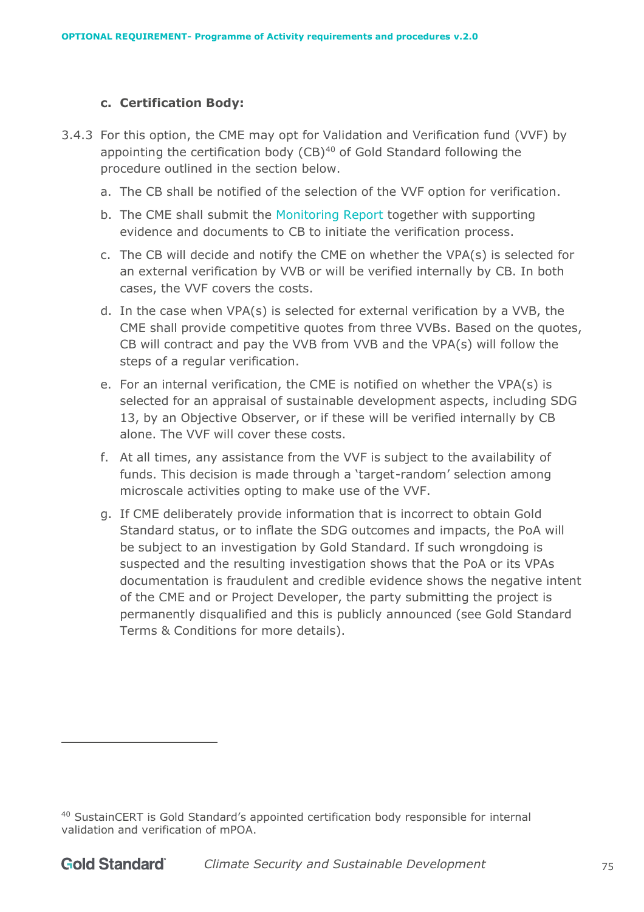**c. Certification Body:**

3.4.3 For this option, the CME may opt for Validation and Verification fund (VVF) by appointing the certification body (CB)[40] of Gold Standard following the procedure outlined in the section below.

a. The CB shall be notified of the selection of the VVF option for verification.

b. The CME shall submit the Monitoring Report together with supporting evidence and documents to CB to initiate the verification process.

c. The CB will decide and notify the CME on whether the VPA(s) is selected for an external verification by VVB or will be verified internally by CB. In both cases, the VVF covers the costs.

d. In the case when VPA(s) is selected for external verification by a VVB, the CME shall provide competitive quotes from three VVBs. Based on the quotes, CB will contract and pay the VVB from VVB and the VPA(s) will follow the steps of a regular verification.

e. For an internal verification, the CME is notified on whether the VPA(s) is selected for an appraisal of sustainable development aspects, including SDG 13, by an Objective Observer, or if these will be verified internally by CB alone. The VVF will cover these costs.

f. At all times, any assistance from the VVF is subject to the availability of funds. This decision is made through a 'target-random' selection among microscale activities opting to make use of the VVF.

g. If CME deliberately provide information that is incorrect to obtain Gold Standard status, or to inflate the SDG outcomes and impacts, the PoA will be subject to an investigation by Gold Standard. If such wrongdoing is suspected and the resulting investigation shows that the PoA or its VPAs documentation is fraudulent and credible evidence shows the negative intent of the CME and or Project Developer, the party submitting the project is permanently disqualified and this is publicly announced (see Gold Standard Terms & Conditions for more details).

---

[40] SustainCERT is Gold Standard's appointed certification body responsible for internal validation and verification of mPOA.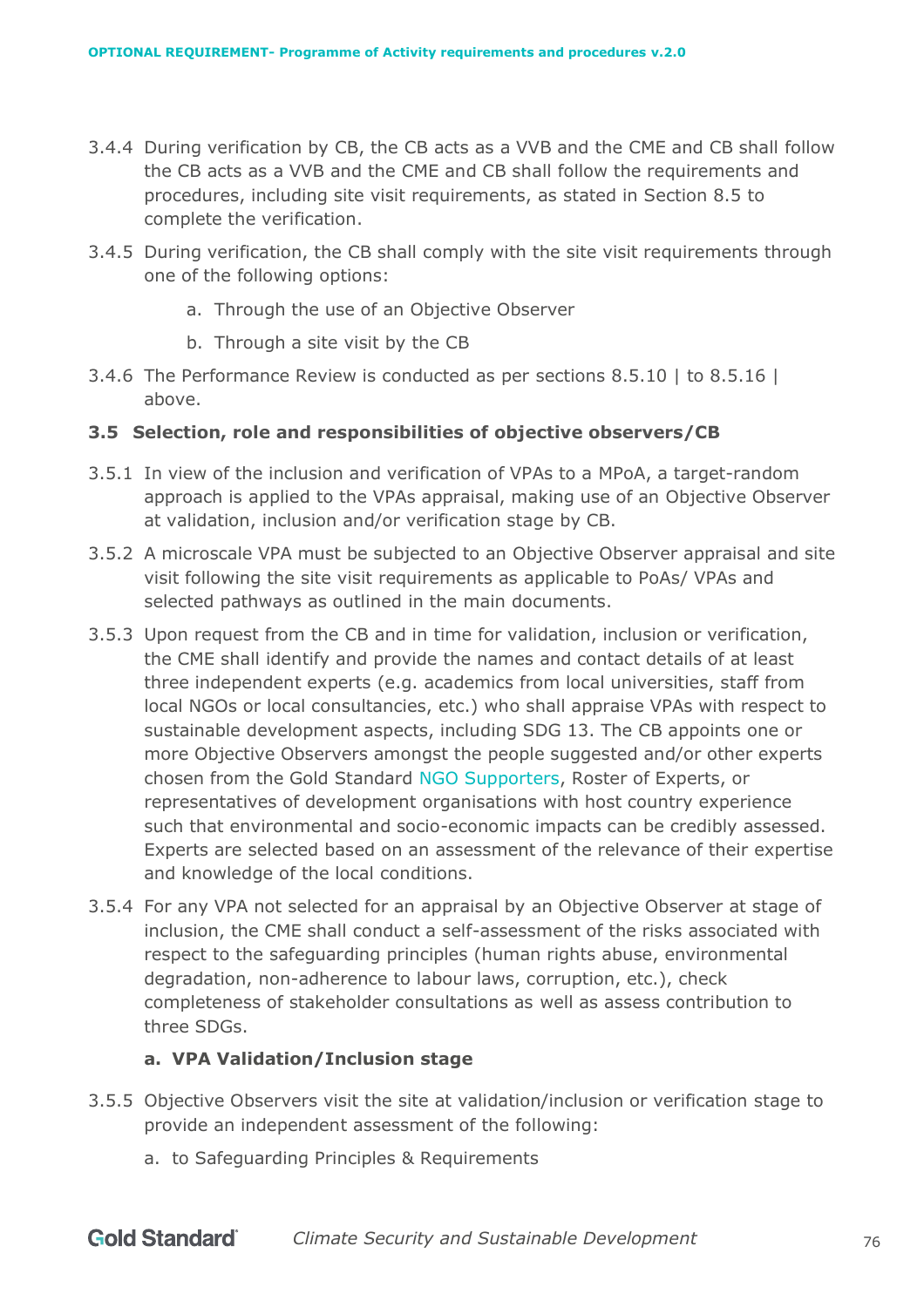3.4.4 During verification by CB, the CB acts as a VVB and the CME and CB shall follow the CB acts as a VVB and the CME and CB shall follow the requirements and procedures, including site visit requirements, as stated in Section 8.5 to complete the verification.

3.4.5 During verification, the CB shall comply with the site visit requirements through one of the following options:

a. Through the use of an Objective Observer

b. Through a site visit by the CB

3.4.6 The Performance Review is conducted as per sections 8.5.10 | to 8.5.16 | above.

### 3.5 Selection, role and responsibilities of objective observers/CB

3.5.1 In view of the inclusion and verification of VPAs to a MPoA, a target-random approach is applied to the VPAs appraisal, making use of an Objective Observer at validation, inclusion and/or verification stage by CB.

3.5.2 A microscale VPA must be subjected to an Objective Observer appraisal and site visit following the site visit requirements as applicable to PoAs/ VPAs and selected pathways as outlined in the main documents.

3.5.3 Upon request from the CB and in time for validation, inclusion or verification, the CME shall identify and provide the names and contact details of at least three independent experts (e.g. academics from local universities, staff from local NGOs or local consultancies, etc.) who shall appraise VPAs with respect to sustainable development aspects, including SDG 13. The CB appoints one or more Objective Observers amongst the people suggested and/or other experts chosen from the Gold Standard NGO Supporters, Roster of Experts, or representatives of development organisations with host country experience such that environmental and socio-economic impacts can be credibly assessed. Experts are selected based on an assessment of the relevance of their expertise and knowledge of the local conditions.

3.5.4 For any VPA not selected for an appraisal by an Objective Observer at stage of inclusion, the CME shall conduct a self-assessment of the risks associated with respect to the safeguarding principles (human rights abuse, environmental degradation, non-adherence to labour laws, corruption, etc.), check completeness of stakeholder consultations as well as assess contribution to three SDGs.

**a. VPA Validation/Inclusion stage**

3.5.5 Objective Observers visit the site at validation/inclusion or verification stage to provide an independent assessment of the following:

a. to Safeguarding Principles & Requirements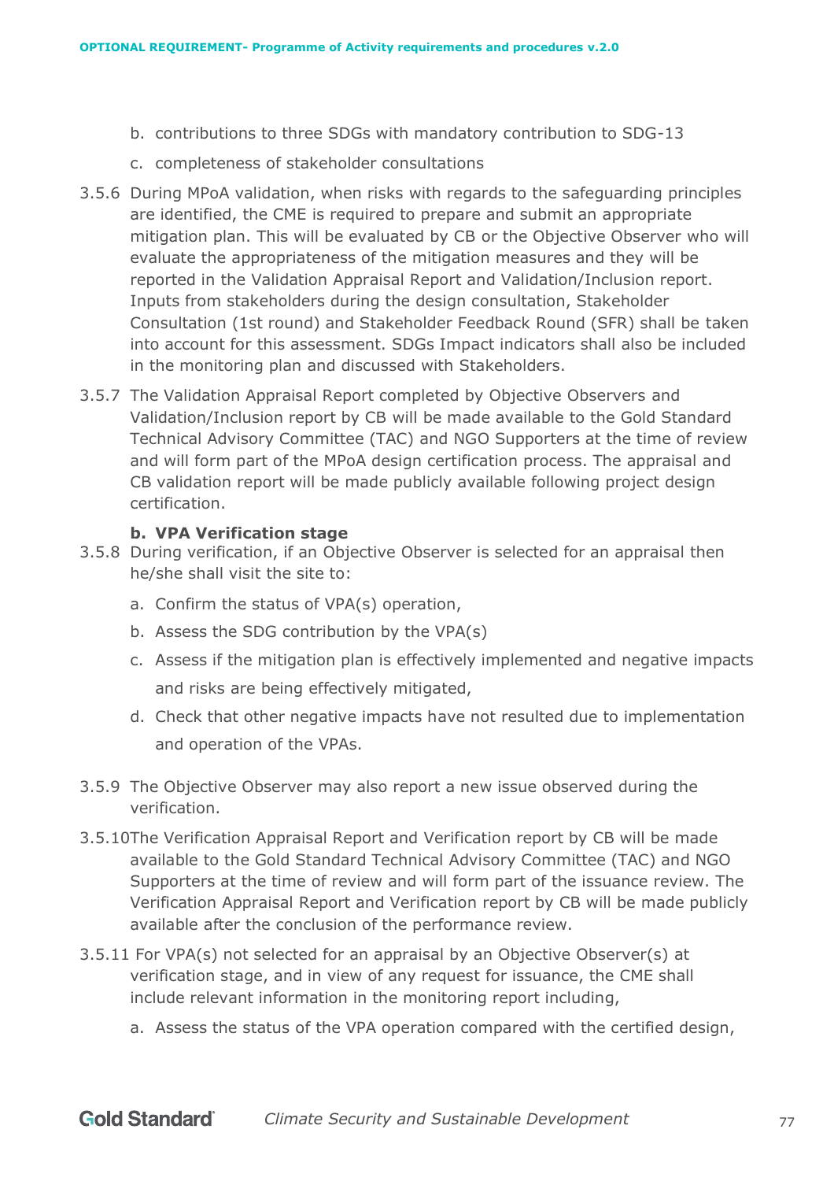b. contributions to three SDGs with mandatory contribution to SDG-13

c. completeness of stakeholder consultations

3.5.6 During MPoA validation, when risks with regards to the safeguarding principles are identified, the CME is required to prepare and submit an appropriate mitigation plan. This will be evaluated by CB or the Objective Observer who will evaluate the appropriateness of the mitigation measures and they will be reported in the Validation Appraisal Report and Validation/Inclusion report. Inputs from stakeholders during the design consultation, Stakeholder Consultation (1st round) and Stakeholder Feedback Round (SFR) shall be taken into account for this assessment. SDGs Impact indicators shall also be included in the monitoring plan and discussed with Stakeholders.

3.5.7 The Validation Appraisal Report completed by Objective Observers and Validation/Inclusion report by CB will be made available to the Gold Standard Technical Advisory Committee (TAC) and NGO Supporters at the time of review and will form part of the MPoA design certification process. The appraisal and CB validation report will be made publicly available following project design certification.

**b. VPA Verification stage**

3.5.8 During verification, if an Objective Observer is selected for an appraisal then he/she shall visit the site to:

a. Confirm the status of VPA(s) operation,

b. Assess the SDG contribution by the VPA(s)

c. Assess if the mitigation plan is effectively implemented and negative impacts and risks are being effectively mitigated,

d. Check that other negative impacts have not resulted due to implementation and operation of the VPAs.

3.5.9 The Objective Observer may also report a new issue observed during the verification.

3.5.10 The Verification Appraisal Report and Verification report by CB will be made available to the Gold Standard Technical Advisory Committee (TAC) and NGO Supporters at the time of review and will form part of the issuance review. The Verification Appraisal Report and Verification report by CB will be made publicly available after the conclusion of the performance review.

3.5.11 For VPA(s) not selected for an appraisal by an Objective Observer(s) at verification stage, and in view of any request for issuance, the CME shall include relevant information in the monitoring report including,

a. Assess the status of the VPA operation compared with the certified design,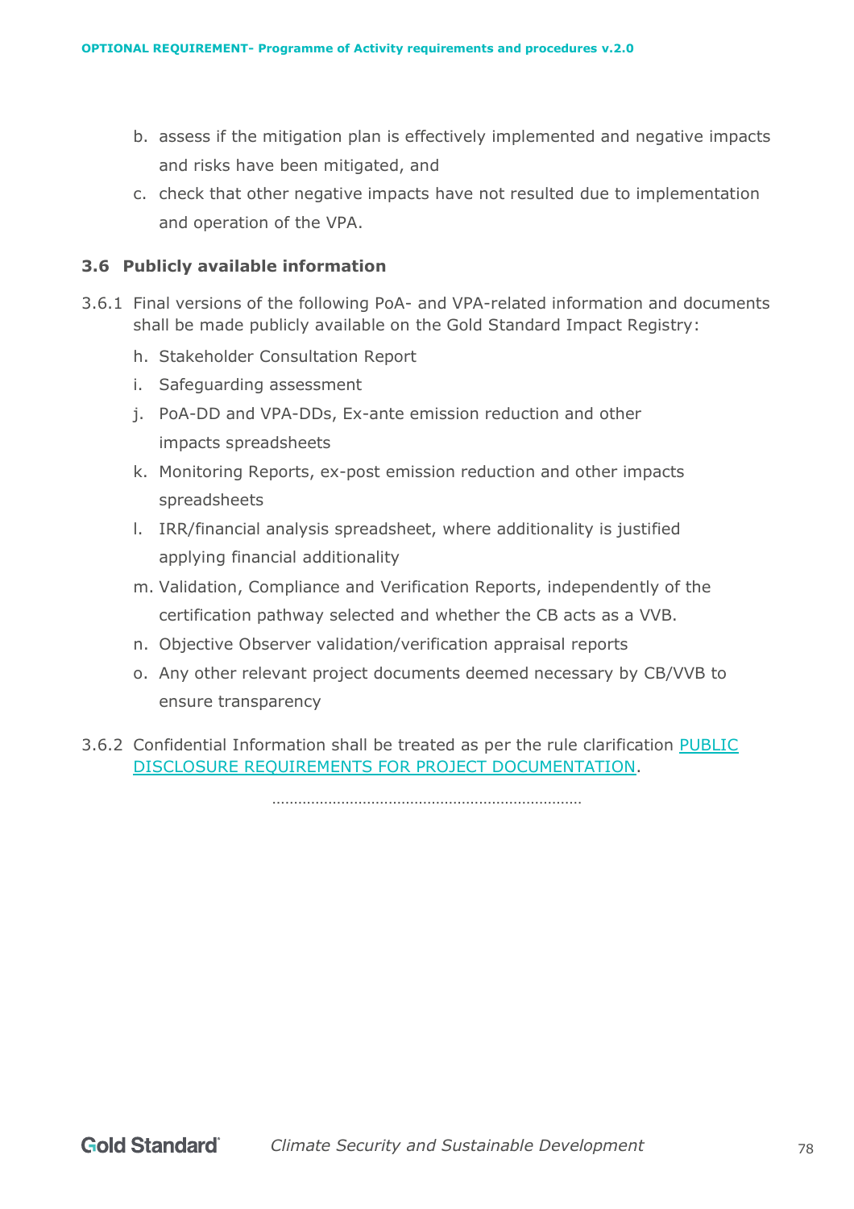b. assess if the mitigation plan is effectively implemented and negative impacts and risks have been mitigated, and
c. check that other negative impacts have not resulted due to implementation and operation of the VPA.

### 3.6 Publicly available information

3.6.1 Final versions of the following PoA- and VPA-related information and documents shall be made publicly available on the Gold Standard Impact Registry:

h. Stakeholder Consultation Report
i. Safeguarding assessment
j. PoA-DD and VPA-DDs, Ex-ante emission reduction and other impacts spreadsheets
k. Monitoring Reports, ex-post emission reduction and other impacts spreadsheets
l. IRR/financial analysis spreadsheet, where additionality is justified applying financial additionality
m. Validation, Compliance and Verification Reports, independently of the certification pathway selected and whether the CB acts as a VVB.
n. Objective Observer validation/verification appraisal reports
o. Any other relevant project documents deemed necessary by CB/VVB to ensure transparency

3.6.2 Confidential Information shall be treated as per the rule clarification PUBLIC DISCLOSURE REQUIREMENTS FOR PROJECT DOCUMENTATION.

………………………………………………………………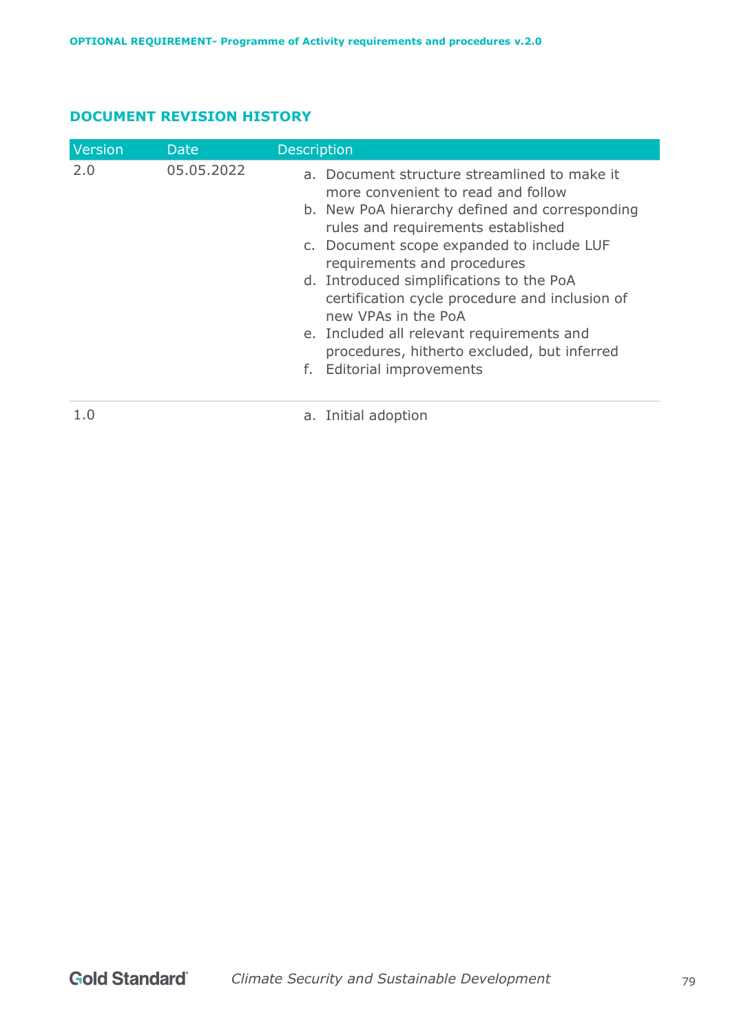## DOCUMENT REVISION HISTORY

| Version | Date | Description |
|---|---|---|
| 2.0 | 05.05.2022 | a. Document structure streamlined to make it more convenient to read and follow<br>b. New PoA hierarchy defined and corresponding rules and requirements established<br>c. Document scope expanded to include LUF requirements and procedures<br>d. Introduced simplifications to the PoA certification cycle procedure and inclusion of new VPAs in the PoA<br>e. Included all relevant requirements and procedures, hitherto excluded, but inferred<br>f. Editorial improvements |
| 1.0 | | a. Initial adoption |